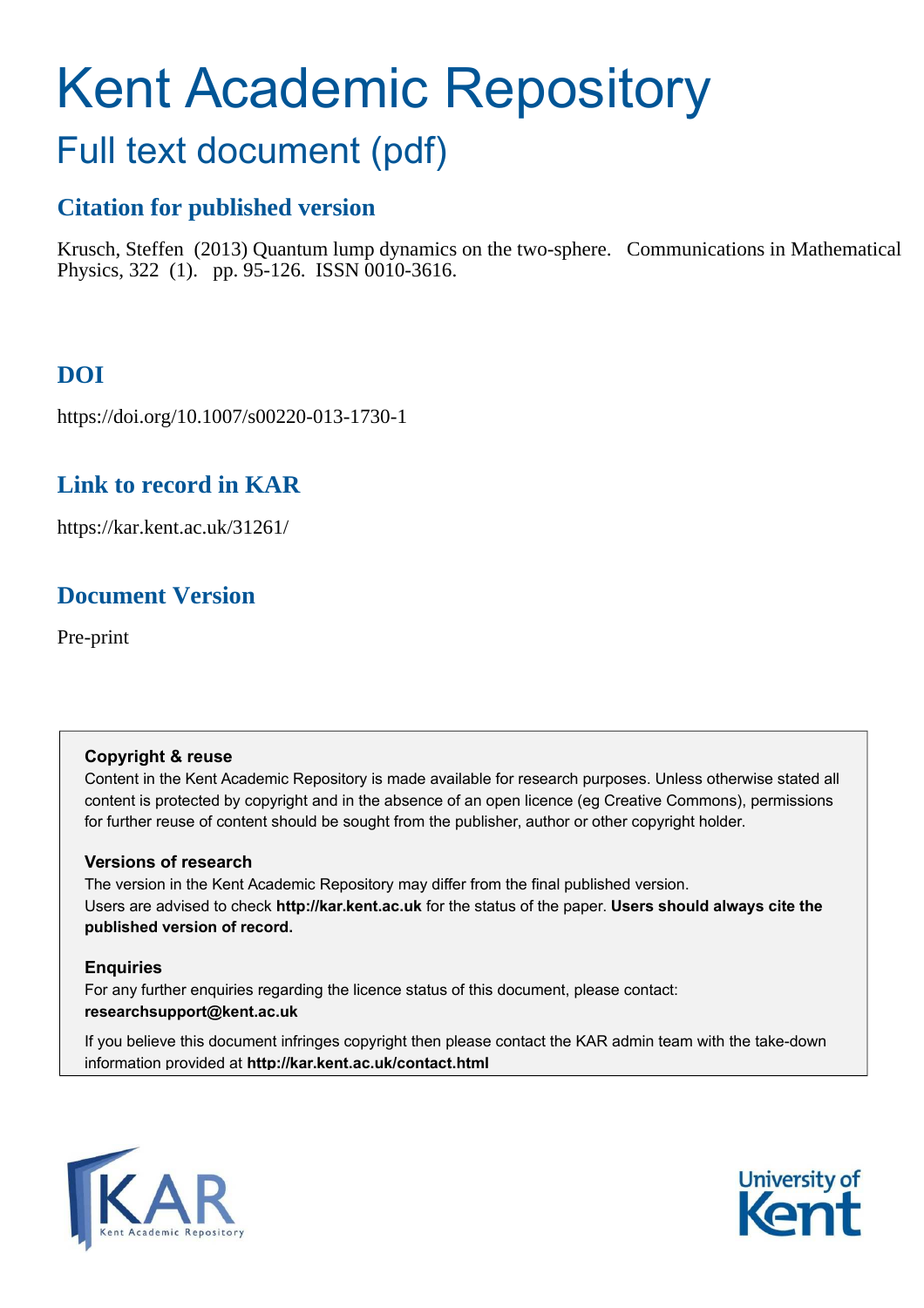# Kent Academic Repository

## Full text document (pdf)

### Citation for published version

Krusch, Steffen (2013) Quantum lump dynamics on the two-sphere. Communications in Mathematical Physics, 322 (1). pp. 95-126. ISSN 0010-3616.

### DOI

https://doi.org/10.1007/s00220-013-1730-1

### Link to record in KAR

https://kar.kent.ac.uk/31261/

### Document Version

Pre-print

**Copyright & reuse**

Content in the Kent Academic Repository is made available for research purposes. Unless otherwise stated all content is protected by copyright and in the absence of an open licence (eg Creative Commons), permissions for further reuse of content should be sought from the publisher, author or other copyright holder.

**Versions of research**

The version in the Kent Academic Repository may differ from the final published version. Users are advised to check **http://kar.kent.ac.uk** for the status of the paper. **Users should always cite the published version of record.**

**Enquiries**

For any further enquiries regarding the licence status of this document, please contact: **researchsupport@kent.ac.uk**

If you believe this document infringes copyright then please contact the KAR admin team with the take-down information provided at **http://kar.kent.ac.uk/contact.html**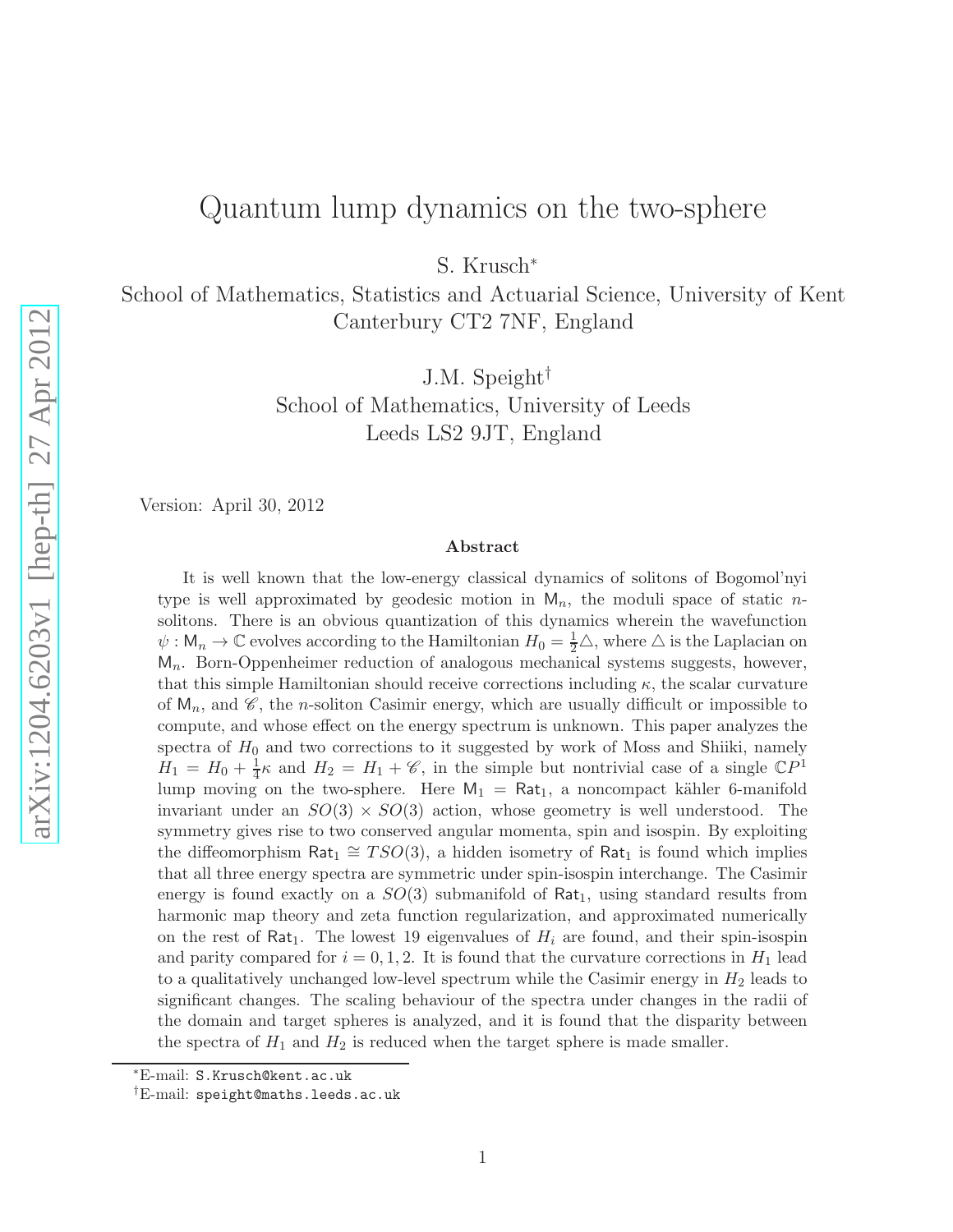# Quantum lump dynamics on the two-sphere

S. Krusch[*]

School of Mathematics, Statistics and Actuarial Science, University of Kent
Canterbury CT2 7NF, England

J.M. Speight[†]

School of Mathematics, University of Leeds
Leeds LS2 9JT, England

Version: April 30, 2012

### Abstract

It is well known that the low-energy classical dynamics of solitons of Bogomol'nyi type is well approximated by geodesic motion in $\mathsf{M}_n$, the moduli space of static $n$-solitons. There is an obvious quantization of this dynamics wherein the wavefunction $\psi : \mathsf{M}_n \to \mathbb{C}$ evolves according to the Hamiltonian $H_0 = \frac{1}{2}\triangle$, where $\triangle$ is the Laplacian on $\mathsf{M}_n$. Born-Oppenheimer reduction of analogous mechanical systems suggests, however, that this simple Hamiltonian should receive corrections including $\kappa$, the scalar curvature of $\mathsf{M}_n$, and $\mathscr{C}$, the $n$-soliton Casimir energy, which are usually difficult or impossible to compute, and whose effect on the energy spectrum is unknown. This paper analyzes the spectra of $H_0$ and two corrections to it suggested by work of Moss and Shiiki, namely $H_1 = H_0 + \frac{1}{4}\kappa$ and $H_2 = H_1 + \mathscr{C}$, in the simple but nontrivial case of a single $\mathbb{C}P^1$ lump moving on the two-sphere. Here $\mathsf{M}_1 = \mathsf{Rat}_1$, a noncompact kähler 6-manifold invariant under an $SO(3) \times SO(3)$ action, whose geometry is well understood. The symmetry gives rise to two conserved angular momenta, spin and isospin. By exploiting the diffeomorphism $\mathsf{Rat}_1 \cong TSO(3)$, a hidden isometry of $\mathsf{Rat}_1$ is found which implies that all three energy spectra are symmetric under spin-isospin interchange. The Casimir energy is found exactly on a $SO(3)$ submanifold of $\mathsf{Rat}_1$, using standard results from harmonic map theory and zeta function regularization, and approximated numerically on the rest of $\mathsf{Rat}_1$. The lowest 19 eigenvalues of $H_i$ are found, and their spin-isospin and parity compared for $i = 0, 1, 2$. It is found that the curvature corrections in $H_1$ lead to a qualitatively unchanged low-level spectrum while the Casimir energy in $H_2$ leads to significant changes. The scaling behaviour of the spectra under changes in the radii of the domain and target spheres is analyzed, and it is found that the disparity between the spectra of $H_1$ and $H_2$ is reduced when the target sphere is made smaller.

---

[*]E-mail: S.Krusch@kent.ac.uk

[†]E-mail: speight@maths.leeds.ac.uk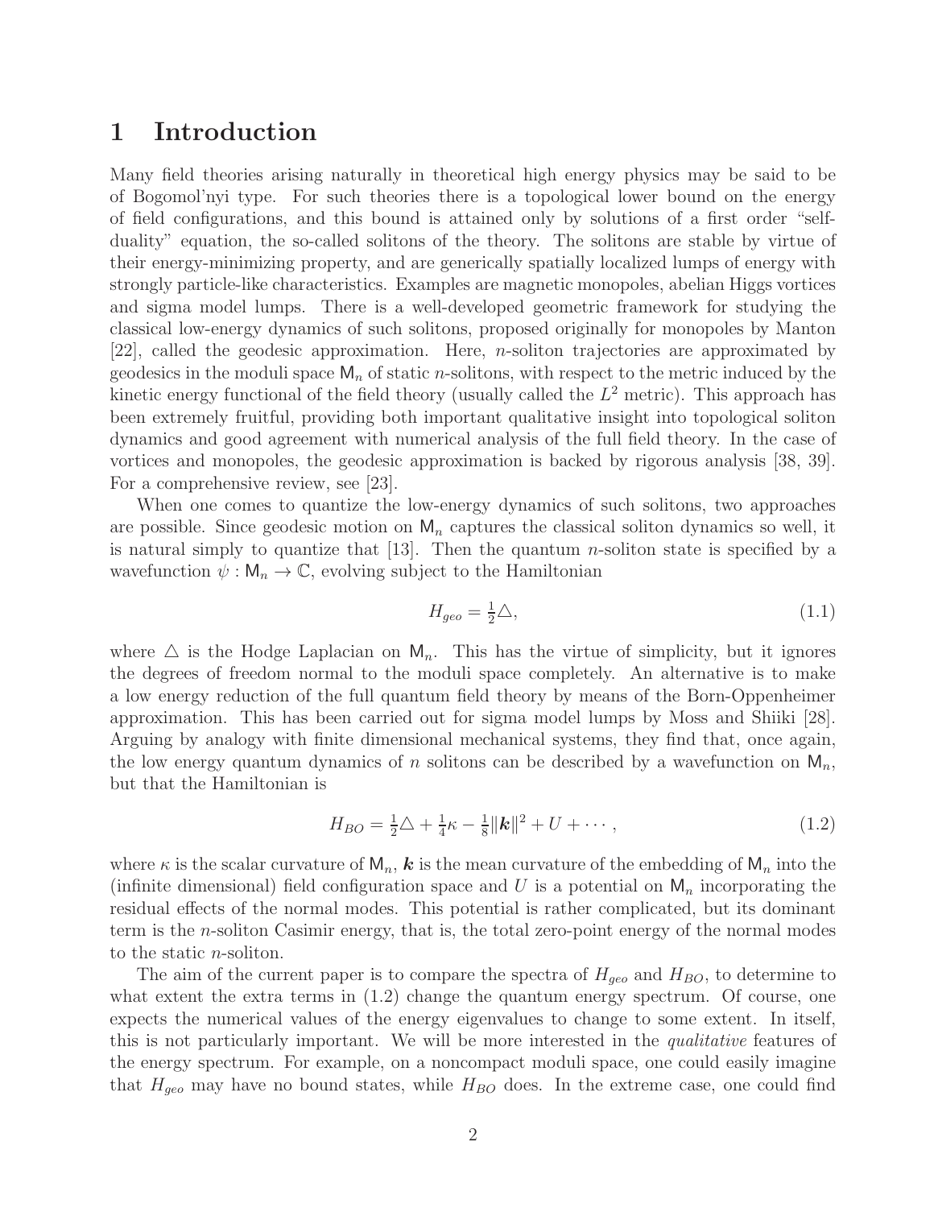# 1 Introduction

Many field theories arising naturally in theoretical high energy physics may be said to be of Bogomol'nyi type. For such theories there is a topological lower bound on the energy of field configurations, and this bound is attained only by solutions of a first order "self-duality" equation, the so-called solitons of the theory. The solitons are stable by virtue of their energy-minimizing property, and are generically spatially localized lumps of energy with strongly particle-like characteristics. Examples are magnetic monopoles, abelian Higgs vortices and sigma model lumps. There is a well-developed geometric framework for studying the classical low-energy dynamics of such solitons, proposed originally for monopoles by Manton [22], called the geodesic approximation. Here, $n$-soliton trajectories are approximated by geodesics in the moduli space $\mathsf{M}_n$ of static $n$-solitons, with respect to the metric induced by the kinetic energy functional of the field theory (usually called the $L^2$ metric). This approach has been extremely fruitful, providing both important qualitative insight into topological soliton dynamics and good agreement with numerical analysis of the full field theory. In the case of vortices and monopoles, the geodesic approximation is backed by rigorous analysis [38, 39]. For a comprehensive review, see [23].

When one comes to quantize the low-energy dynamics of such solitons, two approaches are possible. Since geodesic motion on $\mathsf{M}_n$ captures the classical soliton dynamics so well, it is natural simply to quantize that [13]. Then the quantum $n$-soliton state is specified by a wavefunction $\psi : \mathsf{M}_n \to \mathbb{C}$, evolving subject to the Hamiltonian

$$H_{geo} = \tfrac{1}{2}\triangle, \tag{1.1}$$

where $\triangle$ is the Hodge Laplacian on $\mathsf{M}_n$. This has the virtue of simplicity, but it ignores the degrees of freedom normal to the moduli space completely. An alternative is to make a low energy reduction of the full quantum field theory by means of the Born-Oppenheimer approximation. This has been carried out for sigma model lumps by Moss and Shiiki [28]. Arguing by analogy with finite dimensional mechanical systems, they find that, once again, the low energy quantum dynamics of $n$ solitons can be described by a wavefunction on $\mathsf{M}_n$, but that the Hamiltonian is

$$H_{BO} = \tfrac{1}{2}\triangle + \tfrac{1}{4}\kappa - \tfrac{1}{8}\|\boldsymbol{k}\|^2 + U + \cdots, \tag{1.2}$$

where $\kappa$ is the scalar curvature of $\mathsf{M}_n$, $\boldsymbol{k}$ is the mean curvature of the embedding of $\mathsf{M}_n$ into the (infinite dimensional) field configuration space and $U$ is a potential on $\mathsf{M}_n$ incorporating the residual effects of the normal modes. This potential is rather complicated, but its dominant term is the $n$-soliton Casimir energy, that is, the total zero-point energy of the normal modes to the static $n$-soliton.

The aim of the current paper is to compare the spectra of $H_{geo}$ and $H_{BO}$, to determine to what extent the extra terms in (1.2) change the quantum energy spectrum. Of course, one expects the numerical values of the energy eigenvalues to change to some extent. In itself, this is not particularly important. We will be more interested in the *qualitative* features of the energy spectrum. For example, on a noncompact moduli space, one could easily imagine that $H_{geo}$ may have no bound states, while $H_{BO}$ does. In the extreme case, one could find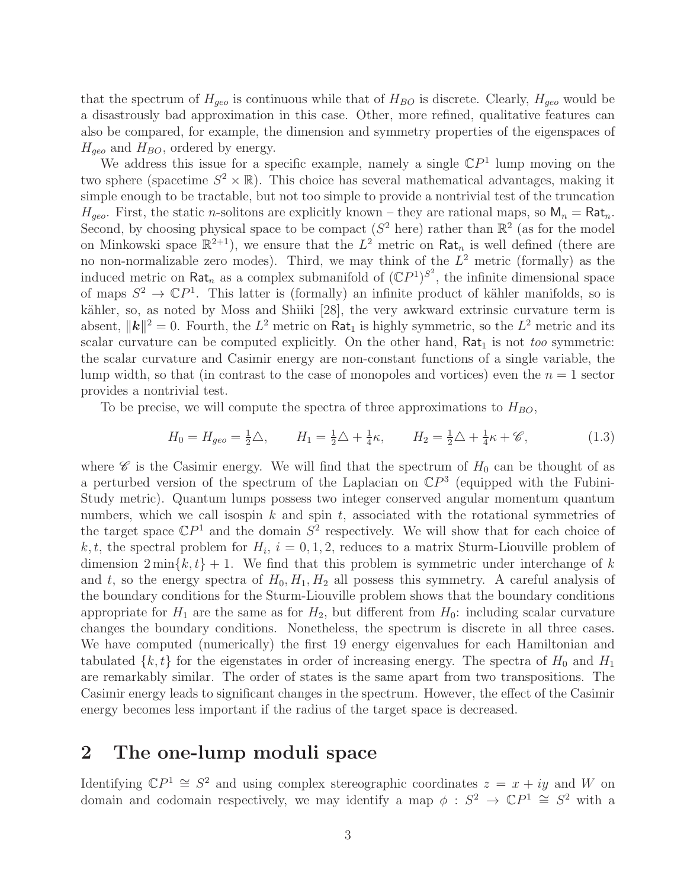that the spectrum of $H_{geo}$ is continuous while that of $H_{BO}$ is discrete. Clearly, $H_{geo}$ would be a disastrously bad approximation in this case. Other, more refined, qualitative features can also be compared, for example, the dimension and symmetry properties of the eigenspaces of $H_{geo}$ and $H_{BO}$, ordered by energy.

We address this issue for a specific example, namely a single $\mathbb{C}P^1$ lump moving on the two sphere (spacetime $S^2 \times \mathbb{R}$). This choice has several mathematical advantages, making it simple enough to be tractable, but not too simple to provide a nontrivial test of the truncation $H_{geo}$. First, the static $n$-solitons are explicitly known – they are rational maps, so $\mathsf{M}_n = \mathsf{Rat}_n$. Second, by choosing physical space to be compact ($S^2$ here) rather than $\mathbb{R}^2$ (as for the model on Minkowski space $\mathbb{R}^{2+1}$), we ensure that the $L^2$ metric on $\mathsf{Rat}_n$ is well defined (there are no non-normalizable zero modes). Third, we may think of the $L^2$ metric (formally) as the induced metric on $\mathsf{Rat}_n$ as a complex submanifold of $(\mathbb{C}P^1)^{S^2}$, the infinite dimensional space of maps $S^2 \to \mathbb{C}P^1$. This latter is (formally) an infinite product of kähler manifolds, so is kähler, so, as noted by Moss and Shiiki [28], the very awkward extrinsic curvature term is absent, $\|\boldsymbol{k}\|^2 = 0$. Fourth, the $L^2$ metric on $\mathsf{Rat}_1$ is highly symmetric, so the $L^2$ metric and its scalar curvature can be computed explicitly. On the other hand, $\mathsf{Rat}_1$ is not *too* symmetric: the scalar curvature and Casimir energy are non-constant functions of a single variable, the lump width, so that (in contrast to the case of monopoles and vortices) even the $n = 1$ sector provides a nontrivial test.

To be precise, we will compute the spectra of three approximations to $H_{BO}$,

$$H_0 = H_{geo} = \tfrac{1}{2}\triangle, \qquad H_1 = \tfrac{1}{2}\triangle + \tfrac{1}{4}\kappa, \qquad H_2 = \tfrac{1}{2}\triangle + \tfrac{1}{4}\kappa + \mathscr{C}, \tag{1.3}$$

where $\mathscr{C}$ is the Casimir energy. We will find that the spectrum of $H_0$ can be thought of as a perturbed version of the spectrum of the Laplacian on $\mathbb{C}P^3$ (equipped with the Fubini-Study metric). Quantum lumps possess two integer conserved angular momentum quantum numbers, which we call isospin $k$ and spin $t$, associated with the rotational symmetries of the target space $\mathbb{C}P^1$ and the domain $S^2$ respectively. We will show that for each choice of $k, t$, the spectral problem for $H_i$, $i = 0, 1, 2$, reduces to a matrix Sturm-Liouville problem of dimension $2\min\{k, t\} + 1$. We find that this problem is symmetric under interchange of $k$ and $t$, so the energy spectra of $H_0, H_1, H_2$ all possess this symmetry. A careful analysis of the boundary conditions for the Sturm-Liouville problem shows that the boundary conditions appropriate for $H_1$ are the same as for $H_2$, but different from $H_0$: including scalar curvature changes the boundary conditions. Nonetheless, the spectrum is discrete in all three cases. We have computed (numerically) the first 19 energy eigenvalues for each Hamiltonian and tabulated $\{k, t\}$ for the eigenstates in order of increasing energy. The spectra of $H_0$ and $H_1$ are remarkably similar. The order of states is the same apart from two transpositions. The Casimir energy leads to significant changes in the spectrum. However, the effect of the Casimir energy becomes less important if the radius of the target space is decreased.

## 2 The one-lump moduli space

Identifying $\mathbb{C}P^1 \cong S^2$ and using complex stereographic coordinates $z = x + iy$ and $W$ on domain and codomain respectively, we may identify a map $\phi : S^2 \to \mathbb{C}P^1 \cong S^2$ with a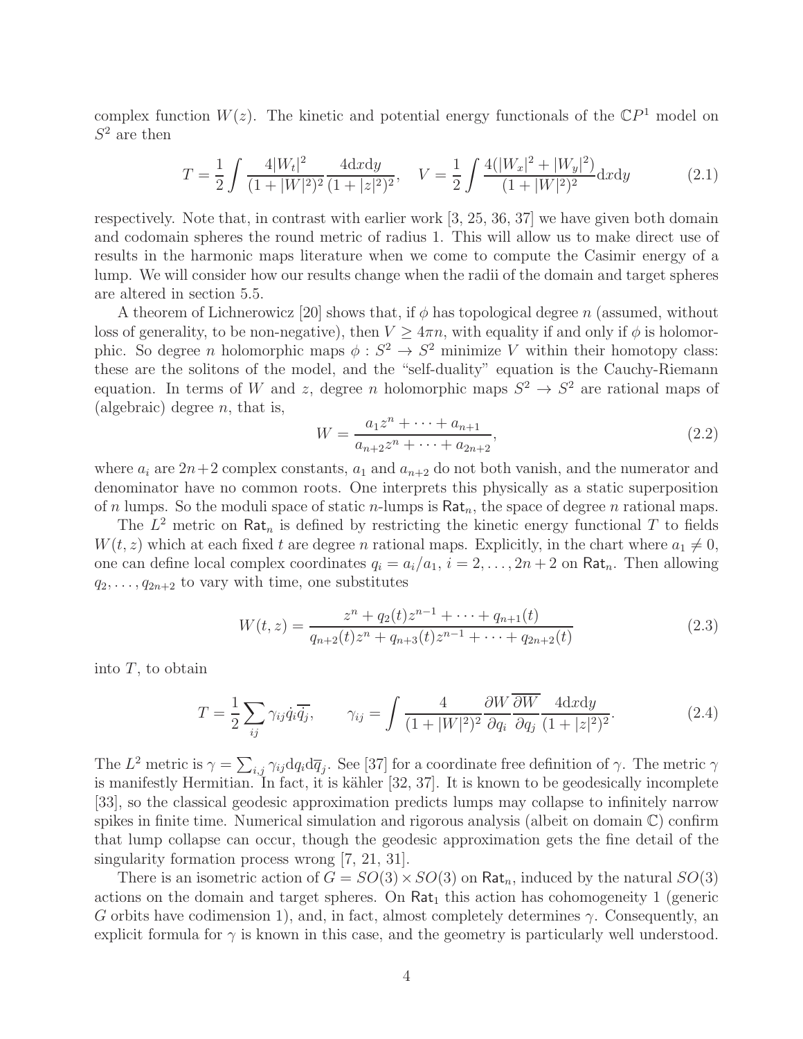complex function $W(z)$. The kinetic and potential energy functionals of the $\mathbb{C}P^1$ model on $S^2$ are then

$$T = \frac{1}{2}\int \frac{4|W_t|^2}{(1+|W|^2)^2}\frac{4\mathrm{d}x\mathrm{d}y}{(1+|z|^2)^2}, \quad V = \frac{1}{2}\int \frac{4(|W_x|^2+|W_y|^2)}{(1+|W|^2)^2}\mathrm{d}x\mathrm{d}y \tag{2.1}$$

respectively. Note that, in contrast with earlier work [3, 25, 36, 37] we have given both domain and codomain spheres the round metric of radius 1. This will allow us to make direct use of results in the harmonic maps literature when we come to compute the Casimir energy of a lump. We will consider how our results change when the radii of the domain and target spheres are altered in section 5.5.

A theorem of Lichnerowicz [20] shows that, if $\phi$ has topological degree $n$ (assumed, without loss of generality, to be non-negative), then $V \geq 4\pi n$, with equality if and only if $\phi$ is holomorphic. So degree $n$ holomorphic maps $\phi : S^2 \to S^2$ minimize $V$ within their homotopy class: these are the solitons of the model, and the "self-duality" equation is the Cauchy-Riemann equation. In terms of $W$ and $z$, degree $n$ holomorphic maps $S^2 \to S^2$ are rational maps of (algebraic) degree $n$, that is,

$$W = \frac{a_1 z^n + \cdots + a_{n+1}}{a_{n+2}z^n + \cdots + a_{2n+2}}, \tag{2.2}$$

where $a_i$ are $2n+2$ complex constants, $a_1$ and $a_{n+2}$ do not both vanish, and the numerator and denominator have no common roots. One interprets this physically as a static superposition of $n$ lumps. So the moduli space of static $n$-lumps is $\mathsf{Rat}_n$, the space of degree $n$ rational maps.

The $L^2$ metric on $\mathsf{Rat}_n$ is defined by restricting the kinetic energy functional $T$ to fields $W(t,z)$ which at each fixed $t$ are degree $n$ rational maps. Explicitly, in the chart where $a_1 \neq 0$, one can define local complex coordinates $q_i = a_i/a_1$, $i = 2, \ldots, 2n+2$ on $\mathsf{Rat}_n$. Then allowing $q_2, \ldots, q_{2n+2}$ to vary with time, one substitutes

$$W(t,z) = \frac{z^n + q_2(t)z^{n-1} + \cdots + q_{n+1}(t)}{q_{n+2}(t)z^n + q_{n+3}(t)z^{n-1} + \cdots + q_{2n+2}(t)} \tag{2.3}$$

into $T$, to obtain

$$T = \frac{1}{2}\sum_{ij}\gamma_{ij}\dot{q}_i\overline{\dot{q}_j}, \qquad \gamma_{ij} = \int \frac{4}{(1+|W|^2)^2}\frac{\partial W}{\partial q_i}\overline{\frac{\partial W}{\partial q_j}}\frac{4\mathrm{d}x\mathrm{d}y}{(1+|z|^2)^2}. \tag{2.4}$$

The $L^2$ metric is $\gamma = \sum_{i,j}\gamma_{ij}\mathrm{d}q_i\mathrm{d}\overline{q}_j$. See [37] for a coordinate free definition of $\gamma$. The metric $\gamma$ is manifestly Hermitian. In fact, it is kähler [32, 37]. It is known to be geodesically incomplete [33], so the classical geodesic approximation predicts lumps may collapse to infinitely narrow spikes in finite time. Numerical simulation and rigorous analysis (albeit on domain $\mathbb{C}$) confirm that lump collapse can occur, though the geodesic approximation gets the fine detail of the singularity formation process wrong [7, 21, 31].

There is an isometric action of $G = SO(3) \times SO(3)$ on $\mathsf{Rat}_n$, induced by the natural $SO(3)$ actions on the domain and target spheres. On $\mathsf{Rat}_1$ this action has cohomogeneity 1 (generic $G$ orbits have codimension 1), and, in fact, almost completely determines $\gamma$. Consequently, an explicit formula for $\gamma$ is known in this case, and the geometry is particularly well understood.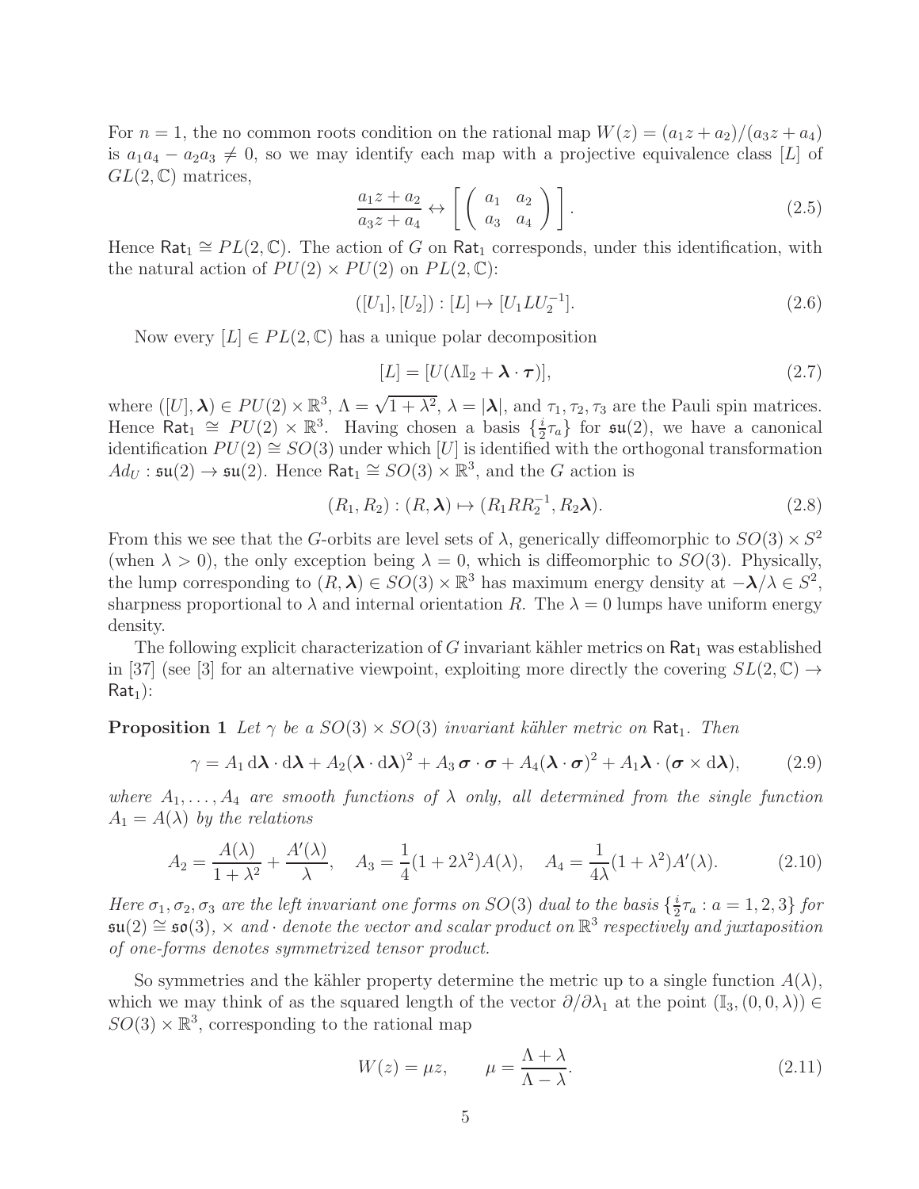For $n = 1$, the no common roots condition on the rational map $W(z) = (a_1 z + a_2)/(a_3 z + a_4)$ is $a_1 a_4 - a_2 a_3 \neq 0$, so we may identify each map with a projective equivalence class $[L]$ of $GL(2, \mathbb{C})$ matrices,

$$\frac{a_1 z + a_2}{a_3 z + a_4} \leftrightarrow \left[ \left( \begin{array}{cc} a_1 & a_2 \\ a_3 & a_4 \end{array} \right) \right]. \tag{2.5}$$

Hence $\mathsf{Rat}_1 \cong PL(2, \mathbb{C})$. The action of $G$ on $\mathsf{Rat}_1$ corresponds, under this identification, with the natural action of $PU(2) \times PU(2)$ on $PL(2, \mathbb{C})$:

$$([U_1], [U_2]) : [L] \mapsto [U_1 L U_2^{-1}]. \tag{2.6}$$

Now every $[L] \in PL(2, \mathbb{C})$ has a unique polar decomposition

$$[L] = [U(\Lambda \mathbb{I}_2 + \boldsymbol{\lambda} \cdot \boldsymbol{\tau})], \tag{2.7}$$

where $([U], \boldsymbol{\lambda}) \in PU(2) \times \mathbb{R}^3$, $\Lambda = \sqrt{1 + \lambda^2}$, $\lambda = |\boldsymbol{\lambda}|$, and $\tau_1, \tau_2, \tau_3$ are the Pauli spin matrices. Hence $\mathsf{Rat}_1 \cong PU(2) \times \mathbb{R}^3$. Having chosen a basis $\{\frac{i}{2}\tau_a\}$ for $\mathfrak{su}(2)$, we have a canonical identification $PU(2) \cong SO(3)$ under which $[U]$ is identified with the orthogonal transformation $Ad_U : \mathfrak{su}(2) \to \mathfrak{su}(2)$. Hence $\mathsf{Rat}_1 \cong SO(3) \times \mathbb{R}^3$, and the $G$ action is

$$(R_1, R_2) : (R, \boldsymbol{\lambda}) \mapsto (R_1 R R_2^{-1}, R_2 \boldsymbol{\lambda}). \tag{2.8}$$

From this we see that the $G$-orbits are level sets of $\lambda$, generically diffeomorphic to $SO(3) \times S^2$ (when $\lambda > 0$), the only exception being $\lambda = 0$, which is diffeomorphic to $SO(3)$. Physically, the lump corresponding to $(R, \boldsymbol{\lambda}) \in SO(3) \times \mathbb{R}^3$ has maximum energy density at $-\boldsymbol{\lambda}/\lambda \in S^2$, sharpness proportional to $\lambda$ and internal orientation $R$. The $\lambda = 0$ lumps have uniform energy density.

The following explicit characterization of $G$ invariant kähler metrics on $\mathsf{Rat}_1$ was established in [37] (see [3] for an alternative viewpoint, exploiting more directly the covering $SL(2, \mathbb{C}) \to \mathsf{Rat}_1$):

**Proposition 1** *Let $\gamma$ be a $SO(3) \times SO(3)$ invariant kähler metric on $\mathsf{Rat}_1$. Then*

$$\gamma = A_1 \, d\boldsymbol{\lambda} \cdot d\boldsymbol{\lambda} + A_2 (\boldsymbol{\lambda} \cdot d\boldsymbol{\lambda})^2 + A_3 \, \boldsymbol{\sigma} \cdot \boldsymbol{\sigma} + A_4 (\boldsymbol{\lambda} \cdot \boldsymbol{\sigma})^2 + A_1 \boldsymbol{\lambda} \cdot (\boldsymbol{\sigma} \times d\boldsymbol{\lambda}), \tag{2.9}$$

*where $A_1, \ldots, A_4$ are smooth functions of $\lambda$ only, all determined from the single function $A_1 = A(\lambda)$ by the relations*

$$A_2 = \frac{A(\lambda)}{1 + \lambda^2} + \frac{A'(\lambda)}{\lambda}, \quad A_3 = \frac{1}{4}(1 + 2\lambda^2) A(\lambda), \quad A_4 = \frac{1}{4\lambda}(1 + \lambda^2) A'(\lambda). \tag{2.10}$$

*Here $\sigma_1, \sigma_2, \sigma_3$ are the left invariant one forms on $SO(3)$ dual to the basis $\{\frac{i}{2}\tau_a : a = 1, 2, 3\}$ for $\mathfrak{su}(2) \cong \mathfrak{so}(3)$, $\times$ and $\cdot$ denote the vector and scalar product on $\mathbb{R}^3$ respectively and juxtaposition of one-forms denotes symmetrized tensor product.*

So symmetries and the kähler property determine the metric up to a single function $A(\lambda)$, which we may think of as the squared length of the vector $\partial/\partial\lambda_1$ at the point $(\mathbb{I}_3, (0, 0, \lambda)) \in SO(3) \times \mathbb{R}^3$, corresponding to the rational map

$$W(z) = \mu z, \qquad \mu = \frac{\Lambda + \lambda}{\Lambda - \lambda}. \tag{2.11}$$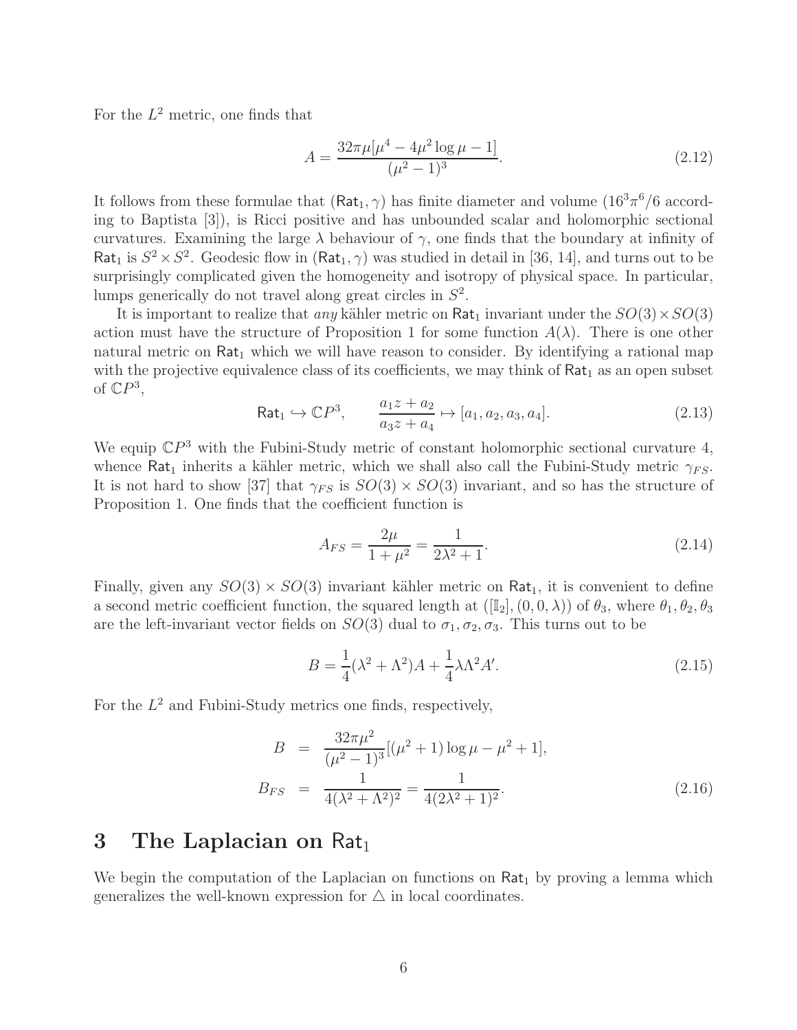For the $L^2$ metric, one finds that

$$A = \frac{32\pi\mu[\mu^4 - 4\mu^2 \log \mu - 1]}{(\mu^2 - 1)^3}. \tag{2.12}$$

It follows from these formulae that $(\mathsf{Rat}_1, \gamma)$ has finite diameter and volume ($16^3\pi^6/6$ according to Baptista [3]), is Ricci positive and has unbounded scalar and holomorphic sectional curvatures. Examining the large $\lambda$ behaviour of $\gamma$, one finds that the boundary at infinity of $\mathsf{Rat}_1$ is $S^2 \times S^2$. Geodesic flow in $(\mathsf{Rat}_1, \gamma)$ was studied in detail in [36, 14], and turns out to be surprisingly complicated given the homogeneity and isotropy of physical space. In particular, lumps generically do not travel along great circles in $S^2$.

It is important to realize that *any* kähler metric on $\mathsf{Rat}_1$ invariant under the $SO(3) \times SO(3)$ action must have the structure of Proposition 1 for some function $A(\lambda)$. There is one other natural metric on $\mathsf{Rat}_1$ which we will have reason to consider. By identifying a rational map with the projective equivalence class of its coefficients, we may think of $\mathsf{Rat}_1$ as an open subset of $\mathbb{C}P^3$,

$$\mathsf{Rat}_1 \hookrightarrow \mathbb{C}P^3, \qquad \frac{a_1 z + a_2}{a_3 z + a_4} \mapsto [a_1, a_2, a_3, a_4]. \tag{2.13}$$

We equip $\mathbb{C}P^3$ with the Fubini-Study metric of constant holomorphic sectional curvature 4, whence $\mathsf{Rat}_1$ inherits a kähler metric, which we shall also call the Fubini-Study metric $\gamma_{FS}$. It is not hard to show [37] that $\gamma_{FS}$ is $SO(3) \times SO(3)$ invariant, and so has the structure of Proposition 1. One finds that the coefficient function is

$$A_{FS} = \frac{2\mu}{1 + \mu^2} = \frac{1}{2\lambda^2 + 1}. \tag{2.14}$$

Finally, given any $SO(3) \times SO(3)$ invariant kähler metric on $\mathsf{Rat}_1$, it is convenient to define a second metric coefficient function, the squared length at $([\mathbb{I}_2], (0, 0, \lambda))$ of $\theta_3$, where $\theta_1, \theta_2, \theta_3$ are the left-invariant vector fields on $SO(3)$ dual to $\sigma_1, \sigma_2, \sigma_3$. This turns out to be

$$B = \frac{1}{4}(\lambda^2 + \Lambda^2)A + \frac{1}{4}\lambda\Lambda^2 A'. \tag{2.15}$$

For the $L^2$ and Fubini-Study metrics one finds, respectively,

$$\begin{aligned} B &= \frac{32\pi\mu^2}{(\mu^2 - 1)^3}[(\mu^2 + 1)\log \mu - \mu^2 + 1], \\ B_{FS} &= \frac{1}{4(\lambda^2 + \Lambda^2)^2} = \frac{1}{4(2\lambda^2 + 1)^2}. \end{aligned} \tag{2.16}$$

# 3 The Laplacian on $\mathsf{Rat}_1$

We begin the computation of the Laplacian on functions on $\mathsf{Rat}_1$ by proving a lemma which generalizes the well-known expression for $\triangle$ in local coordinates.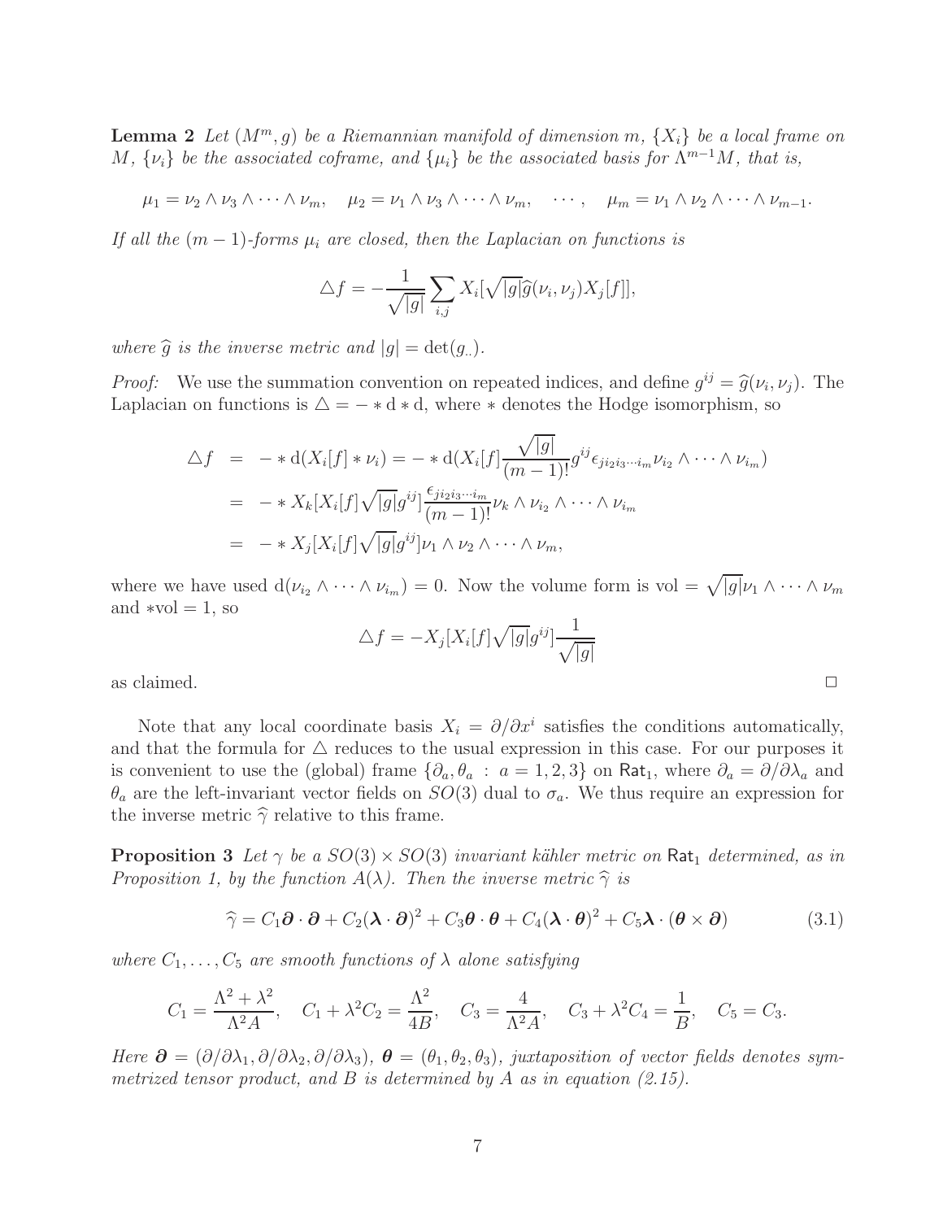**Lemma 2** *Let $(M^m, g)$ be a Riemannian manifold of dimension $m$, $\{X_i\}$ be a local frame on $M$, $\{\nu_i\}$ be the associated coframe, and $\{\mu_i\}$ be the associated basis for $\Lambda^{m-1}M$, that is,*

$$\mu_1 = \nu_2 \wedge \nu_3 \wedge \cdots \wedge \nu_m, \quad \mu_2 = \nu_1 \wedge \nu_3 \wedge \cdots \wedge \nu_m, \quad \cdots, \quad \mu_m = \nu_1 \wedge \nu_2 \wedge \cdots \wedge \nu_{m-1}.$$

*If all the $(m-1)$-forms $\mu_i$ are closed, then the Laplacian on functions is*

$$\triangle f = -\frac{1}{\sqrt{|g|}} \sum_{i,j} X_i[\sqrt{|g|}\widehat{g}(\nu_i, \nu_j) X_j[f]],$$

*where $\widehat{g}$ is the inverse metric and $|g| = \det(g_{..})$.*

*Proof:* We use the summation convention on repeated indices, and define $g^{ij} = \widehat{g}(\nu_i, \nu_j)$. The Laplacian on functions is $\triangle = - * \mathrm{d} * \mathrm{d}$, where $*$ denotes the Hodge isomorphism, so

$$\begin{aligned}
\triangle f &= - * \mathrm{d}(X_i[f] * \nu_i) = - * \mathrm{d}(X_i[f] \frac{\sqrt{|g|}}{(m-1)!} g^{ij} \epsilon_{j i_2 i_3 \cdots i_m} \nu_{i_2} \wedge \cdots \wedge \nu_{i_m}) \\
&= - * X_k[X_i[f]\sqrt{|g|} g^{ij}] \frac{\epsilon_{j i_2 i_3 \cdots i_m}}{(m-1)!} \nu_k \wedge \nu_{i_2} \wedge \cdots \wedge \nu_{i_m} \\
&= - * X_j[X_i[f]\sqrt{|g|} g^{ij}] \nu_1 \wedge \nu_2 \wedge \cdots \wedge \nu_m,
\end{aligned}$$

where we have used $\mathrm{d}(\nu_{i_2} \wedge \cdots \wedge \nu_{i_m}) = 0$. Now the volume form is $\mathrm{vol} = \sqrt{|g|}\nu_1 \wedge \cdots \wedge \nu_m$ and $*\mathrm{vol} = 1$, so

$$\triangle f = -X_j[X_i[f]\sqrt{|g|} g^{ij}] \frac{1}{\sqrt{|g|}}$$

as claimed. □

Note that any local coordinate basis $X_i = \partial/\partial x^i$ satisfies the conditions automatically, and that the formula for $\triangle$ reduces to the usual expression in this case. For our purposes it is convenient to use the (global) frame $\{\partial_a, \theta_a \,:\, a = 1, 2, 3\}$ on $\mathsf{Rat}_1$, where $\partial_a = \partial/\partial\lambda_a$ and $\theta_a$ are the left-invariant vector fields on $SO(3)$ dual to $\sigma_a$. We thus require an expression for the inverse metric $\widehat{\gamma}$ relative to this frame.

**Proposition 3** *Let $\gamma$ be a $SO(3) \times SO(3)$ invariant kähler metric on $\mathsf{Rat}_1$ determined, as in Proposition 1, by the function $A(\lambda)$. Then the inverse metric $\widehat{\gamma}$ is*

$$\widehat{\gamma} = C_1 \boldsymbol{\partial} \cdot \boldsymbol{\partial} + C_2(\boldsymbol{\lambda} \cdot \boldsymbol{\partial})^2 + C_3 \boldsymbol{\theta} \cdot \boldsymbol{\theta} + C_4(\boldsymbol{\lambda} \cdot \boldsymbol{\theta})^2 + C_5 \boldsymbol{\lambda} \cdot (\boldsymbol{\theta} \times \boldsymbol{\partial}) \tag{3.1}$$

*where $C_1, \ldots, C_5$ are smooth functions of $\lambda$ alone satisfying*

$$C_1 = \frac{\Lambda^2 + \lambda^2}{\Lambda^2 A}, \quad C_1 + \lambda^2 C_2 = \frac{\Lambda^2}{4B}, \quad C_3 = \frac{4}{\Lambda^2 A}, \quad C_3 + \lambda^2 C_4 = \frac{1}{B}, \quad C_5 = C_3.$$

*Here $\boldsymbol{\partial} = (\partial/\partial\lambda_1, \partial/\partial\lambda_2, \partial/\partial\lambda_3)$, $\boldsymbol{\theta} = (\theta_1, \theta_2, \theta_3)$, juxtaposition of vector fields denotes symmetrized tensor product, and $B$ is determined by $A$ as in equation (2.15).*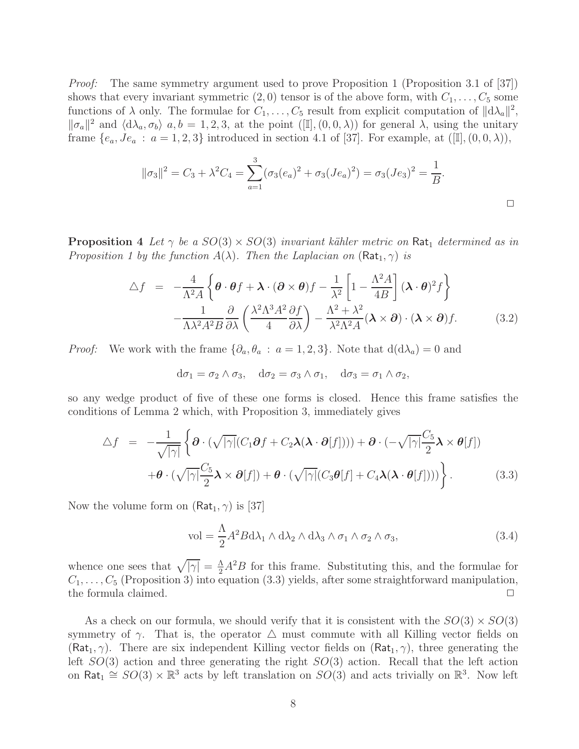*Proof:* The same symmetry argument used to prove Proposition 1 (Proposition 3.1 of [37]) shows that every invariant symmetric (2,0) tensor is of the above form, with $C_1, \ldots, C_5$ some functions of $\lambda$ only. The formulae for $C_1, \ldots, C_5$ result from explicit computation of $\|\mathrm{d}\lambda_a\|^2$, $\|\sigma_a\|^2$ and $\langle \mathrm{d}\lambda_a, \sigma_b\rangle$ $a, b = 1, 2, 3$, at the point $([\mathbb{I}], (0, 0, \lambda))$ for general $\lambda$, using the unitary frame $\{e_a, Je_a : a = 1, 2, 3\}$ introduced in section 4.1 of [37]. For example, at $([\mathbb{I}], (0, 0, \lambda))$,

$$\|\sigma_3\|^2 = C_3 + \lambda^2 C_4 = \sum_{a=1}^{3} (\sigma_3(e_a)^2 + \sigma_3(Je_a)^2) = \sigma_3(Je_3)^2 = \frac{1}{B}.$$

□

**Proposition 4** *Let $\gamma$ be a $SO(3) \times SO(3)$ invariant kähler metric on $\mathsf{Rat}_1$ determined as in Proposition 1 by the function $A(\lambda)$. Then the Laplacian on $(\mathsf{Rat}_1, \gamma)$ is*

$$\begin{aligned} \triangle f &= -\frac{4}{\Lambda^2 A}\left\{ \boldsymbol{\theta}\cdot\boldsymbol{\theta} f + \boldsymbol{\lambda}\cdot(\boldsymbol{\partial}\times\boldsymbol{\theta})f - \frac{1}{\lambda^2}\left[1 - \frac{\Lambda^2 A}{4B}\right](\boldsymbol{\lambda}\cdot\boldsymbol{\theta})^2 f\right\} \\ &\quad -\frac{1}{\Lambda\lambda^2 A^2 B}\frac{\partial}{\partial\lambda}\left(\frac{\lambda^2\Lambda^3 A^2}{4}\frac{\partial f}{\partial\lambda}\right) - \frac{\Lambda^2+\lambda^2}{\lambda^2\Lambda^2 A}(\boldsymbol{\lambda}\times\boldsymbol{\partial})\cdot(\boldsymbol{\lambda}\times\boldsymbol{\partial})f. \end{aligned} \tag{3.2}$$

*Proof:* We work with the frame $\{\partial_a, \theta_a : a = 1, 2, 3\}$. Note that $\mathrm{d}(\mathrm{d}\lambda_a) = 0$ and

$$\mathrm{d}\sigma_1 = \sigma_2 \wedge \sigma_3, \quad \mathrm{d}\sigma_2 = \sigma_3 \wedge \sigma_1, \quad \mathrm{d}\sigma_3 = \sigma_1 \wedge \sigma_2,$$

so any wedge product of five of these one forms is closed. Hence this frame satisfies the conditions of Lemma 2 which, with Proposition 3, immediately gives

$$\begin{aligned} \triangle f &= -\frac{1}{\sqrt{|\gamma|}}\Big\{\boldsymbol{\partial}\cdot(\sqrt{|\gamma|}(C_1\boldsymbol{\partial} f + C_2\boldsymbol{\lambda}(\boldsymbol{\lambda}\cdot\boldsymbol{\partial}[f]))) + \boldsymbol{\partial}\cdot(-\sqrt{|\gamma|}\frac{C_5}{2}\boldsymbol{\lambda}\times\boldsymbol{\theta}[f]) \\ &\quad + \boldsymbol{\theta}\cdot(\sqrt{|\gamma|}\frac{C_5}{2}\boldsymbol{\lambda}\times\boldsymbol{\partial}[f]) + \boldsymbol{\theta}\cdot(\sqrt{|\gamma|}(C_3\boldsymbol{\theta}[f] + C_4\boldsymbol{\lambda}(\boldsymbol{\lambda}\cdot\boldsymbol{\theta}[f])))\Big\}. \end{aligned} \tag{3.3}$$

Now the volume form on $(\mathsf{Rat}_1, \gamma)$ is [37]

$$\mathrm{vol} = \frac{\Lambda}{2}A^2 B\,\mathrm{d}\lambda_1\wedge\mathrm{d}\lambda_2\wedge\mathrm{d}\lambda_3\wedge\sigma_1\wedge\sigma_2\wedge\sigma_3, \tag{3.4}$$

whence one sees that $\sqrt{|\gamma|} = \frac{\Lambda}{2}A^2 B$ for this frame. Substituting this, and the formulae for $C_1, \ldots, C_5$ (Proposition 3) into equation (3.3) yields, after some straightforward manipulation, the formula claimed. □

As a check on our formula, we should verify that it is consistent with the $SO(3) \times SO(3)$ symmetry of $\gamma$. That is, the operator $\triangle$ must commute with all Killing vector fields on $(\mathsf{Rat}_1, \gamma)$. There are six independent Killing vector fields on $(\mathsf{Rat}_1, \gamma)$, three generating the left $SO(3)$ action and three generating the right $SO(3)$ action. Recall that the left action on $\mathsf{Rat}_1 \cong SO(3) \times \mathbb{R}^3$ acts by left translation on $SO(3)$ and acts trivially on $\mathbb{R}^3$. Now left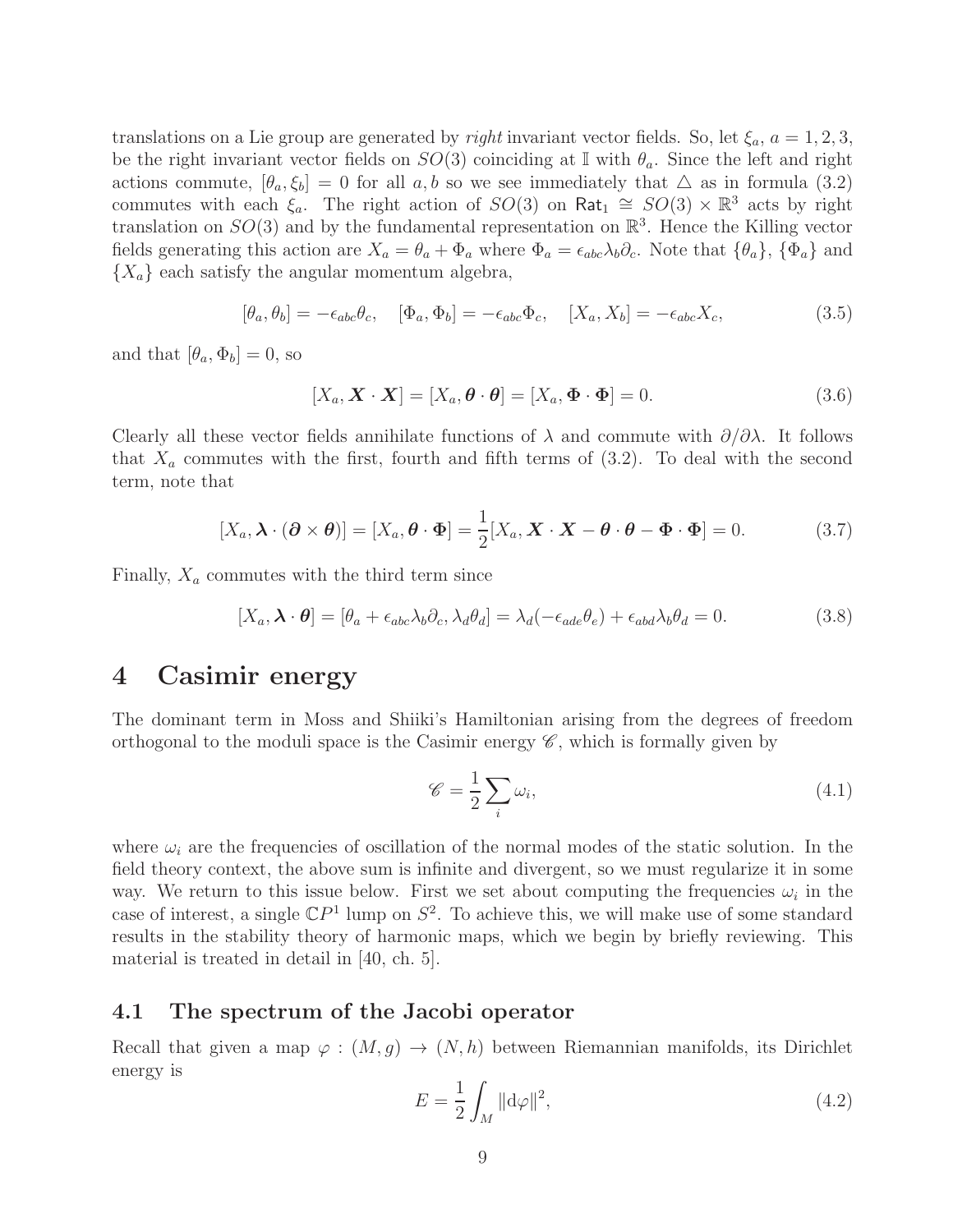translations on a Lie group are generated by *right* invariant vector fields. So, let $\xi_a$, $a = 1, 2, 3$, be the right invariant vector fields on $SO(3)$ coinciding at $\mathbb{I}$ with $\theta_a$. Since the left and right actions commute, $[\theta_a, \xi_b] = 0$ for all $a, b$ so we see immediately that $\triangle$ as in formula (3.2) commutes with each $\xi_a$. The right action of $SO(3)$ on $\mathsf{Rat}_1 \cong SO(3) \times \mathbb{R}^3$ acts by right translation on $SO(3)$ and by the fundamental representation on $\mathbb{R}^3$. Hence the Killing vector fields generating this action are $X_a = \theta_a + \Phi_a$ where $\Phi_a = \epsilon_{abc}\lambda_b\partial_c$. Note that $\{\theta_a\}$, $\{\Phi_a\}$ and $\{X_a\}$ each satisfy the angular momentum algebra,

$$[\theta_a, \theta_b] = -\epsilon_{abc}\theta_c, \quad [\Phi_a, \Phi_b] = -\epsilon_{abc}\Phi_c, \quad [X_a, X_b] = -\epsilon_{abc}X_c, \tag{3.5}$$

and that $[\theta_a, \Phi_b] = 0$, so

$$[X_a, \boldsymbol{X} \cdot \boldsymbol{X}] = [X_a, \boldsymbol{\theta} \cdot \boldsymbol{\theta}] = [X_a, \boldsymbol{\Phi} \cdot \boldsymbol{\Phi}] = 0. \tag{3.6}$$

Clearly all these vector fields annihilate functions of $\lambda$ and commute with $\partial/\partial\lambda$. It follows that $X_a$ commutes with the first, fourth and fifth terms of (3.2). To deal with the second term, note that

$$[X_a, \boldsymbol{\lambda} \cdot (\boldsymbol{\partial} \times \boldsymbol{\theta})] = [X_a, \boldsymbol{\theta} \cdot \boldsymbol{\Phi}] = \frac{1}{2}[X_a, \boldsymbol{X} \cdot \boldsymbol{X} - \boldsymbol{\theta} \cdot \boldsymbol{\theta} - \boldsymbol{\Phi} \cdot \boldsymbol{\Phi}] = 0. \tag{3.7}$$

Finally, $X_a$ commutes with the third term since

$$[X_a, \boldsymbol{\lambda} \cdot \boldsymbol{\theta}] = [\theta_a + \epsilon_{abc}\lambda_b\partial_c, \lambda_d\theta_d] = \lambda_d(-\epsilon_{ade}\theta_e) + \epsilon_{abd}\lambda_b\theta_d = 0. \tag{3.8}$$

# 4 Casimir energy

The dominant term in Moss and Shiiki's Hamiltonian arising from the degrees of freedom orthogonal to the moduli space is the Casimir energy $\mathscr{C}$, which is formally given by

$$\mathscr{C} = \frac{1}{2}\sum_i \omega_i, \tag{4.1}$$

where $\omega_i$ are the frequencies of oscillation of the normal modes of the static solution. In the field theory context, the above sum is infinite and divergent, so we must regularize it in some way. We return to this issue below. First we set about computing the frequencies $\omega_i$ in the case of interest, a single $\mathbb{C}P^1$ lump on $S^2$. To achieve this, we will make use of some standard results in the stability theory of harmonic maps, which we begin by briefly reviewing. This material is treated in detail in [40, ch. 5].

## 4.1 The spectrum of the Jacobi operator

Recall that given a map $\varphi : (M, g) \to (N, h)$ between Riemannian manifolds, its Dirichlet energy is

$$E = \frac{1}{2}\int_M \|\mathrm{d}\varphi\|^2, \tag{4.2}$$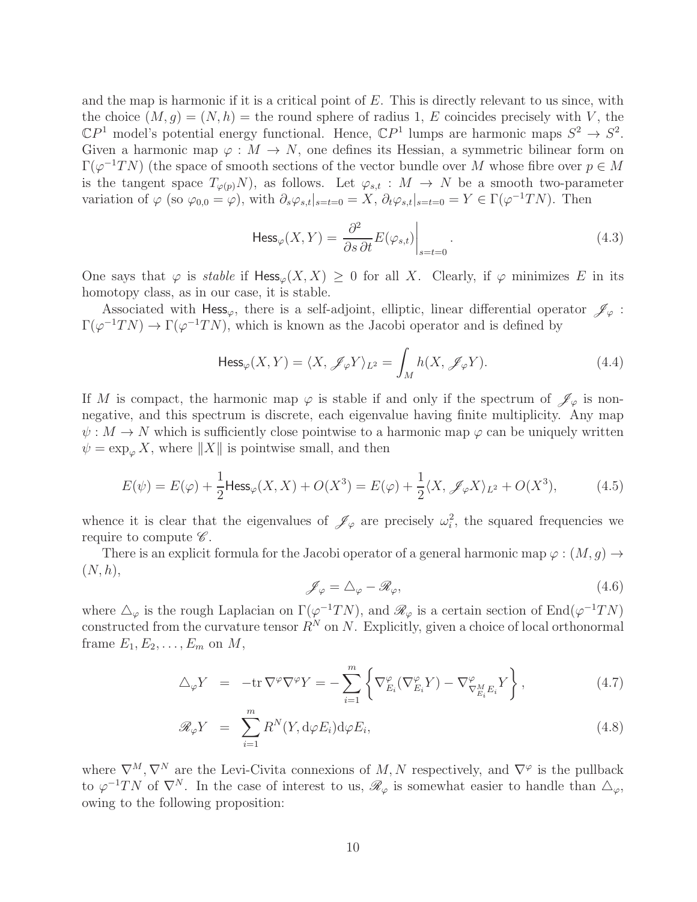and the map is harmonic if it is a critical point of $E$. This is directly relevant to us since, with the choice $(M, g) = (N, h) =$ the round sphere of radius 1, $E$ coincides precisely with $V$, the $\mathbb{C}P^1$ model's potential energy functional. Hence, $\mathbb{C}P^1$ lumps are harmonic maps $S^2 \to S^2$. Given a harmonic map $\varphi : M \to N$, one defines its Hessian, a symmetric bilinear form on $\Gamma(\varphi^{-1}TN)$ (the space of smooth sections of the vector bundle over $M$ whose fibre over $p \in M$ is the tangent space $T_{\varphi(p)}N$), as follows. Let $\varphi_{s,t} : M \to N$ be a smooth two-parameter variation of $\varphi$ (so $\varphi_{0,0} = \varphi$), with $\partial_s \varphi_{s,t}|_{s=t=0} = X$, $\partial_t \varphi_{s,t}|_{s=t=0} = Y \in \Gamma(\varphi^{-1}TN)$. Then

$$\mathsf{Hess}_\varphi(X, Y) = \left.\frac{\partial^2}{\partial s\, \partial t} E(\varphi_{s,t})\right|_{s=t=0}. \tag{4.3}$$

One says that $\varphi$ is *stable* if $\mathsf{Hess}_\varphi(X, X) \geq 0$ for all $X$. Clearly, if $\varphi$ minimizes $E$ in its homotopy class, as in our case, it is stable.

Associated with $\mathsf{Hess}_\varphi$, there is a self-adjoint, elliptic, linear differential operator $\mathscr{J}_\varphi : \Gamma(\varphi^{-1}TN) \to \Gamma(\varphi^{-1}TN)$, which is known as the Jacobi operator and is defined by

$$\mathsf{Hess}_\varphi(X, Y) = \langle X, \mathscr{J}_\varphi Y\rangle_{L^2} = \int_M h(X, \mathscr{J}_\varphi Y). \tag{4.4}$$

If $M$ is compact, the harmonic map $\varphi$ is stable if and only if the spectrum of $\mathscr{J}_\varphi$ is non-negative, and this spectrum is discrete, each eigenvalue having finite multiplicity. Any map $\psi : M \to N$ which is sufficiently close pointwise to a harmonic map $\varphi$ can be uniquely written $\psi = \exp_\varphi X$, where $\|X\|$ is pointwise small, and then

$$E(\psi) = E(\varphi) + \frac{1}{2}\mathsf{Hess}_\varphi(X, X) + O(X^3) = E(\varphi) + \frac{1}{2}\langle X, \mathscr{J}_\varphi X\rangle_{L^2} + O(X^3), \tag{4.5}$$

whence it is clear that the eigenvalues of $\mathscr{J}_\varphi$ are precisely $\omega_i^2$, the squared frequencies we require to compute $\mathscr{C}$.

There is an explicit formula for the Jacobi operator of a general harmonic map $\varphi : (M, g) \to (N, h)$,

$$\mathscr{J}_\varphi = \triangle_\varphi - \mathscr{R}_\varphi, \tag{4.6}$$

where $\triangle_\varphi$ is the rough Laplacian on $\Gamma(\varphi^{-1}TN)$, and $\mathscr{R}_\varphi$ is a certain section of $\mathrm{End}(\varphi^{-1}TN)$ constructed from the curvature tensor $R^N$ on $N$. Explicitly, given a choice of local orthonormal frame $E_1, E_2, \ldots, E_m$ on $M$,

$$\triangle_\varphi Y = -\mathrm{tr}\, \nabla^\varphi \nabla^\varphi Y = -\sum_{i=1}^m \left\{ \nabla^\varphi_{E_i}(\nabla^\varphi_{E_i} Y) - \nabla^\varphi_{\nabla^M_{E_i} E_i} Y \right\}, \tag{4.7}$$

$$\mathscr{R}_\varphi Y = \sum_{i=1}^m R^N(Y, \mathrm{d}\varphi E_i)\mathrm{d}\varphi E_i, \tag{4.8}$$

where $\nabla^M, \nabla^N$ are the Levi-Civita connexions of $M, N$ respectively, and $\nabla^\varphi$ is the pullback to $\varphi^{-1}TN$ of $\nabla^N$. In the case of interest to us, $\mathscr{R}_\varphi$ is somewhat easier to handle than $\triangle_\varphi$, owing to the following proposition: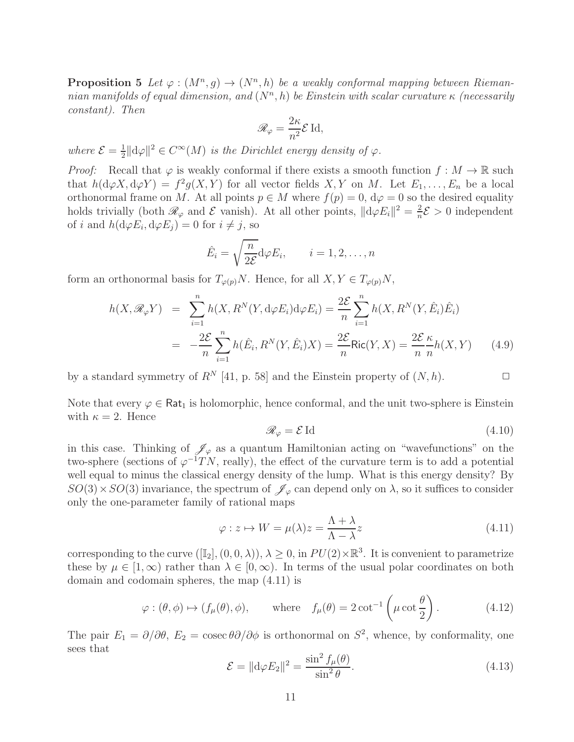**Proposition 5** *Let $\varphi : (M^n, g) \to (N^n, h)$ be a weakly conformal mapping between Riemannian manifolds of equal dimension, and $(N^n, h)$ be Einstein with scalar curvature $\kappa$ (necessarily constant). Then*

$$\mathscr{R}_\varphi = \frac{2\kappa}{n^2}\mathcal{E}\,\mathrm{Id},$$

*where $\mathcal{E} = \frac{1}{2}\|\mathrm{d}\varphi\|^2 \in C^\infty(M)$ is the Dirichlet energy density of $\varphi$.*

*Proof:* Recall that $\varphi$ is weakly conformal if there exists a smooth function $f : M \to \mathbb{R}$ such that $h(\mathrm{d}\varphi X, \mathrm{d}\varphi Y) = f^2 g(X, Y)$ for all vector fields $X, Y$ on $M$. Let $E_1, \ldots, E_n$ be a local orthonormal frame on $M$. At all points $p \in M$ where $f(p) = 0$, $\mathrm{d}\varphi = 0$ so the desired equality holds trivially (both $\mathscr{R}_\varphi$ and $\mathcal{E}$ vanish). At all other points, $\|\mathrm{d}\varphi E_i\|^2 = \frac{2}{n}\mathcal{E} > 0$ independent of $i$ and $h(\mathrm{d}\varphi E_i, \mathrm{d}\varphi E_j) = 0$ for $i \neq j$, so

$$\hat{E}_i = \sqrt{\frac{n}{2\mathcal{E}}}\mathrm{d}\varphi E_i, \qquad i = 1, 2, \ldots, n$$

form an orthonormal basis for $T_{\varphi(p)}N$. Hence, for all $X, Y \in T_{\varphi(p)}N$,

$$\begin{aligned} h(X, \mathscr{R}_\varphi Y) &= \sum_{i=1}^n h(X, R^N(Y, \mathrm{d}\varphi E_i)\mathrm{d}\varphi E_i) = \frac{2\mathcal{E}}{n}\sum_{i=1}^n h(X, R^N(Y, \hat{E}_i)\hat{E}_i) \\ &= -\frac{2\mathcal{E}}{n}\sum_{i=1}^n h(\hat{E}_i, R^N(Y, \hat{E}_i)X) = \frac{2\mathcal{E}}{n}\mathsf{Ric}(Y, X) = \frac{2\mathcal{E}}{n}\frac{\kappa}{n}h(X, Y) \qquad (4.9) \end{aligned}$$

by a standard symmetry of $R^N$ [41, p. 58] and the Einstein property of $(N, h)$. $\Box$

Note that every $\varphi \in \mathsf{Rat}_1$ is holomorphic, hence conformal, and the unit two-sphere is Einstein with $\kappa = 2$. Hence

$$\mathscr{R}_\varphi = \mathcal{E}\,\mathrm{Id} \qquad (4.10)$$

in this case. Thinking of $\mathscr{J}_\varphi$ as a quantum Hamiltonian acting on "wavefunctions" on the two-sphere (sections of $\varphi^{-1}TN$, really), the effect of the curvature term is to add a potential well equal to minus the classical energy density of the lump. What is this energy density? By $SO(3) \times SO(3)$ invariance, the spectrum of $\mathscr{J}_\varphi$ can depend only on $\lambda$, so it suffices to consider only the one-parameter family of rational maps

$$\varphi : z \mapsto W = \mu(\lambda)z = \frac{\Lambda + \lambda}{\Lambda - \lambda}z \qquad (4.11)$$

corresponding to the curve $([\mathbb{I}_2], (0, 0, \lambda))$, $\lambda \geq 0$, in $PU(2) \times \mathbb{R}^3$. It is convenient to parametrize these by $\mu \in [1, \infty)$ rather than $\lambda \in [0, \infty)$. In terms of the usual polar coordinates on both domain and codomain spheres, the map (4.11) is

$$\varphi : (\theta, \phi) \mapsto (f_\mu(\theta), \phi), \qquad \text{where} \quad f_\mu(\theta) = 2\cot^{-1}\left(\mu\cot\frac{\theta}{2}\right). \qquad (4.12)$$

The pair $E_1 = \partial/\partial\theta$, $E_2 = \operatorname{cosec}\theta\,\partial/\partial\phi$ is orthonormal on $S^2$, whence, by conformality, one sees that

$$\mathcal{E} = \|\mathrm{d}\varphi E_2\|^2 = \frac{\sin^2 f_\mu(\theta)}{\sin^2\theta}. \qquad (4.13)$$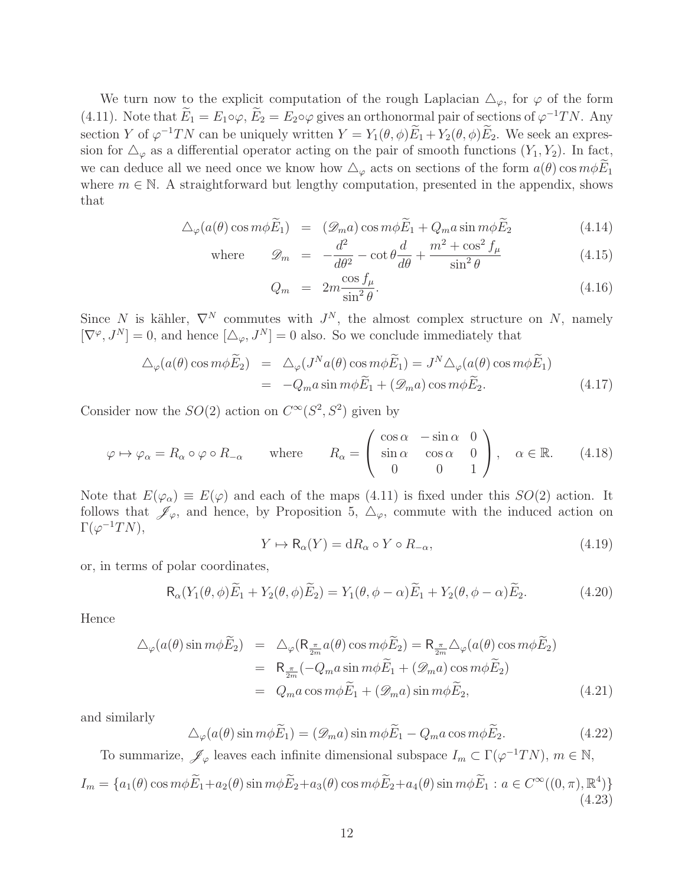We turn now to the explicit computation of the rough Laplacian $\triangle_\varphi$, for $\varphi$ of the form (4.11). Note that $\widetilde{E}_1 = E_1 \circ \varphi$, $\widetilde{E}_2 = E_2 \circ \varphi$ gives an orthonormal pair of sections of $\varphi^{-1}TN$. Any section $Y$ of $\varphi^{-1}TN$ can be uniquely written $Y = Y_1(\theta, \phi)\widetilde{E}_1 + Y_2(\theta, \phi)\widetilde{E}_2$. We seek an expression for $\triangle_\varphi$ as a differential operator acting on the pair of smooth functions $(Y_1, Y_2)$. In fact, we can deduce all we need once we know how $\triangle_\varphi$ acts on sections of the form $a(\theta)\cos m\phi \widetilde{E}_1$ where $m \in \mathbb{N}$. A straightforward but lengthy computation, presented in the appendix, shows that

$$
\begin{aligned}
\triangle_\varphi(a(\theta)\cos m\phi \widetilde{E}_1) &= (\mathscr{D}_m a)\cos m\phi \widetilde{E}_1 + Q_m a \sin m\phi \widetilde{E}_2 && (4.14)\\
\text{where} \qquad \mathscr{D}_m &= -\frac{d^2}{d\theta^2} - \cot\theta \frac{d}{d\theta} + \frac{m^2 + \cos^2 f_\mu}{\sin^2\theta} && (4.15)\\
Q_m &= 2m\frac{\cos f_\mu}{\sin^2\theta}. && (4.16)
\end{aligned}
$$

Since $N$ is kähler, $\nabla^N$ commutes with $J^N$, the almost complex structure on $N$, namely $[\nabla^\varphi, J^N] = 0$, and hence $[\triangle_\varphi, J^N] = 0$ also. So we conclude immediately that

$$
\begin{aligned}
\triangle_\varphi(a(\theta)\cos m\phi \widetilde{E}_2) &= \triangle_\varphi(J^N a(\theta)\cos m\phi \widetilde{E}_1) = J^N \triangle_\varphi(a(\theta)\cos m\phi \widetilde{E}_1)\\
&= -Q_m a \sin m\phi \widetilde{E}_1 + (\mathscr{D}_m a)\cos m\phi \widetilde{E}_2. && (4.17)
\end{aligned}
$$

Consider now the $SO(2)$ action on $C^\infty(S^2, S^2)$ given by

$$
\varphi \mapsto \varphi_\alpha = R_\alpha \circ \varphi \circ R_{-\alpha} \qquad \text{where} \qquad R_\alpha = \begin{pmatrix} \cos\alpha & -\sin\alpha & 0 \\ \sin\alpha & \cos\alpha & 0 \\ 0 & 0 & 1 \end{pmatrix}, \quad \alpha \in \mathbb{R}. \qquad (4.18)
$$

Note that $E(\varphi_\alpha) \equiv E(\varphi)$ and each of the maps (4.11) is fixed under this $SO(2)$ action. It follows that $\mathscr{J}_\varphi$, and hence, by Proposition 5, $\triangle_\varphi$, commute with the induced action on $\Gamma(\varphi^{-1}TN)$,

$$
Y \mapsto \mathsf{R}_\alpha(Y) = \mathrm{d}R_\alpha \circ Y \circ R_{-\alpha}, \qquad (4.19)
$$

or, in terms of polar coordinates,

$$
\mathsf{R}_\alpha(Y_1(\theta,\phi)\widetilde{E}_1 + Y_2(\theta,\phi)\widetilde{E}_2) = Y_1(\theta, \phi - \alpha)\widetilde{E}_1 + Y_2(\theta, \phi - \alpha)\widetilde{E}_2. \qquad (4.20)
$$

Hence

$$
\begin{aligned}
\triangle_\varphi(a(\theta)\sin m\phi \widetilde{E}_2) &= \triangle_\varphi(\mathsf{R}_{\frac{\pi}{2m}} a(\theta)\cos m\phi \widetilde{E}_2) = \mathsf{R}_{\frac{\pi}{2m}} \triangle_\varphi(a(\theta)\cos m\phi \widetilde{E}_2)\\
&= \mathsf{R}_{\frac{\pi}{2m}}(-Q_m a \sin m\phi \widetilde{E}_1 + (\mathscr{D}_m a)\cos m\phi \widetilde{E}_2)\\
&= Q_m a \cos m\phi \widetilde{E}_1 + (\mathscr{D}_m a)\sin m\phi \widetilde{E}_2, && (4.21)
\end{aligned}
$$

and similarly

$$
\triangle_\varphi(a(\theta)\sin m\phi \widetilde{E}_1) = (\mathscr{D}_m a)\sin m\phi \widetilde{E}_1 - Q_m a \cos m\phi \widetilde{E}_2. \qquad (4.22)
$$

To summarize, $\mathscr{J}_\varphi$ leaves each infinite dimensional subspace $I_m \subset \Gamma(\varphi^{-1}TN)$, $m \in \mathbb{N}$,

$$
I_m = \{a_1(\theta)\cos m\phi \widetilde{E}_1 + a_2(\theta)\sin m\phi \widetilde{E}_2 + a_3(\theta)\cos m\phi \widetilde{E}_2 + a_4(\theta)\sin m\phi \widetilde{E}_1 : a \in C^\infty((0,\pi), \mathbb{R}^4)\} \qquad (4.23)
$$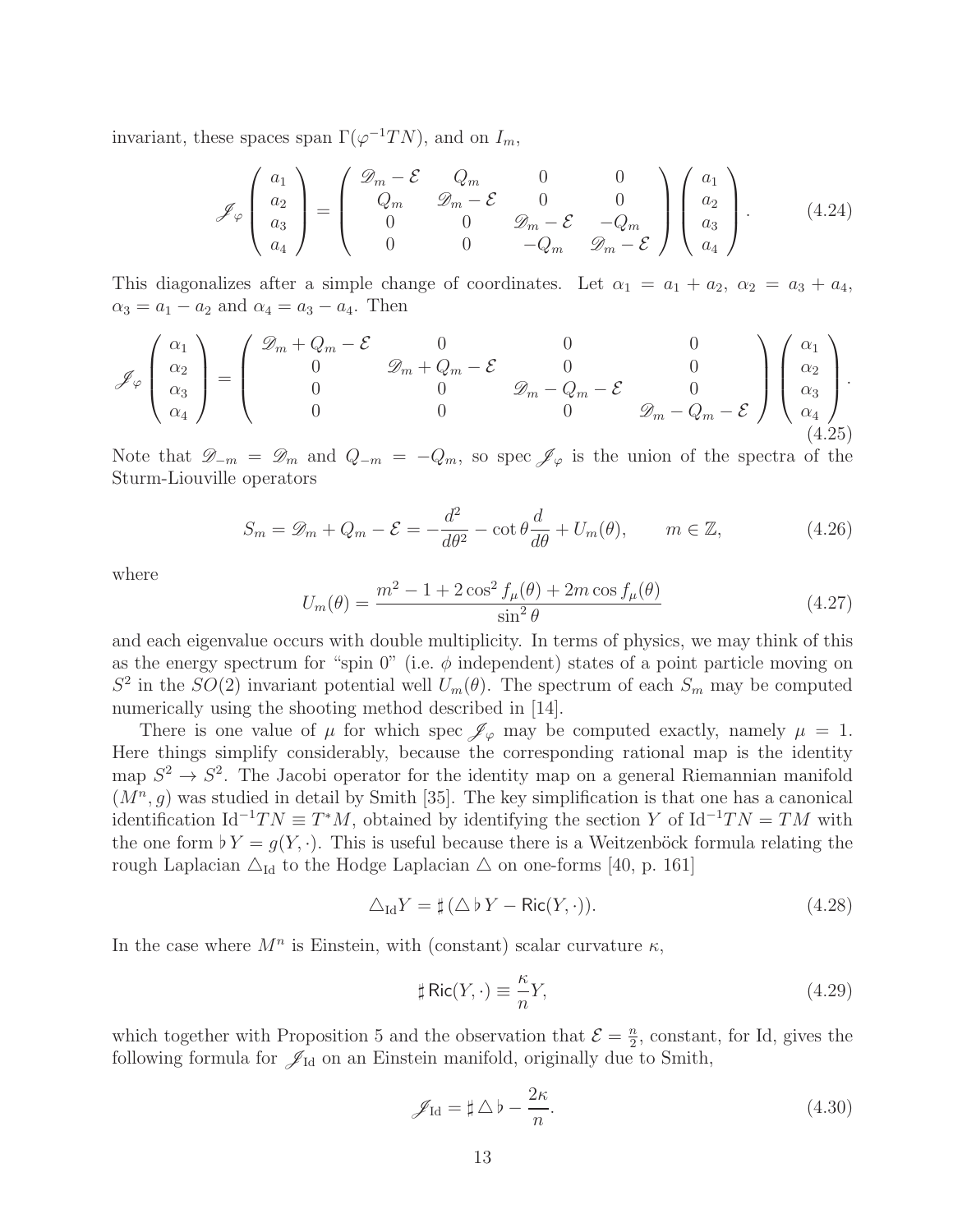invariant, these spaces span $\Gamma(\varphi^{-1}TN)$, and on $I_m$,

$$
\mathscr{J}_\varphi \begin{pmatrix} a_1 \\ a_2 \\ a_3 \\ a_4 \end{pmatrix} = \begin{pmatrix} \mathscr{D}_m - \mathcal{E} & Q_m & 0 & 0 \\ Q_m & \mathscr{D}_m - \mathcal{E} & 0 & 0 \\ 0 & 0 & \mathscr{D}_m - \mathcal{E} & -Q_m \\ 0 & 0 & -Q_m & \mathscr{D}_m - \mathcal{E} \end{pmatrix} \begin{pmatrix} a_1 \\ a_2 \\ a_3 \\ a_4 \end{pmatrix}. \tag{4.24}
$$

This diagonalizes after a simple change of coordinates. Let $\alpha_1 = a_1 + a_2$, $\alpha_2 = a_3 + a_4$, $\alpha_3 = a_1 - a_2$ and $\alpha_4 = a_3 - a_4$. Then

$$
\mathscr{J}_\varphi \begin{pmatrix} \alpha_1 \\ \alpha_2 \\ \alpha_3 \\ \alpha_4 \end{pmatrix} = \begin{pmatrix} \mathscr{D}_m + Q_m - \mathcal{E} & 0 & 0 & 0 \\ 0 & \mathscr{D}_m + Q_m - \mathcal{E} & 0 & 0 \\ 0 & 0 & \mathscr{D}_m - Q_m - \mathcal{E} & 0 \\ 0 & 0 & 0 & \mathscr{D}_m - Q_m - \mathcal{E} \end{pmatrix} \begin{pmatrix} \alpha_1 \\ \alpha_2 \\ \alpha_3 \\ \alpha_4 \end{pmatrix}. \tag{4.25}
$$

Note that $\mathscr{D}_{-m} = \mathscr{D}_m$ and $Q_{-m} = -Q_m$, so spec $\mathscr{J}_\varphi$ is the union of the spectra of the Sturm-Liouville operators

$$
S_m = \mathscr{D}_m + Q_m - \mathcal{E} = -\frac{d^2}{d\theta^2} - \cot\theta \frac{d}{d\theta} + U_m(\theta), \qquad m \in \mathbb{Z}, \tag{4.26}
$$

where

$$
U_m(\theta) = \frac{m^2 - 1 + 2\cos^2 f_\mu(\theta) + 2m\cos f_\mu(\theta)}{\sin^2\theta} \tag{4.27}
$$

and each eigenvalue occurs with double multiplicity. In terms of physics, we may think of this as the energy spectrum for "spin 0" (i.e. $\phi$ independent) states of a point particle moving on $S^2$ in the $SO(2)$ invariant potential well $U_m(\theta)$. The spectrum of each $S_m$ may be computed numerically using the shooting method described in [14].

There is one value of $\mu$ for which spec $\mathscr{J}_\varphi$ may be computed exactly, namely $\mu = 1$. Here things simplify considerably, because the corresponding rational map is the identity map $S^2 \to S^2$. The Jacobi operator for the identity map on a general Riemannian manifold $(M^n, g)$ was studied in detail by Smith [35]. The key simplification is that one has a canonical identification $\mathrm{Id}^{-1}TN \equiv T^*M$, obtained by identifying the section $Y$ of $\mathrm{Id}^{-1}TN = TM$ with the one form $\flat Y = g(Y, \cdot)$. This is useful because there is a Weitzenböck formula relating the rough Laplacian $\triangle_{\mathrm{Id}}$ to the Hodge Laplacian $\triangle$ on one-forms [40, p. 161]

$$
\triangle_{\mathrm{Id}} Y = \sharp(\triangle \flat Y - \mathsf{Ric}(Y, \cdot)). \tag{4.28}
$$

In the case where $M^n$ is Einstein, with (constant) scalar curvature $\kappa$,

$$
\sharp\,\mathsf{Ric}(Y, \cdot) \equiv \frac{\kappa}{n} Y, \tag{4.29}
$$

which together with Proposition 5 and the observation that $\mathcal{E} = \frac{n}{2}$, constant, for Id, gives the following formula for $\mathscr{J}_{\mathrm{Id}}$ on an Einstein manifold, originally due to Smith,

$$
\mathscr{J}_{\mathrm{Id}} = \sharp \triangle \flat - \frac{2\kappa}{n}. \tag{4.30}
$$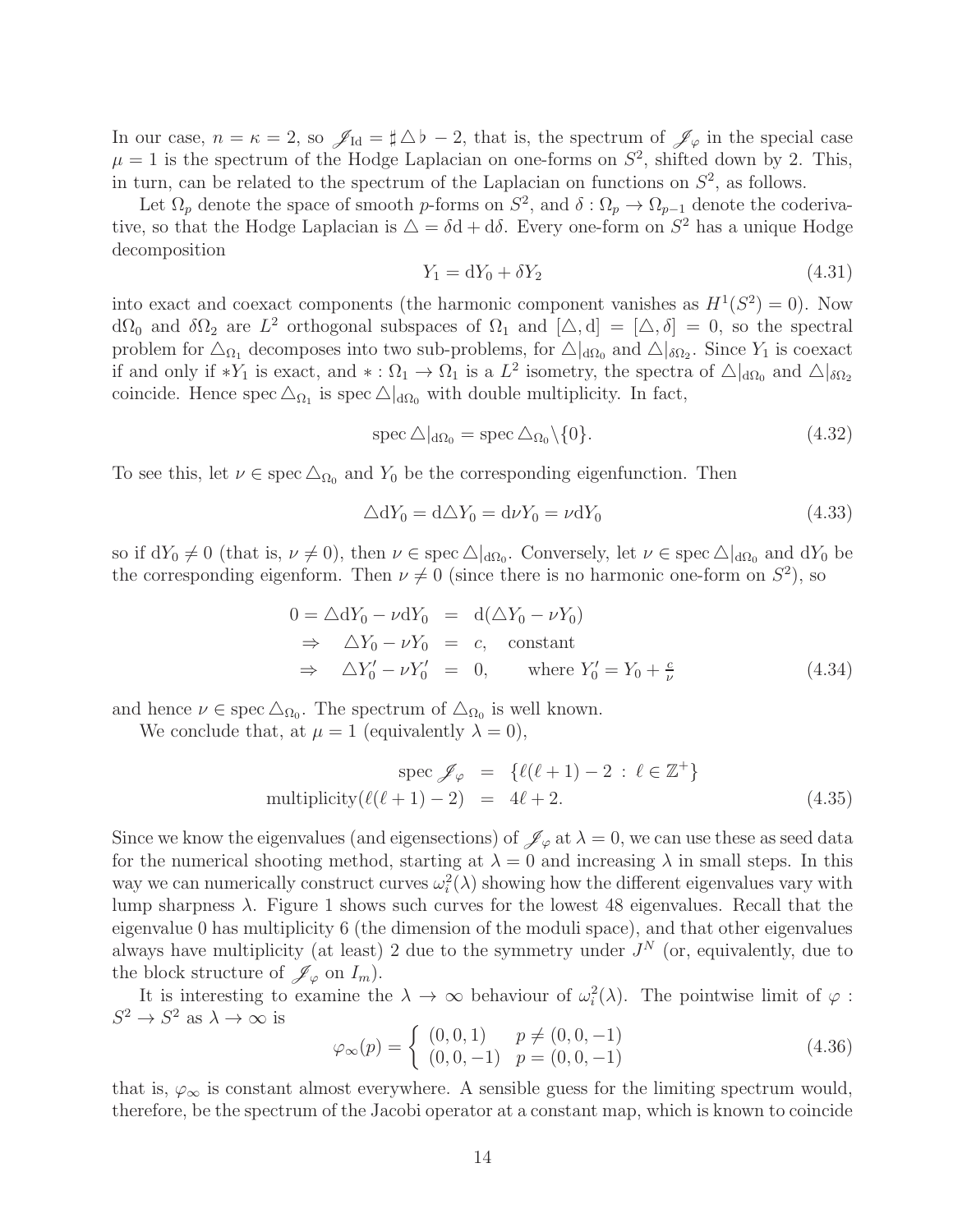In our case, $n = \kappa = 2$, so $\mathscr{J}_{\rm Id} = \sharp \triangle \flat - 2$, that is, the spectrum of $\mathscr{J}_\varphi$ in the special case $\mu = 1$ is the spectrum of the Hodge Laplacian on one-forms on $S^2$, shifted down by 2. This, in turn, can be related to the spectrum of the Laplacian on functions on $S^2$, as follows.

Let $\Omega_p$ denote the space of smooth $p$-forms on $S^2$, and $\delta : \Omega_p \to \Omega_{p-1}$ denote the coderivative, so that the Hodge Laplacian is $\triangle = \delta \mathrm{d} + \mathrm{d}\delta$. Every one-form on $S^2$ has a unique Hodge decomposition

$$Y_1 = \mathrm{d}Y_0 + \delta Y_2 \tag{4.31}$$

into exact and coexact components (the harmonic component vanishes as $H^1(S^2) = 0$). Now $\mathrm{d}\Omega_0$ and $\delta\Omega_2$ are $L^2$ orthogonal subspaces of $\Omega_1$ and $[\triangle, \mathrm{d}] = [\triangle, \delta] = 0$, so the spectral problem for $\triangle_{\Omega_1}$ decomposes into two sub-problems, for $\triangle|_{\mathrm{d}\Omega_0}$ and $\triangle|_{\delta\Omega_2}$. Since $Y_1$ is coexact if and only if $*Y_1$ is exact, and $* : \Omega_1 \to \Omega_1$ is a $L^2$ isometry, the spectra of $\triangle|_{\mathrm{d}\Omega_0}$ and $\triangle|_{\delta\Omega_2}$ coincide. Hence $\mathrm{spec}\, \triangle_{\Omega_1}$ is $\mathrm{spec}\, \triangle|_{\mathrm{d}\Omega_0}$ with double multiplicity. In fact,

$$\mathrm{spec}\, \triangle|_{\mathrm{d}\Omega_0} = \mathrm{spec}\, \triangle_{\Omega_0} \backslash \{0\}. \tag{4.32}$$

To see this, let $\nu \in \mathrm{spec}\, \triangle_{\Omega_0}$ and $Y_0$ be the corresponding eigenfunction. Then

$$\triangle \mathrm{d}Y_0 = \mathrm{d}\triangle Y_0 = \mathrm{d}\nu Y_0 = \nu \mathrm{d}Y_0 \tag{4.33}$$

so if $\mathrm{d}Y_0 \neq 0$ (that is, $\nu \neq 0$), then $\nu \in \mathrm{spec}\, \triangle|_{\mathrm{d}\Omega_0}$. Conversely, let $\nu \in \mathrm{spec}\, \triangle|_{\mathrm{d}\Omega_0}$ and $\mathrm{d}Y_0$ be the corresponding eigenform. Then $\nu \neq 0$ (since there is no harmonic one-form on $S^2$), so

$$\begin{aligned} 0 = \triangle \mathrm{d}Y_0 - \nu \mathrm{d}Y_0 &= \mathrm{d}(\triangle Y_0 - \nu Y_0) \\ \Rightarrow \quad \triangle Y_0 - \nu Y_0 &= c, \quad \text{constant} \\ \Rightarrow \quad \triangle Y_0' - \nu Y_0' &= 0, \qquad \text{where } Y_0' = Y_0 + \tfrac{c}{\nu} \end{aligned} \tag{4.34}$$

and hence $\nu \in \mathrm{spec}\, \triangle_{\Omega_0}$. The spectrum of $\triangle_{\Omega_0}$ is well known.

We conclude that, at $\mu = 1$ (equivalently $\lambda = 0$),

$$\begin{aligned} \mathrm{spec}\, \mathscr{J}_\varphi &= \{\ell(\ell+1) - 2 \;:\; \ell \in \mathbb{Z}^+\} \\ \mathrm{multiplicity}(\ell(\ell+1) - 2) &= 4\ell + 2. \end{aligned} \tag{4.35}$$

Since we know the eigenvalues (and eigensections) of $\mathscr{J}_\varphi$ at $\lambda = 0$, we can use these as seed data for the numerical shooting method, starting at $\lambda = 0$ and increasing $\lambda$ in small steps. In this way we can numerically construct curves $\omega_i^2(\lambda)$ showing how the different eigenvalues vary with lump sharpness $\lambda$. Figure 1 shows such curves for the lowest 48 eigenvalues. Recall that the eigenvalue 0 has multiplicity 6 (the dimension of the moduli space), and that other eigenvalues always have multiplicity (at least) 2 due to the symmetry under $J^N$ (or, equivalently, due to the block structure of $\mathscr{J}_\varphi$ on $I_m$).

It is interesting to examine the $\lambda \to \infty$ behaviour of $\omega_i^2(\lambda)$. The pointwise limit of $\varphi : S^2 \to S^2$ as $\lambda \to \infty$ is

$$\varphi_\infty(p) = \begin{cases} (0,0,1) & p \neq (0,0,-1) \\ (0,0,-1) & p = (0,0,-1) \end{cases} \tag{4.36}$$

that is, $\varphi_\infty$ is constant almost everywhere. A sensible guess for the limiting spectrum would, therefore, be the spectrum of the Jacobi operator at a constant map, which is known to coincide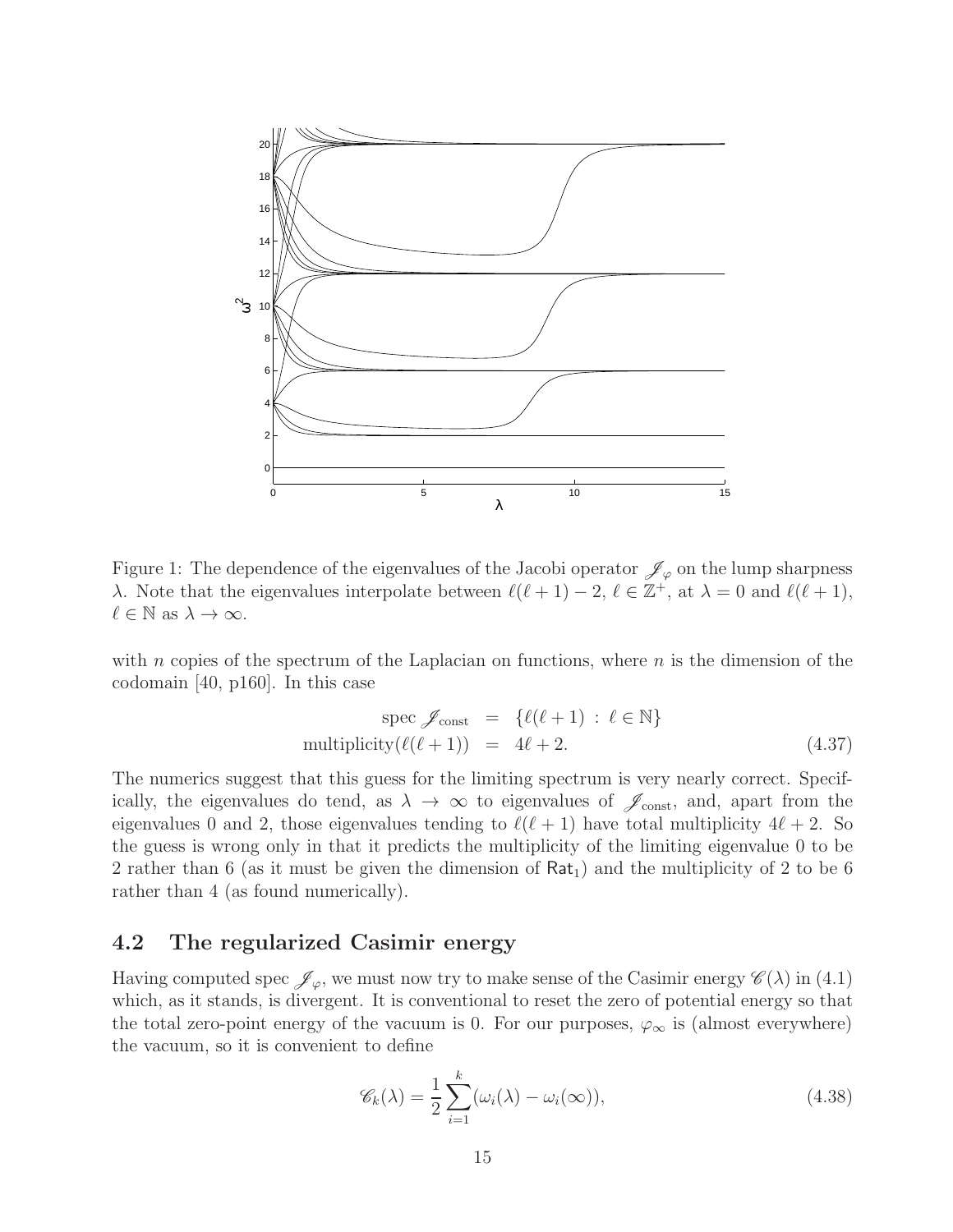Figure 1: The dependence of the eigenvalues of the Jacobi operator $\mathscr{J}_\varphi$ on the lump sharpness $\lambda$. Note that the eigenvalues interpolate between $\ell(\ell+1)-2$, $\ell \in \mathbb{Z}^+$, at $\lambda = 0$ and $\ell(\ell+1)$, $\ell \in \mathbb{N}$ as $\lambda \to \infty$.

with $n$ copies of the spectrum of the Laplacian on functions, where $n$ is the dimension of the codomain [40, p160]. In this case

$$
\begin{aligned}
\text{spec}\, \mathscr{J}_{\text{const}} &= \{\ell(\ell+1) \,:\, \ell \in \mathbb{N}\} \\
\text{multiplicity}(\ell(\ell+1)) &= 4\ell + 2.
\end{aligned} \tag{4.37}
$$

The numerics suggest that this guess for the limiting spectrum is very nearly correct. Specifically, the eigenvalues do tend, as $\lambda \to \infty$ to eigenvalues of $\mathscr{J}_{\text{const}}$, and, apart from the eigenvalues 0 and 2, those eigenvalues tending to $\ell(\ell+1)$ have total multiplicity $4\ell+2$. So the guess is wrong only in that it predicts the multiplicity of the limiting eigenvalue 0 to be 2 rather than 6 (as it must be given the dimension of $\mathsf{Rat}_1$) and the multiplicity of 2 to be 6 rather than 4 (as found numerically).

## 4.2 The regularized Casimir energy

Having computed spec $\mathscr{J}_\varphi$, we must now try to make sense of the Casimir energy $\mathscr{C}(\lambda)$ in (4.1) which, as it stands, is divergent. It is conventional to reset the zero of potential energy so that the total zero-point energy of the vacuum is 0. For our purposes, $\varphi_\infty$ is (almost everywhere) the vacuum, so it is convenient to define

$$
\mathscr{C}_k(\lambda) = \frac{1}{2}\sum_{i=1}^{k}(\omega_i(\lambda) - \omega_i(\infty)), \tag{4.38}
$$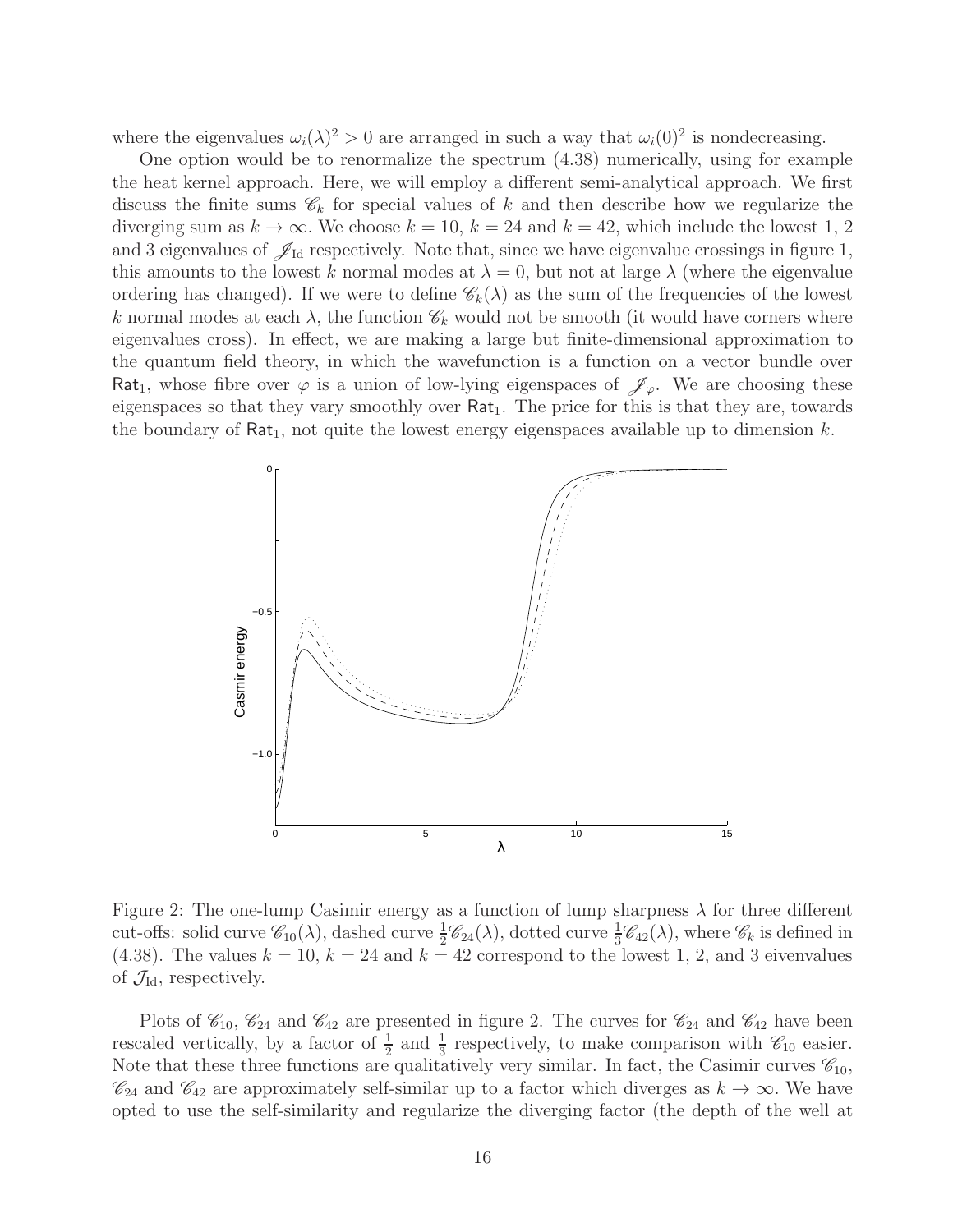where the eigenvalues $\omega_i(\lambda)^2 > 0$ are arranged in such a way that $\omega_i(0)^2$ is nondecreasing.

One option would be to renormalize the spectrum (4.38) numerically, using for example the heat kernel approach. Here, we will employ a different semi-analytical approach. We first discuss the finite sums $\mathscr{C}_k$ for special values of $k$ and then describe how we regularize the diverging sum as $k \to \infty$. We choose $k = 10$, $k = 24$ and $k = 42$, which include the lowest 1, 2 and 3 eigenvalues of $\mathscr{J}_{\rm Id}$ respectively. Note that, since we have eigenvalue crossings in figure 1, this amounts to the lowest $k$ normal modes at $\lambda = 0$, but not at large $\lambda$ (where the eigenvalue ordering has changed). If we were to define $\mathscr{C}_k(\lambda)$ as the sum of the frequencies of the lowest $k$ normal modes at each $\lambda$, the function $\mathscr{C}_k$ would not be smooth (it would have corners where eigenvalues cross). In effect, we are making a large but finite-dimensional approximation to the quantum field theory, in which the wavefunction is a function on a vector bundle over $\mathsf{Rat}_1$, whose fibre over $\varphi$ is a union of low-lying eigenspaces of $\mathscr{J}_\varphi$. We are choosing these eigenspaces so that they vary smoothly over $\mathsf{Rat}_1$. The price for this is that they are, towards the boundary of $\mathsf{Rat}_1$, not quite the lowest energy eigenspaces available up to dimension $k$.

Figure 2: The one-lump Casimir energy as a function of lump sharpness $\lambda$ for three different cut-offs: solid curve $\mathscr{C}_{10}(\lambda)$, dashed curve $\frac{1}{2}\mathscr{C}_{24}(\lambda)$, dotted curve $\frac{1}{3}\mathscr{C}_{42}(\lambda)$, where $\mathscr{C}_k$ is defined in (4.38). The values $k = 10$, $k = 24$ and $k = 42$ correspond to the lowest 1, 2, and 3 eivenvalues of $\mathcal{J}_{\rm Id}$, respectively.

Plots of $\mathscr{C}_{10}$, $\mathscr{C}_{24}$ and $\mathscr{C}_{42}$ are presented in figure 2. The curves for $\mathscr{C}_{24}$ and $\mathscr{C}_{42}$ have been rescaled vertically, by a factor of $\frac{1}{2}$ and $\frac{1}{3}$ respectively, to make comparison with $\mathscr{C}_{10}$ easier. Note that these three functions are qualitatively very similar. In fact, the Casimir curves $\mathscr{C}_{10}$, $\mathscr{C}_{24}$ and $\mathscr{C}_{42}$ are approximately self-similar up to a factor which diverges as $k \to \infty$. We have opted to use the self-similarity and regularize the diverging factor (the depth of the well at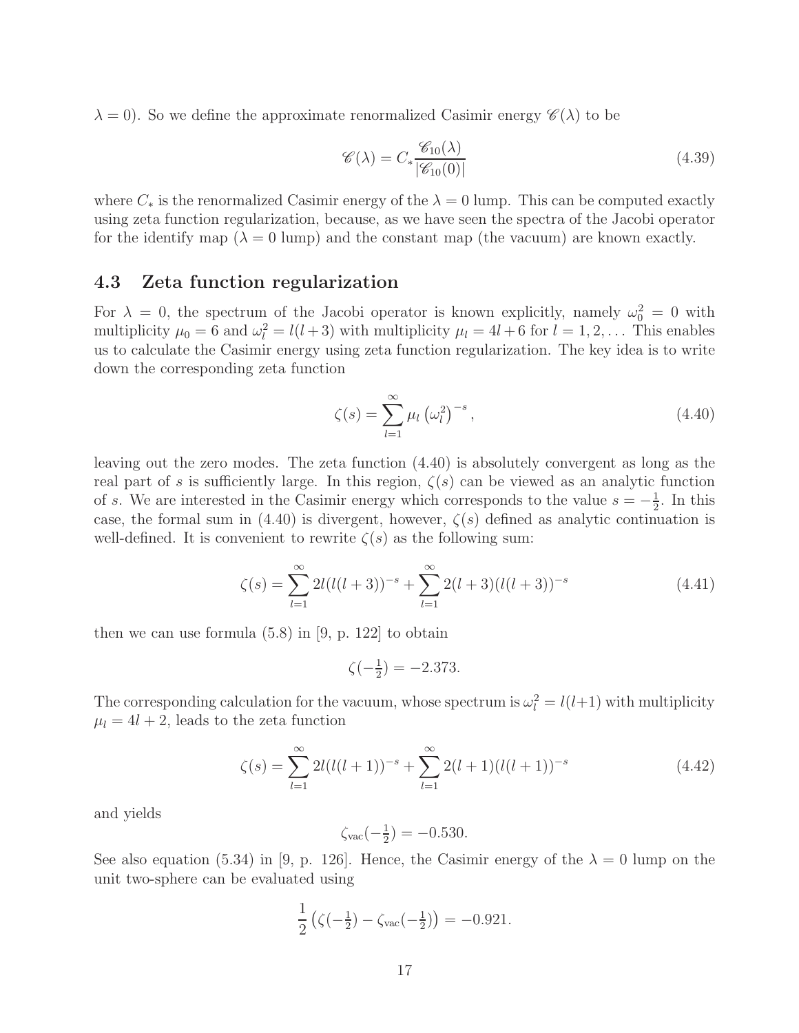$\lambda = 0$). So we define the approximate renormalized Casimir energy $\mathscr{C}(\lambda)$ to be

$$
\mathscr{C}(\lambda) = C_* \frac{\mathscr{C}_{10}(\lambda)}{|\mathscr{C}_{10}(0)|} \tag{4.39}
$$

where $C_*$ is the renormalized Casimir energy of the $\lambda = 0$ lump. This can be computed exactly using zeta function regularization, because, as we have seen the spectra of the Jacobi operator for the identify map ($\lambda = 0$ lump) and the constant map (the vacuum) are known exactly.

### 4.3 Zeta function regularization

For $\lambda = 0$, the spectrum of the Jacobi operator is known explicitly, namely $\omega_0^2 = 0$ with multiplicity $\mu_0 = 6$ and $\omega_l^2 = l(l+3)$ with multiplicity $\mu_l = 4l + 6$ for $l = 1, 2, \ldots$ This enables us to calculate the Casimir energy using zeta function regularization. The key idea is to write down the corresponding zeta function

$$
\zeta(s) = \sum_{l=1}^{\infty} \mu_l \left(\omega_l^2\right)^{-s}, \tag{4.40}
$$

leaving out the zero modes. The zeta function (4.40) is absolutely convergent as long as the real part of $s$ is sufficiently large. In this region, $\zeta(s)$ can be viewed as an analytic function of $s$. We are interested in the Casimir energy which corresponds to the value $s = -\frac{1}{2}$. In this case, the formal sum in (4.40) is divergent, however, $\zeta(s)$ defined as analytic continuation is well-defined. It is convenient to rewrite $\zeta(s)$ as the following sum:

$$
\zeta(s) = \sum_{l=1}^{\infty} 2l(l(l+3))^{-s} + \sum_{l=1}^{\infty} 2(l+3)(l(l+3))^{-s} \tag{4.41}
$$

then we can use formula (5.8) in [9, p. 122] to obtain

$$
\zeta(-\tfrac{1}{2}) = -2.373.
$$

The corresponding calculation for the vacuum, whose spectrum is $\omega_l^2 = l(l+1)$ with multiplicity $\mu_l = 4l + 2$, leads to the zeta function

$$
\zeta(s) = \sum_{l=1}^{\infty} 2l(l(l+1))^{-s} + \sum_{l=1}^{\infty} 2(l+1)(l(l+1))^{-s} \tag{4.42}
$$

and yields

$$
\zeta_{\mathrm{vac}}(-\tfrac{1}{2}) = -0.530.
$$

See also equation (5.34) in [9, p. 126]. Hence, the Casimir energy of the $\lambda = 0$ lump on the unit two-sphere can be evaluated using

$$
\frac{1}{2}\left(\zeta(-\tfrac{1}{2}) - \zeta_{\mathrm{vac}}(-\tfrac{1}{2})\right) = -0.921.
$$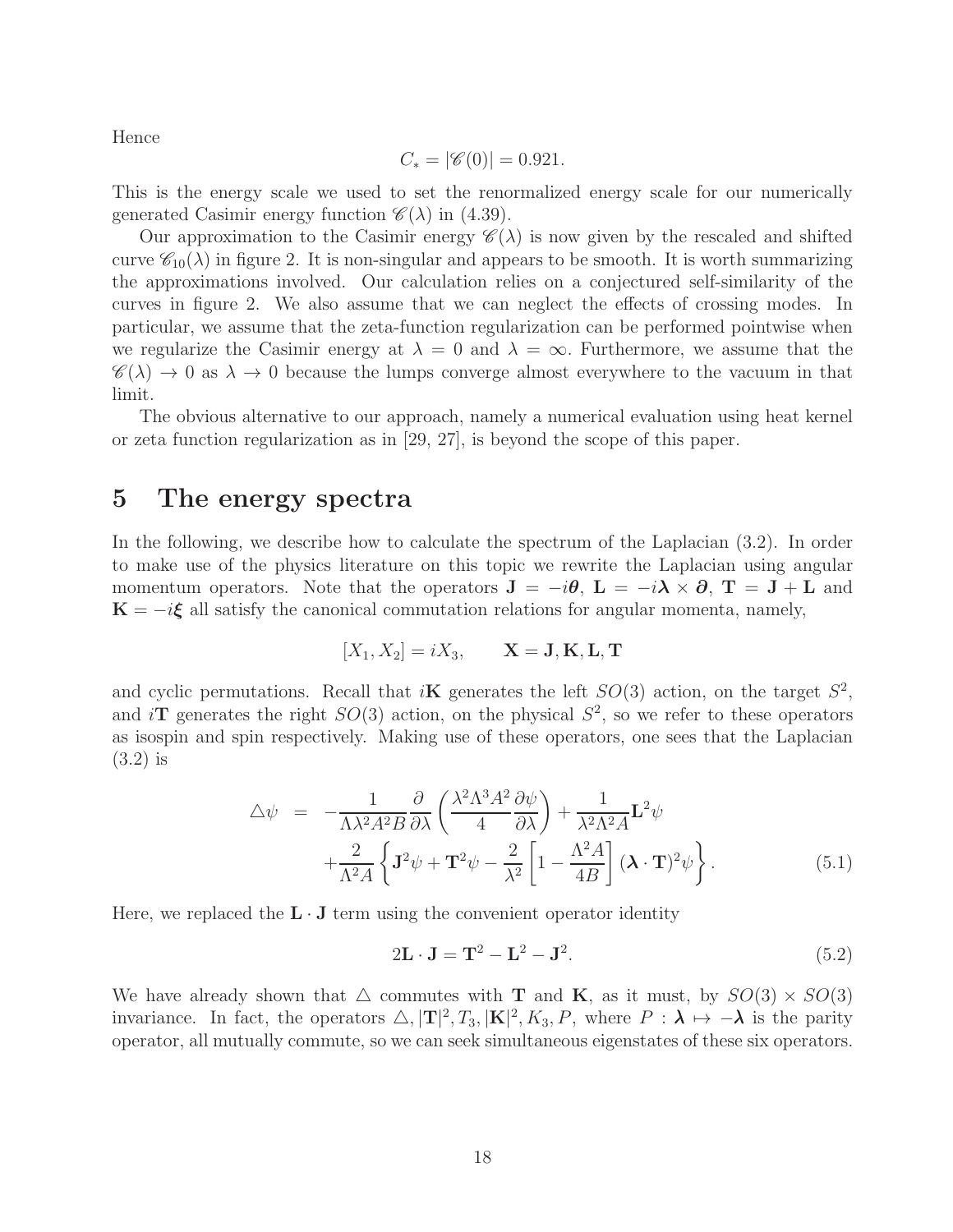Hence

$$C_* = |\mathscr{C}(0)| = 0.921.$$

This is the energy scale we used to set the renormalized energy scale for our numerically generated Casimir energy function $\mathscr{C}(\lambda)$ in (4.39).

Our approximation to the Casimir energy $\mathscr{C}(\lambda)$ is now given by the rescaled and shifted curve $\mathscr{C}_{10}(\lambda)$ in figure 2. It is non-singular and appears to be smooth. It is worth summarizing the approximations involved. Our calculation relies on a conjectured self-similarity of the curves in figure 2. We also assume that we can neglect the effects of crossing modes. In particular, we assume that the zeta-function regularization can be performed pointwise when we regularize the Casimir energy at $\lambda = 0$ and $\lambda = \infty$. Furthermore, we assume that the $\mathscr{C}(\lambda) \to 0$ as $\lambda \to 0$ because the lumps converge almost everywhere to the vacuum in that limit.

The obvious alternative to our approach, namely a numerical evaluation using heat kernel or zeta function regularization as in [29, 27], is beyond the scope of this paper.

# 5 The energy spectra

In the following, we describe how to calculate the spectrum of the Laplacian (3.2). In order to make use of the physics literature on this topic we rewrite the Laplacian using angular momentum operators. Note that the operators $\mathbf{J} = -i\boldsymbol{\theta}$, $\mathbf{L} = -i\boldsymbol{\lambda} \times \boldsymbol{\partial}$, $\mathbf{T} = \mathbf{J} + \mathbf{L}$ and $\mathbf{K} = -i\boldsymbol{\xi}$ all satisfy the canonical commutation relations for angular momenta, namely,

$$[X_1, X_2] = iX_3, \qquad \mathbf{X} = \mathbf{J}, \mathbf{K}, \mathbf{L}, \mathbf{T}$$

and cyclic permutations. Recall that $i\mathbf{K}$ generates the left $SO(3)$ action, on the target $S^2$, and $i\mathbf{T}$ generates the right $SO(3)$ action, on the physical $S^2$, so we refer to these operators as isospin and spin respectively. Making use of these operators, one sees that the Laplacian (3.2) is

$$\begin{aligned} \triangle\psi &= -\frac{1}{\Lambda\lambda^2 A^2 B}\frac{\partial}{\partial\lambda}\left(\frac{\lambda^2\Lambda^3 A^2}{4}\frac{\partial\psi}{\partial\lambda}\right) + \frac{1}{\lambda^2\Lambda^2 A}\mathbf{L}^2\psi \\ &\quad + \frac{2}{\Lambda^2 A}\left\{\mathbf{J}^2\psi + \mathbf{T}^2\psi - \frac{2}{\lambda^2}\left[1 - \frac{\Lambda^2 A}{4B}\right](\boldsymbol{\lambda}\cdot\mathbf{T})^2\psi\right\}. \end{aligned} \tag{5.1}$$

Here, we replaced the $\mathbf{L} \cdot \mathbf{J}$ term using the convenient operator identity

$$2\mathbf{L} \cdot \mathbf{J} = \mathbf{T}^2 - \mathbf{L}^2 - \mathbf{J}^2. \tag{5.2}$$

We have already shown that $\triangle$ commutes with $\mathbf{T}$ and $\mathbf{K}$, as it must, by $SO(3) \times SO(3)$ invariance. In fact, the operators $\triangle, |\mathbf{T}|^2, T_3, |\mathbf{K}|^2, K_3, P$, where $P : \boldsymbol{\lambda} \mapsto -\boldsymbol{\lambda}$ is the parity operator, all mutually commute, so we can seek simultaneous eigenstates of these six operators.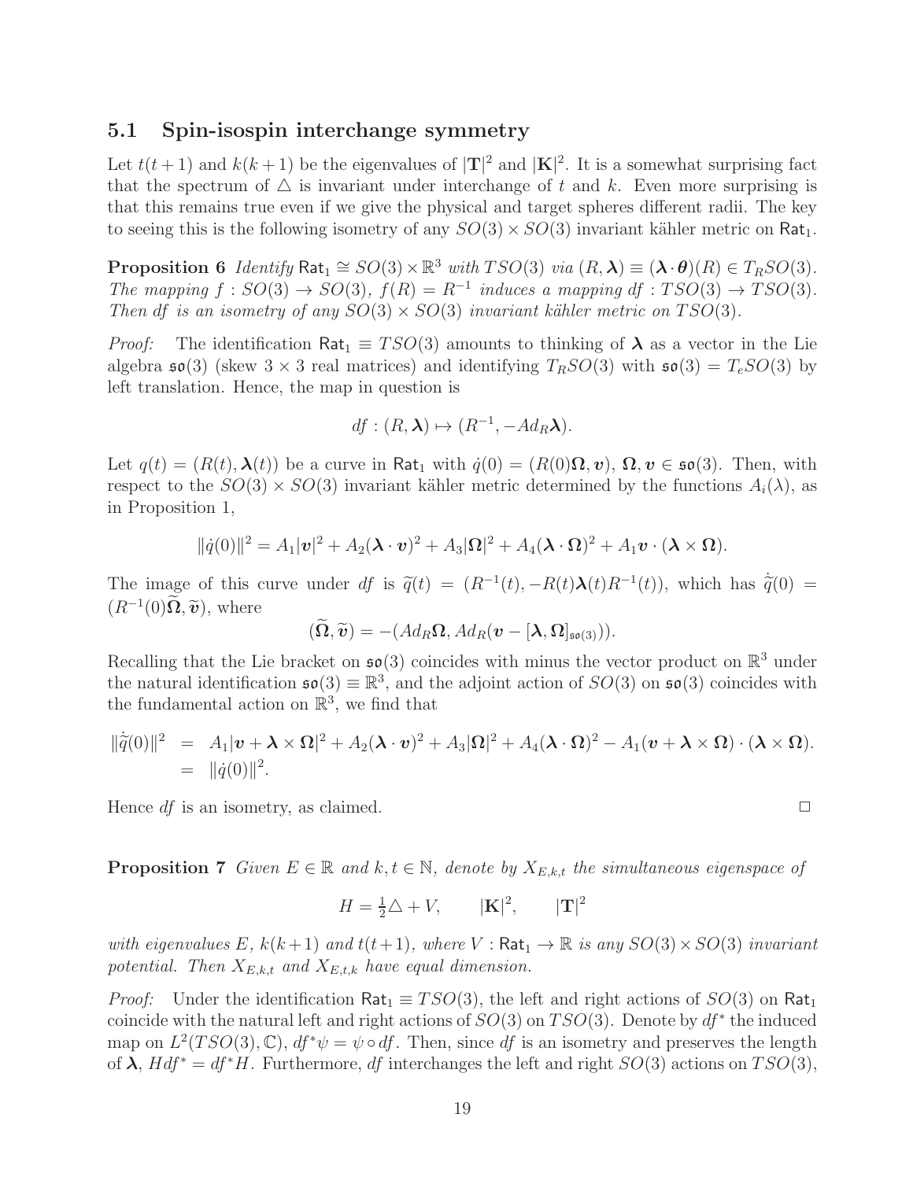### 5.1 Spin-isospin interchange symmetry

Let $t(t+1)$ and $k(k+1)$ be the eigenvalues of $|\mathbf{T}|^2$ and $|\mathbf{K}|^2$. It is a somewhat surprising fact that the spectrum of $\triangle$ is invariant under interchange of $t$ and $k$. Even more surprising is that this remains true even if we give the physical and target spheres different radii. The key to seeing this is the following isometry of any $SO(3)\times SO(3)$ invariant kähler metric on $\mathsf{Rat}_1$.

**Proposition 6** *Identify $\mathsf{Rat}_1 \cong SO(3)\times\mathbb{R}^3$ with $TSO(3)$ via $(R,\boldsymbol{\lambda})\equiv(\boldsymbol{\lambda}\cdot\boldsymbol{\theta})(R)\in T_R SO(3)$. The mapping $f: SO(3)\to SO(3)$, $f(R)=R^{-1}$ induces a mapping $df: TSO(3)\to TSO(3)$. Then $df$ is an isometry of any $SO(3)\times SO(3)$ invariant kähler metric on $TSO(3)$.*

*Proof:* The identification $\mathsf{Rat}_1\equiv TSO(3)$ amounts to thinking of $\boldsymbol{\lambda}$ as a vector in the Lie algebra $\mathfrak{so}(3)$ (skew $3\times 3$ real matrices) and identifying $T_R SO(3)$ with $\mathfrak{so}(3)=T_e SO(3)$ by left translation. Hence, the map in question is

$$df : (R,\boldsymbol{\lambda})\mapsto (R^{-1}, -Ad_R\boldsymbol{\lambda}).$$

Let $q(t)=(R(t),\boldsymbol{\lambda}(t))$ be a curve in $\mathsf{Rat}_1$ with $\dot{q}(0)=(R(0)\boldsymbol{\Omega},\boldsymbol{v})$, $\boldsymbol{\Omega},\boldsymbol{v}\in\mathfrak{so}(3)$. Then, with respect to the $SO(3)\times SO(3)$ invariant kähler metric determined by the functions $A_i(\lambda)$, as in Proposition 1,

$$\|\dot{q}(0)\|^2 = A_1|\boldsymbol{v}|^2 + A_2(\boldsymbol{\lambda}\cdot\boldsymbol{v})^2 + A_3|\boldsymbol{\Omega}|^2 + A_4(\boldsymbol{\lambda}\cdot\boldsymbol{\Omega})^2 + A_1\boldsymbol{v}\cdot(\boldsymbol{\lambda}\times\boldsymbol{\Omega}).$$

The image of this curve under $df$ is $\widetilde{q}(t)=(R^{-1}(t), -R(t)\boldsymbol{\lambda}(t)R^{-1}(t))$, which has $\dot{\widetilde{q}}(0)=(R^{-1}(0)\widetilde{\boldsymbol{\Omega}},\widetilde{\boldsymbol{v}})$, where

$$(\widetilde{\boldsymbol{\Omega}},\widetilde{\boldsymbol{v}}) = -(Ad_R\boldsymbol{\Omega}, Ad_R(\boldsymbol{v}-[\boldsymbol{\lambda},\boldsymbol{\Omega}]_{\mathfrak{so}(3)})).$$

Recalling that the Lie bracket on $\mathfrak{so}(3)$ coincides with minus the vector product on $\mathbb{R}^3$ under the natural identification $\mathfrak{so}(3)\equiv\mathbb{R}^3$, and the adjoint action of $SO(3)$ on $\mathfrak{so}(3)$ coincides with the fundamental action on $\mathbb{R}^3$, we find that

$$\begin{aligned}
\|\dot{\widetilde{q}}(0)\|^2 &= A_1|\boldsymbol{v}+\boldsymbol{\lambda}\times\boldsymbol{\Omega}|^2 + A_2(\boldsymbol{\lambda}\cdot\boldsymbol{v})^2 + A_3|\boldsymbol{\Omega}|^2 + A_4(\boldsymbol{\lambda}\cdot\boldsymbol{\Omega})^2 - A_1(\boldsymbol{v}+\boldsymbol{\lambda}\times\boldsymbol{\Omega})\cdot(\boldsymbol{\lambda}\times\boldsymbol{\Omega}). \\
&= \|\dot{q}(0)\|^2.
\end{aligned}$$

Hence $df$ is an isometry, as claimed. □

**Proposition 7** *Given $E\in\mathbb{R}$ and $k,t\in\mathbb{N}$, denote by $X_{E,k,t}$ the simultaneous eigenspace of*

$$H=\tfrac{1}{2}\triangle+V, \qquad |\mathbf{K}|^2, \qquad |\mathbf{T}|^2$$

*with eigenvalues $E$, $k(k+1)$ and $t(t+1)$, where $V:\mathsf{Rat}_1\to\mathbb{R}$ is any $SO(3)\times SO(3)$ invariant potential. Then $X_{E,k,t}$ and $X_{E,t,k}$ have equal dimension.*

*Proof:* Under the identification $\mathsf{Rat}_1\equiv TSO(3)$, the left and right actions of $SO(3)$ on $\mathsf{Rat}_1$ coincide with the natural left and right actions of $SO(3)$ on $TSO(3)$. Denote by $df^*$ the induced map on $L^2(TSO(3),\mathbb{C})$, $df^*\psi=\psi\circ df$. Then, since $df$ is an isometry and preserves the length of $\boldsymbol{\lambda}$, $Hdf^*=df^*H$. Furthermore, $df$ interchanges the left and right $SO(3)$ actions on $TSO(3)$,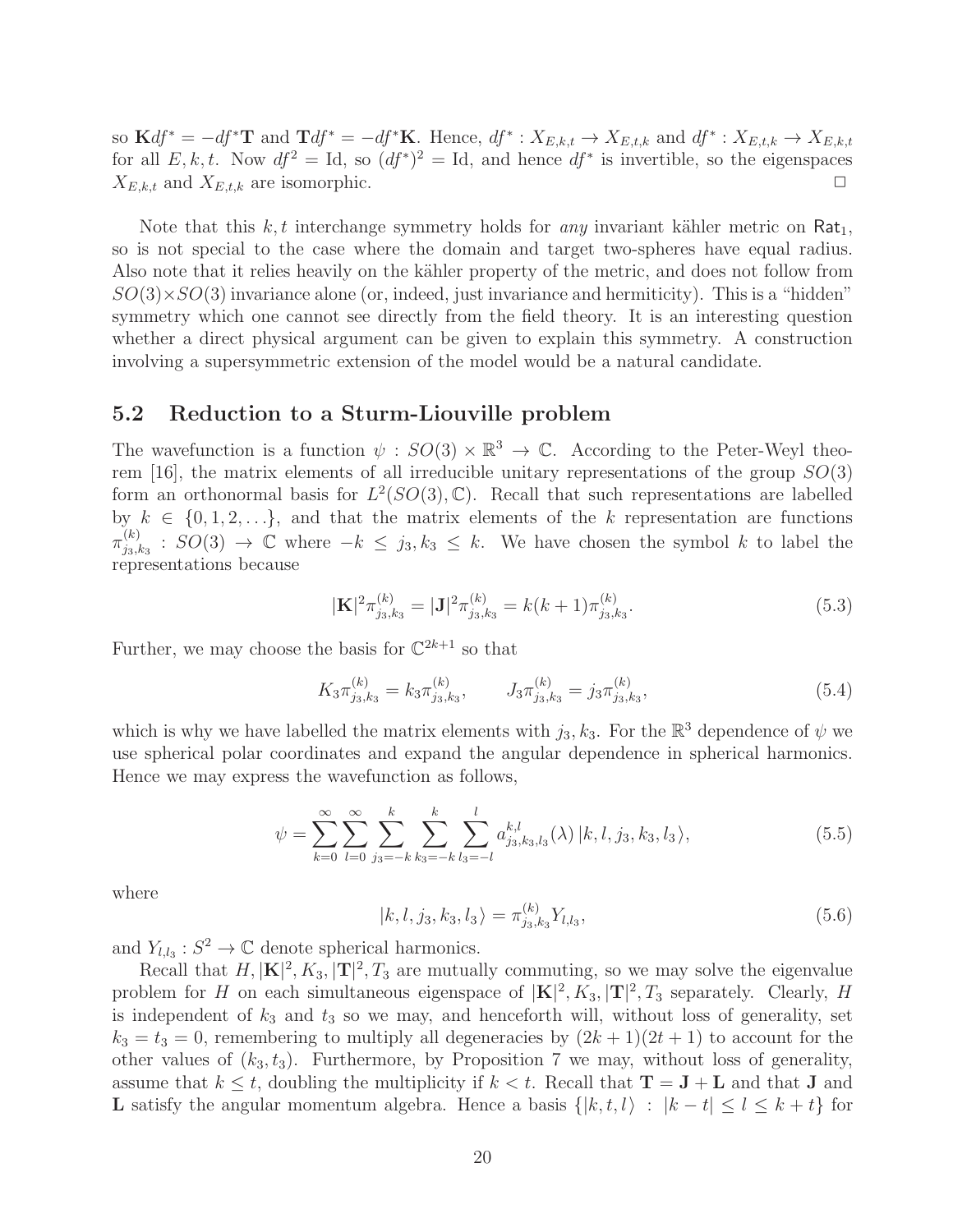so $\mathbf{K}df^* = -df^*\mathbf{T}$ and $\mathbf{T}df^* = -df^*\mathbf{K}$. Hence, $df^* : X_{E,k,t} \to X_{E,t,k}$ and $df^* : X_{E,t,k} \to X_{E,k,t}$ for all $E, k, t$. Now $df^2 = \text{Id}$, so $(df^*)^2 = \text{Id}$, and hence $df^*$ is invertible, so the eigenspaces $X_{E,k,t}$ and $X_{E,t,k}$ are isomorphic. □

Note that this $k, t$ interchange symmetry holds for *any* invariant kähler metric on $\mathsf{Rat}_1$, so is not special to the case where the domain and target two-spheres have equal radius. Also note that it relies heavily on the kähler property of the metric, and does not follow from $SO(3)\times SO(3)$ invariance alone (or, indeed, just invariance and hermiticity). This is a "hidden" symmetry which one cannot see directly from the field theory. It is an interesting question whether a direct physical argument can be given to explain this symmetry. A construction involving a supersymmetric extension of the model would be a natural candidate.

## 5.2 Reduction to a Sturm-Liouville problem

The wavefunction is a function $\psi : SO(3) \times \mathbb{R}^3 \to \mathbb{C}$. According to the Peter-Weyl theorem [16], the matrix elements of all irreducible unitary representations of the group $SO(3)$ form an orthonormal basis for $L^2(SO(3), \mathbb{C})$. Recall that such representations are labelled by $k \in \{0, 1, 2, \ldots\}$, and that the matrix elements of the $k$ representation are functions $\pi^{(k)}_{j_3,k_3} : SO(3) \to \mathbb{C}$ where $-k \leq j_3, k_3 \leq k$. We have chosen the symbol $k$ to label the representations because

$$|\mathbf{K}|^2 \pi^{(k)}_{j_3,k_3} = |\mathbf{J}|^2 \pi^{(k)}_{j_3,k_3} = k(k+1)\pi^{(k)}_{j_3,k_3}. \tag{5.3}$$

Further, we may choose the basis for $\mathbb{C}^{2k+1}$ so that

$$K_3 \pi^{(k)}_{j_3,k_3} = k_3 \pi^{(k)}_{j_3,k_3}, \qquad J_3 \pi^{(k)}_{j_3,k_3} = j_3 \pi^{(k)}_{j_3,k_3}, \tag{5.4}$$

which is why we have labelled the matrix elements with $j_3, k_3$. For the $\mathbb{R}^3$ dependence of $\psi$ we use spherical polar coordinates and expand the angular dependence in spherical harmonics. Hence we may express the wavefunction as follows,

$$\psi = \sum_{k=0}^{\infty} \sum_{l=0}^{\infty} \sum_{j_3=-k}^{k} \sum_{k_3=-k}^{k} \sum_{l_3=-l}^{l} a^{k,l}_{j_3,k_3,l_3}(\lambda)\, |k, l, j_3, k_3, l_3\rangle, \tag{5.5}$$

where

$$|k, l, j_3, k_3, l_3\rangle = \pi^{(k)}_{j_3,k_3} Y_{l,l_3}, \tag{5.6}$$

and $Y_{l,l_3} : S^2 \to \mathbb{C}$ denote spherical harmonics.

Recall that $H, |\mathbf{K}|^2, K_3, |\mathbf{T}|^2, T_3$ are mutually commuting, so we may solve the eigenvalue problem for $H$ on each simultaneous eigenspace of $|\mathbf{K}|^2, K_3, |\mathbf{T}|^2, T_3$ separately. Clearly, $H$ is independent of $k_3$ and $t_3$ so we may, and henceforth will, without loss of generality, set $k_3 = t_3 = 0$, remembering to multiply all degeneracies by $(2k+1)(2t+1)$ to account for the other values of $(k_3, t_3)$. Furthermore, by Proposition 7 we may, without loss of generality, assume that $k \leq t$, doubling the multiplicity if $k < t$. Recall that $\mathbf{T} = \mathbf{J} + \mathbf{L}$ and that $\mathbf{J}$ and $\mathbf{L}$ satisfy the angular momentum algebra. Hence a basis $\{|k, t, l\rangle \ : \ |k - t| \leq l \leq k + t\}$ for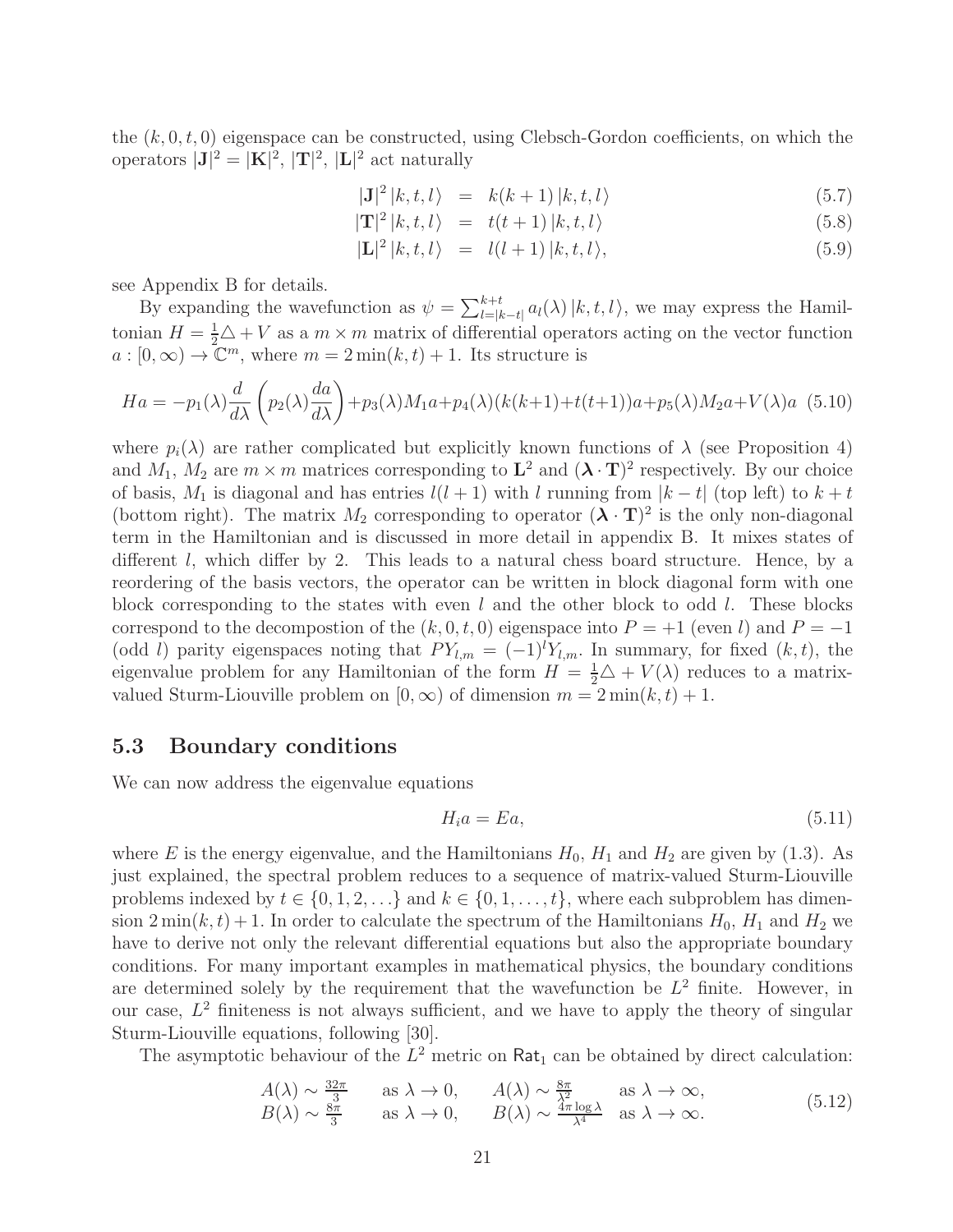the $(k, 0, t, 0)$ eigenspace can be constructed, using Clebsch-Gordon coefficients, on which the operators $|\mathbf{J}|^2 = |\mathbf{K}|^2$, $|\mathbf{T}|^2$, $|\mathbf{L}|^2$ act naturally

$$
\begin{aligned}
|\mathbf{J}|^2 \, |k, t, l\rangle &= k(k+1) \, |k, t, l\rangle && (5.7)\\
|\mathbf{T}|^2 \, |k, t, l\rangle &= t(t+1) \, |k, t, l\rangle && (5.8)\\
|\mathbf{L}|^2 \, |k, t, l\rangle &= l(l+1) \, |k, t, l\rangle, && (5.9)
\end{aligned}
$$

see Appendix B for details.

By expanding the wavefunction as $\psi = \sum_{l=|k-t|}^{k+t} a_l(\lambda) \, |k, t, l\rangle$, we may express the Hamiltonian $H = \frac{1}{2}\triangle + V$ as a $m \times m$ matrix of differential operators acting on the vector function $a : [0, \infty) \to \mathbb{C}^m$, where $m = 2\min(k, t) + 1$. Its structure is

$$
Ha = -p_1(\lambda)\frac{d}{d\lambda}\left(p_2(\lambda)\frac{da}{d\lambda}\right) + p_3(\lambda)M_1 a + p_4(\lambda)(k(k+1) + t(t+1))a + p_5(\lambda)M_2 a + V(\lambda)a \quad (5.10)
$$

where $p_i(\lambda)$ are rather complicated but explicitly known functions of $\lambda$ (see Proposition 4) and $M_1$, $M_2$ are $m \times m$ matrices corresponding to $\mathbf{L}^2$ and $(\boldsymbol{\lambda} \cdot \mathbf{T})^2$ respectively. By our choice of basis, $M_1$ is diagonal and has entries $l(l+1)$ with $l$ running from $|k-t|$ (top left) to $k+t$ (bottom right). The matrix $M_2$ corresponding to operator $(\boldsymbol{\lambda} \cdot \mathbf{T})^2$ is the only non-diagonal term in the Hamiltonian and is discussed in more detail in appendix B. It mixes states of different $l$, which differ by 2. This leads to a natural chess board structure. Hence, by a reordering of the basis vectors, the operator can be written in block diagonal form with one block corresponding to the states with even $l$ and the other block to odd $l$. These blocks correspond to the decompostion of the $(k, 0, t, 0)$ eigenspace into $P = +1$ (even $l$) and $P = -1$ (odd $l$) parity eigenspaces noting that $PY_{l,m} = (-1)^l Y_{l,m}$. In summary, for fixed $(k, t)$, the eigenvalue problem for any Hamiltonian of the form $H = \frac{1}{2}\triangle + V(\lambda)$ reduces to a matrix-valued Sturm-Liouville problem on $[0, \infty)$ of dimension $m = 2\min(k, t) + 1$.

## 5.3 Boundary conditions

We can now address the eigenvalue equations

$$
H_i a = E a, \quad (5.11)
$$

where $E$ is the energy eigenvalue, and the Hamiltonians $H_0$, $H_1$ and $H_2$ are given by (1.3). As just explained, the spectral problem reduces to a sequence of matrix-valued Sturm-Liouville problems indexed by $t \in \{0, 1, 2, \ldots\}$ and $k \in \{0, 1, \ldots, t\}$, where each subproblem has dimension $2\min(k, t) + 1$. In order to calculate the spectrum of the Hamiltonians $H_0$, $H_1$ and $H_2$ we have to derive not only the relevant differential equations but also the appropriate boundary conditions. For many important examples in mathematical physics, the boundary conditions are determined solely by the requirement that the wavefunction be $L^2$ finite. However, in our case, $L^2$ finiteness is not always sufficient, and we have to apply the theory of singular Sturm-Liouville equations, following [30].

The asymptotic behaviour of the $L^2$ metric on $\mathsf{Rat}_1$ can be obtained by direct calculation:

$$
\begin{array}{llll}
A(\lambda) \sim \frac{32\pi}{3} & \text{as } \lambda \to 0, & A(\lambda) \sim \frac{8\pi}{\lambda^2} & \text{as } \lambda \to \infty, \\
B(\lambda) \sim \frac{8\pi}{3} & \text{as } \lambda \to 0, & B(\lambda) \sim \frac{4\pi \log \lambda}{\lambda^4} & \text{as } \lambda \to \infty.
\end{array}
\quad (5.12)
$$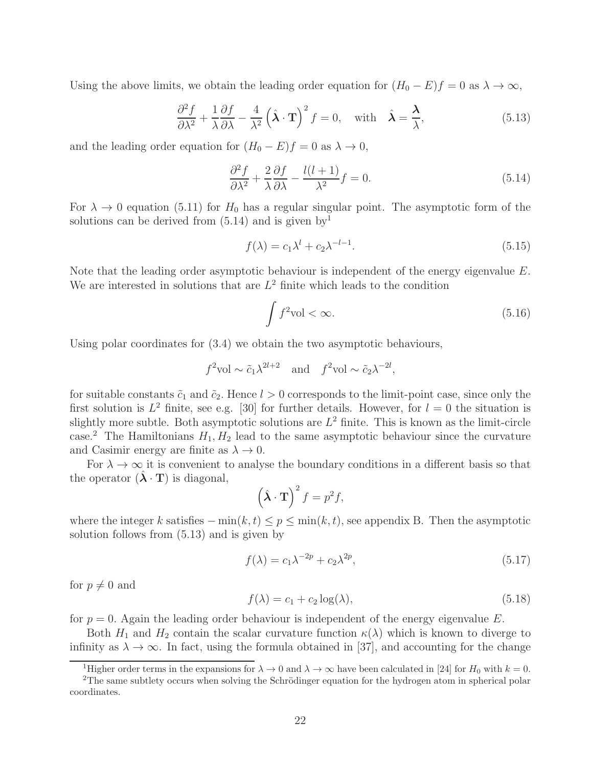Using the above limits, we obtain the leading order equation for $(H_0 - E)f = 0$ as $\lambda \to \infty$,

$$\frac{\partial^2 f}{\partial \lambda^2} + \frac{1}{\lambda}\frac{\partial f}{\partial \lambda} - \frac{4}{\lambda^2}\left(\hat{\boldsymbol{\lambda}} \cdot \mathbf{T}\right)^2 f = 0, \quad \text{with} \quad \hat{\boldsymbol{\lambda}} = \frac{\boldsymbol{\lambda}}{\lambda}, \tag{5.13}$$

and the leading order equation for $(H_0 - E)f = 0$ as $\lambda \to 0$,

$$\frac{\partial^2 f}{\partial \lambda^2} + \frac{2}{\lambda}\frac{\partial f}{\partial \lambda} - \frac{l(l+1)}{\lambda^2} f = 0. \tag{5.14}$$

For $\lambda \to 0$ equation (5.11) for $H_0$ has a regular singular point. The asymptotic form of the solutions can be derived from (5.14) and is given by[1]

$$f(\lambda) = c_1 \lambda^l + c_2 \lambda^{-l-1}. \tag{5.15}$$

Note that the leading order asymptotic behaviour is independent of the energy eigenvalue $E$. We are interested in solutions that are $L^2$ finite which leads to the condition

$$\int f^2 \text{vol} < \infty. \tag{5.16}$$

Using polar coordinates for (3.4) we obtain the two asymptotic behaviours,

$$f^2\text{vol} \sim \tilde{c}_1 \lambda^{2l+2} \quad \text{and} \quad f^2\text{vol} \sim \tilde{c}_2 \lambda^{-2l},$$

for suitable constants $\tilde{c}_1$ and $\tilde{c}_2$. Hence $l > 0$ corresponds to the limit-point case, since only the first solution is $L^2$ finite, see e.g. [30] for further details. However, for $l = 0$ the situation is slightly more subtle. Both asymptotic solutions are $L^2$ finite. This is known as the limit-circle case.[2] The Hamiltonians $H_1, H_2$ lead to the same asymptotic behaviour since the curvature and Casimir energy are finite as $\lambda \to 0$.

For $\lambda \to \infty$ it is convenient to analyse the boundary conditions in a different basis so that the operator $(\hat{\boldsymbol{\lambda}} \cdot \mathbf{T})$ is diagonal,

$$\left(\hat{\boldsymbol{\lambda}} \cdot \mathbf{T}\right)^2 f = p^2 f,$$

where the integer $k$ satisfies $-\min(k,t) \leq p \leq \min(k,t)$, see appendix B. Then the asymptotic solution follows from (5.13) and is given by

$$f(\lambda) = c_1 \lambda^{-2p} + c_2 \lambda^{2p}, \tag{5.17}$$

for $p \neq 0$ and

$$f(\lambda) = c_1 + c_2 \log(\lambda), \tag{5.18}$$

for $p = 0$. Again the leading order behaviour is independent of the energy eigenvalue $E$.

Both $H_1$ and $H_2$ contain the scalar curvature function $\kappa(\lambda)$ which is known to diverge to infinity as $\lambda \to \infty$. In fact, using the formula obtained in [37], and accounting for the change

[1] Higher order terms in the expansions for $\lambda \to 0$ and $\lambda \to \infty$ have been calculated in [24] for $H_0$ with $k = 0$.

[2] The same subtlety occurs when solving the Schrödinger equation for the hydrogen atom in spherical polar coordinates.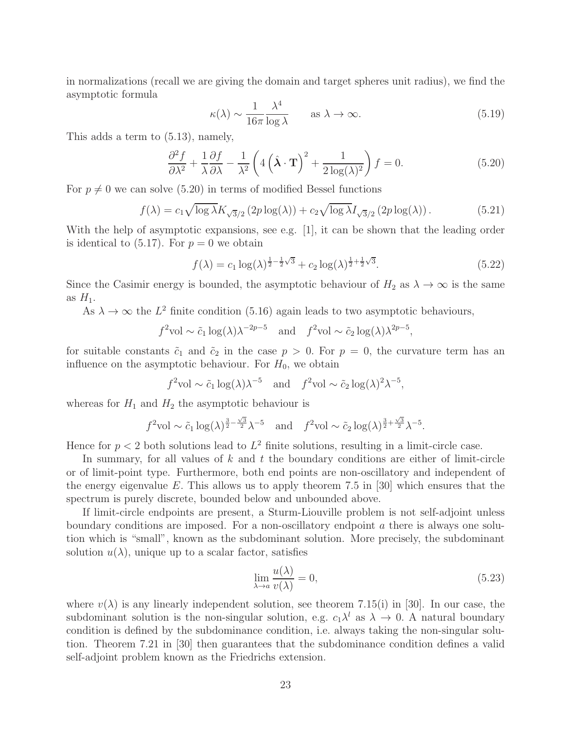in normalizations (recall we are giving the domain and target spheres unit radius), we find the asymptotic formula

$$\kappa(\lambda) \sim \frac{1}{16\pi} \frac{\lambda^4}{\log \lambda} \qquad \text{as } \lambda \to \infty. \tag{5.19}$$

This adds a term to (5.13), namely,

$$\frac{\partial^2 f}{\partial \lambda^2} + \frac{1}{\lambda} \frac{\partial f}{\partial \lambda} - \frac{1}{\lambda^2} \left( 4 \left( \hat{\boldsymbol{\lambda}} \cdot \mathbf{T} \right)^2 + \frac{1}{2 \log(\lambda)^2} \right) f = 0. \tag{5.20}$$

For $p \neq 0$ we can solve (5.20) in terms of modified Bessel functions

$$f(\lambda) = c_1 \sqrt{\log \lambda} K_{\sqrt{3}/2} \left( 2p \log(\lambda) \right) + c_2 \sqrt{\log \lambda} I_{\sqrt{3}/2} \left( 2p \log(\lambda) \right). \tag{5.21}$$

With the help of asymptotic expansions, see e.g. [1], it can be shown that the leading order is identical to (5.17). For $p = 0$ we obtain

$$f(\lambda) = c_1 \log(\lambda)^{\frac{1}{2} - \frac{1}{2}\sqrt{3}} + c_2 \log(\lambda)^{\frac{1}{2} + \frac{1}{2}\sqrt{3}}. \tag{5.22}$$

Since the Casimir energy is bounded, the asymptotic behaviour of $H_2$ as $\lambda \to \infty$ is the same as $H_1$.

As $\lambda \to \infty$ the $L^2$ finite condition (5.16) again leads to two asymptotic behaviours,

$$f^2 \text{vol} \sim \tilde{c}_1 \log(\lambda) \lambda^{-2p-5} \quad \text{and} \quad f^2 \text{vol} \sim \tilde{c}_2 \log(\lambda) \lambda^{2p-5},$$

for suitable constants $\tilde{c}_1$ and $\tilde{c}_2$ in the case $p > 0$. For $p = 0$, the curvature term has an influence on the asymptotic behaviour. For $H_0$, we obtain

$$f^2 \text{vol} \sim \tilde{c}_1 \log(\lambda) \lambda^{-5} \quad \text{and} \quad f^2 \text{vol} \sim \tilde{c}_2 \log(\lambda)^2 \lambda^{-5},$$

whereas for $H_1$ and $H_2$ the asymptotic behaviour is

$$f^2 \text{vol} \sim \tilde{c}_1 \log(\lambda)^{\frac{3}{2} - \frac{\sqrt{3}}{2}} \lambda^{-5} \quad \text{and} \quad f^2 \text{vol} \sim \tilde{c}_2 \log(\lambda)^{\frac{3}{2} + \frac{\sqrt{3}}{2}} \lambda^{-5}.$$

Hence for $p < 2$ both solutions lead to $L^2$ finite solutions, resulting in a limit-circle case.

In summary, for all values of $k$ and $t$ the boundary conditions are either of limit-circle or of limit-point type. Furthermore, both end points are non-oscillatory and independent of the energy eigenvalue $E$. This allows us to apply theorem 7.5 in [30] which ensures that the spectrum is purely discrete, bounded below and unbounded above.

If limit-circle endpoints are present, a Sturm-Liouville problem is not self-adjoint unless boundary conditions are imposed. For a non-oscillatory endpoint $a$ there is always one solution which is "small", known as the subdominant solution. More precisely, the subdominant solution $u(\lambda)$, unique up to a scalar factor, satisfies

$$\lim_{\lambda \to a} \frac{u(\lambda)}{v(\lambda)} = 0, \tag{5.23}$$

where $v(\lambda)$ is any linearly independent solution, see theorem 7.15(i) in [30]. In our case, the subdominant solution is the non-singular solution, e.g. $c_1 \lambda^l$ as $\lambda \to 0$. A natural boundary condition is defined by the subdominance condition, i.e. always taking the non-singular solution. Theorem 7.21 in [30] then guarantees that the subdominance condition defines a valid self-adjoint problem known as the Friedrichs extension.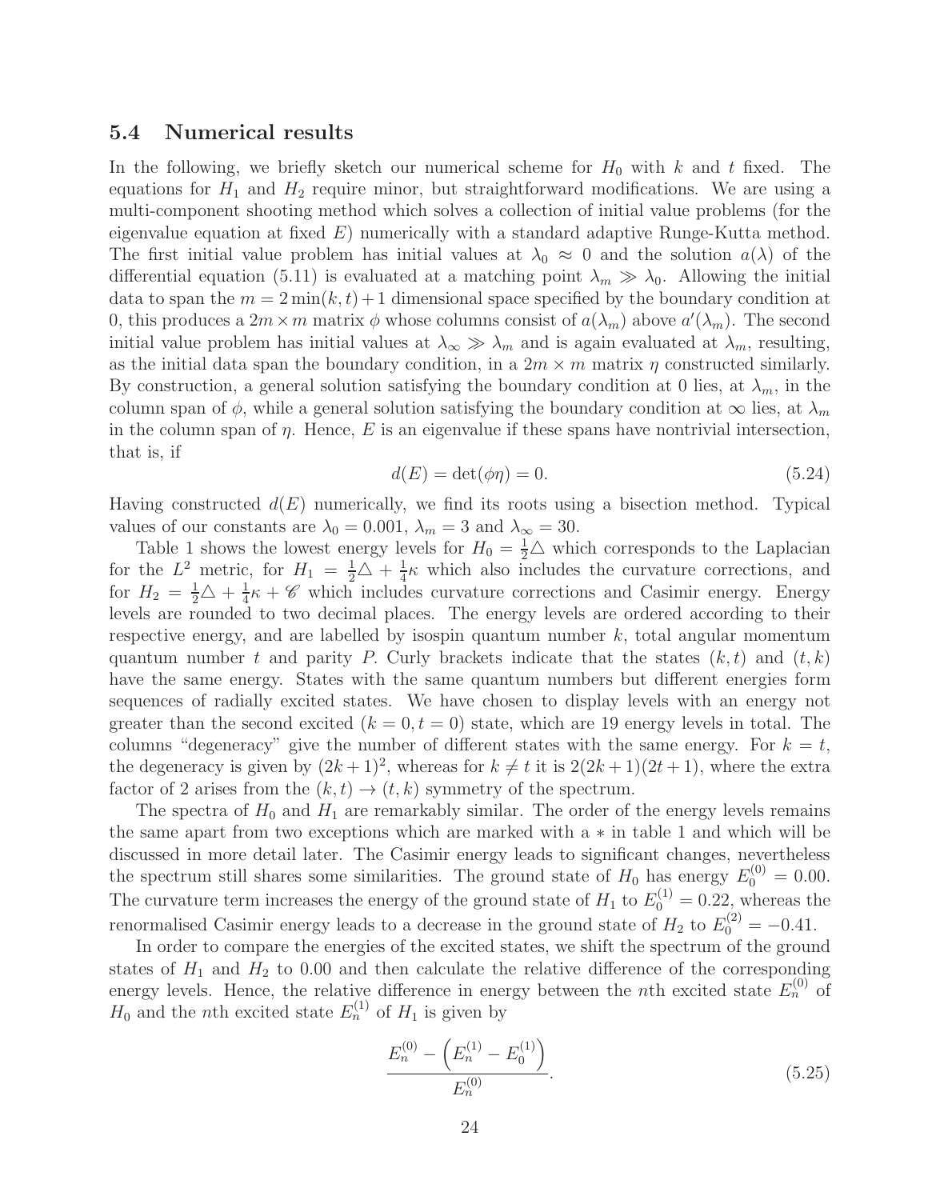### 5.4 Numerical results

In the following, we briefly sketch our numerical scheme for $H_0$ with $k$ and $t$ fixed. The equations for $H_1$ and $H_2$ require minor, but straightforward modifications. We are using a multi-component shooting method which solves a collection of initial value problems (for the eigenvalue equation at fixed $E$) numerically with a standard adaptive Runge-Kutta method. The first initial value problem has initial values at $\lambda_0 \approx 0$ and the solution $a(\lambda)$ of the differential equation (5.11) is evaluated at a matching point $\lambda_m \gg \lambda_0$. Allowing the initial data to span the $m = 2\min(k,t)+1$ dimensional space specified by the boundary condition at 0, this produces a $2m \times m$ matrix $\phi$ whose columns consist of $a(\lambda_m)$ above $a'(\lambda_m)$. The second initial value problem has initial values at $\lambda_\infty \gg \lambda_m$ and is again evaluated at $\lambda_m$, resulting, as the initial data span the boundary condition, in a $2m \times m$ matrix $\eta$ constructed similarly. By construction, a general solution satisfying the boundary condition at 0 lies, at $\lambda_m$, in the column span of $\phi$, while a general solution satisfying the boundary condition at $\infty$ lies, at $\lambda_m$ in the column span of $\eta$. Hence, $E$ is an eigenvalue if these spans have nontrivial intersection, that is, if

$$d(E) = \det(\phi\eta) = 0. \tag{5.24}$$

Having constructed $d(E)$ numerically, we find its roots using a bisection method. Typical values of our constants are $\lambda_0 = 0.001$, $\lambda_m = 3$ and $\lambda_\infty = 30$.

Table 1 shows the lowest energy levels for $H_0 = \frac{1}{2}\triangle$ which corresponds to the Laplacian for the $L^2$ metric, for $H_1 = \frac{1}{2}\triangle + \frac{1}{4}\kappa$ which also includes the curvature corrections, and for $H_2 = \frac{1}{2}\triangle + \frac{1}{4}\kappa + \mathscr{C}$ which includes curvature corrections and Casimir energy. Energy levels are rounded to two decimal places. The energy levels are ordered according to their respective energy, and are labelled by isospin quantum number $k$, total angular momentum quantum number $t$ and parity $P$. Curly brackets indicate that the states $(k,t)$ and $(t,k)$ have the same energy. States with the same quantum numbers but different energies form sequences of radially excited states. We have chosen to display levels with an energy not greater than the second excited $(k=0, t=0)$ state, which are 19 energy levels in total. The columns "degeneracy" give the number of different states with the same energy. For $k=t$, the degeneracy is given by $(2k+1)^2$, whereas for $k \neq t$ it is $2(2k+1)(2t+1)$, where the extra factor of 2 arises from the $(k,t) \to (t,k)$ symmetry of the spectrum.

The spectra of $H_0$ and $H_1$ are remarkably similar. The order of the energy levels remains the same apart from two exceptions which are marked with a $*$ in table 1 and which will be discussed in more detail later. The Casimir energy leads to significant changes, nevertheless the spectrum still shares some similarities. The ground state of $H_0$ has energy $E_0^{(0)} = 0.00$. The curvature term increases the energy of the ground state of $H_1$ to $E_0^{(1)} = 0.22$, whereas the renormalised Casimir energy leads to a decrease in the ground state of $H_2$ to $E_0^{(2)} = -0.41$.

In order to compare the energies of the excited states, we shift the spectrum of the ground states of $H_1$ and $H_2$ to 0.00 and then calculate the relative difference of the corresponding energy levels. Hence, the relative difference in energy between the $n$th excited state $E_n^{(0)}$ of $H_0$ and the $n$th excited state $E_n^{(1)}$ of $H_1$ is given by

$$\frac{E_n^{(0)} - \left(E_n^{(1)} - E_0^{(1)}\right)}{E_n^{(0)}}. \tag{5.25}$$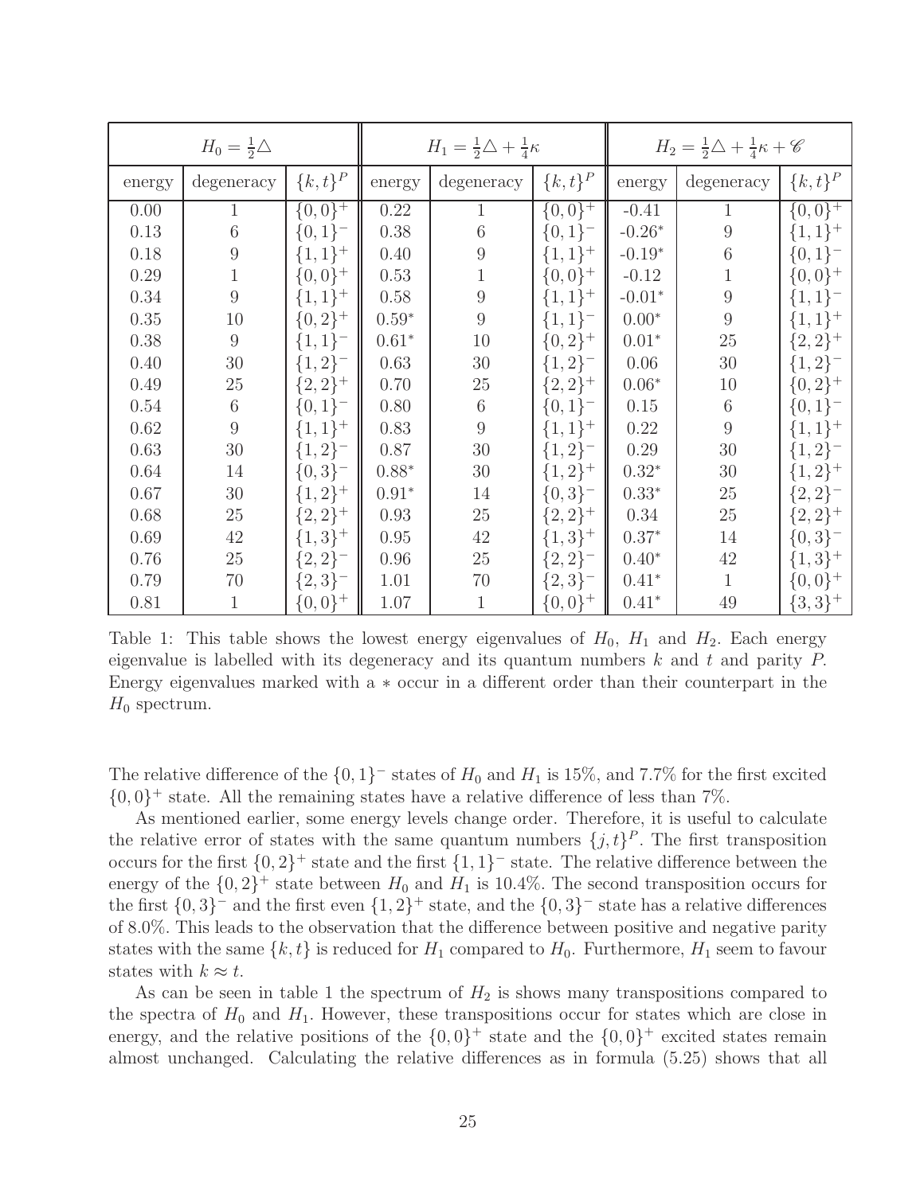| $H_0 = \frac{1}{2}\triangle$ | | | $H_1 = \frac{1}{2}\triangle + \frac{1}{4}\kappa$ | | | $H_2 = \frac{1}{2}\triangle + \frac{1}{4}\kappa + \mathscr{C}$ | | |
|---|---|---|---|---|---|---|---|---|
| energy | degeneracy | $\{k,t\}^P$ | energy | degeneracy | $\{k,t\}^P$ | energy | degeneracy | $\{k,t\}^P$ |
| 0.00 | 1 | $\{0,0\}^+$ | 0.22 | 1 | $\{0,0\}^+$ | -0.41 | 1 | $\{0,0\}^+$ |
| 0.13 | 6 | $\{0,1\}^-$ | 0.38 | 6 | $\{0,1\}^-$ | -0.26* | 9 | $\{1,1\}^+$ |
| 0.18 | 9 | $\{1,1\}^+$ | 0.40 | 9 | $\{1,1\}^+$ | -0.19* | 6 | $\{0,1\}^-$ |
| 0.29 | 1 | $\{0,0\}^+$ | 0.53 | 1 | $\{0,0\}^+$ | -0.12 | 1 | $\{0,0\}^+$ |
| 0.34 | 9 | $\{1,1\}^+$ | 0.58 | 9 | $\{1,1\}^+$ | -0.01* | 9 | $\{1,1\}^-$ |
| 0.35 | 10 | $\{0,2\}^+$ | 0.59* | 9 | $\{1,1\}^-$ | 0.00* | 9 | $\{1,1\}^+$ |
| 0.38 | 9 | $\{1,1\}^-$ | 0.61* | 10 | $\{0,2\}^+$ | 0.01* | 25 | $\{2,2\}^+$ |
| 0.40 | 30 | $\{1,2\}^-$ | 0.63 | 30 | $\{1,2\}^-$ | 0.06 | 30 | $\{1,2\}^-$ |
| 0.49 | 25 | $\{2,2\}^+$ | 0.70 | 25 | $\{2,2\}^+$ | 0.06* | 10 | $\{0,2\}^+$ |
| 0.54 | 6 | $\{0,1\}^-$ | 0.80 | 6 | $\{0,1\}^-$ | 0.15 | 6 | $\{0,1\}^-$ |
| 0.62 | 9 | $\{1,1\}^+$ | 0.83 | 9 | $\{1,1\}^+$ | 0.22 | 9 | $\{1,1\}^+$ |
| 0.63 | 30 | $\{1,2\}^-$ | 0.87 | 30 | $\{1,2\}^-$ | 0.29 | 30 | $\{1,2\}^-$ |
| 0.64 | 14 | $\{0,3\}^-$ | 0.88* | 30 | $\{1,2\}^+$ | 0.32* | 30 | $\{1,2\}^+$ |
| 0.67 | 30 | $\{1,2\}^+$ | 0.91* | 14 | $\{0,3\}^-$ | 0.33* | 25 | $\{2,2\}^-$ |
| 0.68 | 25 | $\{2,2\}^+$ | 0.93 | 25 | $\{2,2\}^+$ | 0.34 | 25 | $\{2,2\}^+$ |
| 0.69 | 42 | $\{1,3\}^+$ | 0.95 | 42 | $\{1,3\}^+$ | 0.37* | 14 | $\{0,3\}^-$ |
| 0.76 | 25 | $\{2,2\}^-$ | 0.96 | 25 | $\{2,2\}^-$ | 0.40* | 42 | $\{1,3\}^+$ |
| 0.79 | 70 | $\{2,3\}^-$ | 1.01 | 70 | $\{2,3\}^-$ | 0.41* | 1 | $\{0,0\}^+$ |
| 0.81 | 1 | $\{0,0\}^+$ | 1.07 | 1 | $\{0,0\}^+$ | 0.41* | 49 | $\{3,3\}^+$ |

Table 1: This table shows the lowest energy eigenvalues of $H_0$, $H_1$ and $H_2$. Each energy eigenvalue is labelled with its degeneracy and its quantum numbers $k$ and $t$ and parity $P$. Energy eigenvalues marked with a $*$ occur in a different order than their counterpart in the $H_0$ spectrum.

The relative difference of the $\{0,1\}^-$ states of $H_0$ and $H_1$ is 15%, and 7.7% for the first excited $\{0,0\}^+$ state. All the remaining states have a relative difference of less than 7%.

As mentioned earlier, some energy levels change order. Therefore, it is useful to calculate the relative error of states with the same quantum numbers $\{j,t\}^P$. The first transposition occurs for the first $\{0,2\}^+$ state and the first $\{1,1\}^-$ state. The relative difference between the energy of the $\{0,2\}^+$ state between $H_0$ and $H_1$ is 10.4%. The second transposition occurs for the first $\{0,3\}^-$ and the first even $\{1,2\}^+$ state, and the $\{0,3\}^-$ state has a relative differences of 8.0%. This leads to the observation that the difference between positive and negative parity states with the same $\{k,t\}$ is reduced for $H_1$ compared to $H_0$. Furthermore, $H_1$ seem to favour states with $k \approx t$.

As can be seen in table 1 the spectrum of $H_2$ is shows many transpositions compared to the spectra of $H_0$ and $H_1$. However, these transpositions occur for states which are close in energy, and the relative positions of the $\{0,0\}^+$ state and the $\{0,0\}^+$ excited states remain almost unchanged. Calculating the relative differences as in formula (5.25) shows that all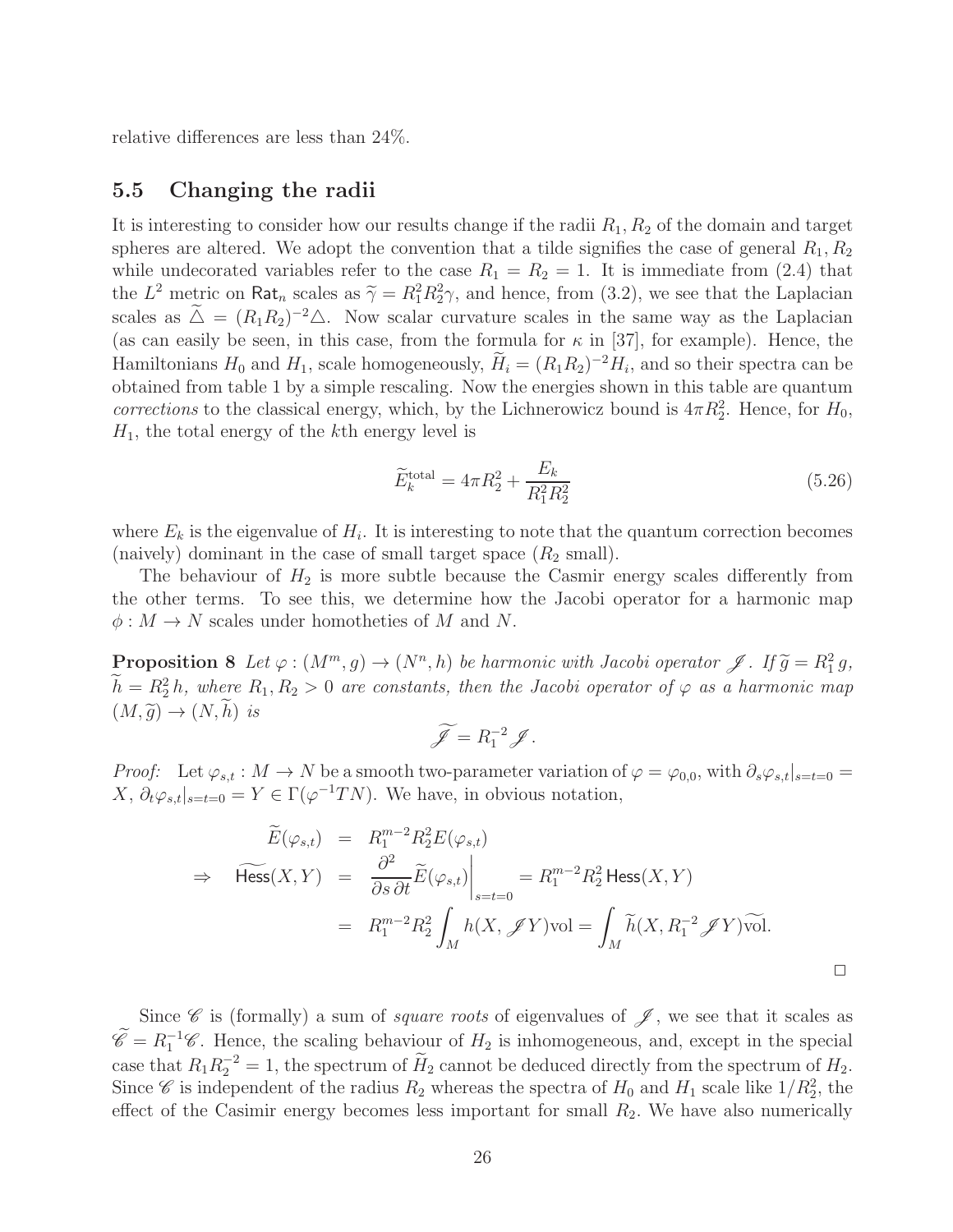relative differences are less than 24%.

## 5.5 Changing the radii

It is interesting to consider how our results change if the radii $R_1, R_2$ of the domain and target spheres are altered. We adopt the convention that a tilde signifies the case of general $R_1, R_2$ while undecorated variables refer to the case $R_1 = R_2 = 1$. It is immediate from (2.4) that the $L^2$ metric on $\mathsf{Rat}_n$ scales as $\widetilde{\gamma} = R_1^2 R_2^2 \gamma$, and hence, from (3.2), we see that the Laplacian scales as $\widetilde{\triangle} = (R_1 R_2)^{-2} \triangle$. Now scalar curvature scales in the same way as the Laplacian (as can easily be seen, in this case, from the formula for $\kappa$ in [37], for example). Hence, the Hamiltonians $H_0$ and $H_1$, scale homogeneously, $\widetilde{H}_i = (R_1 R_2)^{-2} H_i$, and so their spectra can be obtained from table 1 by a simple rescaling. Now the energies shown in this table are quantum *corrections* to the classical energy, which, by the Lichnerowicz bound is $4\pi R_2^2$. Hence, for $H_0$, $H_1$, the total energy of the $k$th energy level is

$$\widetilde{E}_k^{\text{total}} = 4\pi R_2^2 + \frac{E_k}{R_1^2 R_2^2} \tag{5.26}$$

where $E_k$ is the eigenvalue of $H_i$. It is interesting to note that the quantum correction becomes (naively) dominant in the case of small target space ($R_2$ small).

The behaviour of $H_2$ is more subtle because the Casmir energy scales differently from the other terms. To see this, we determine how the Jacobi operator for a harmonic map $\phi : M \to N$ scales under homotheties of $M$ and $N$.

**Proposition 8** *Let $\varphi : (M^m, g) \to (N^n, h)$ be harmonic with Jacobi operator $\mathscr{J}$. If $\widetilde{g} = R_1^2 g$, $\widetilde{h} = R_2^2 h$, where $R_1, R_2 > 0$ are constants, then the Jacobi operator of $\varphi$ as a harmonic map $(M, \widetilde{g}) \to (N, \widetilde{h})$ is*

$$\widetilde{\mathscr{J}} = R_1^{-2} \mathscr{J}.$$

*Proof:* Let $\varphi_{s,t} : M \to N$ be a smooth two-parameter variation of $\varphi = \varphi_{0,0}$, with $\partial_s \varphi_{s,t}|_{s=t=0} = X$, $\partial_t \varphi_{s,t}|_{s=t=0} = Y \in \Gamma(\varphi^{-1}TN)$. We have, in obvious notation,

$$\begin{aligned}
\widetilde{E}(\varphi_{s,t}) &= R_1^{m-2} R_2^2 E(\varphi_{s,t}) \\
\Rightarrow \quad \widetilde{\mathsf{Hess}}(X, Y) &= \frac{\partial^2}{\partial s\, \partial t} \widetilde{E}(\varphi_{s,t}) \bigg|_{s=t=0} = R_1^{m-2} R_2^2 \, \mathsf{Hess}(X, Y) \\
&= R_1^{m-2} R_2^2 \int_M h(X, \mathscr{J} Y) \mathrm{vol} = \int_M \widetilde{h}(X, R_1^{-2} \mathscr{J} Y) \widetilde{\mathrm{vol}}.
\end{aligned}$$

$\square$

Since $\mathscr{C}$ is (formally) a sum of *square roots* of eigenvalues of $\mathscr{J}$, we see that it scales as $\widetilde{\mathscr{C}} = R_1^{-1} \mathscr{C}$. Hence, the scaling behaviour of $H_2$ is inhomogeneous, and, except in the special case that $R_1 R_2^{-2} = 1$, the spectrum of $\widetilde{H}_2$ cannot be deduced directly from the spectrum of $H_2$. Since $\mathscr{C}$ is independent of the radius $R_2$ whereas the spectra of $H_0$ and $H_1$ scale like $1/R_2^2$, the effect of the Casimir energy becomes less important for small $R_2$. We have also numerically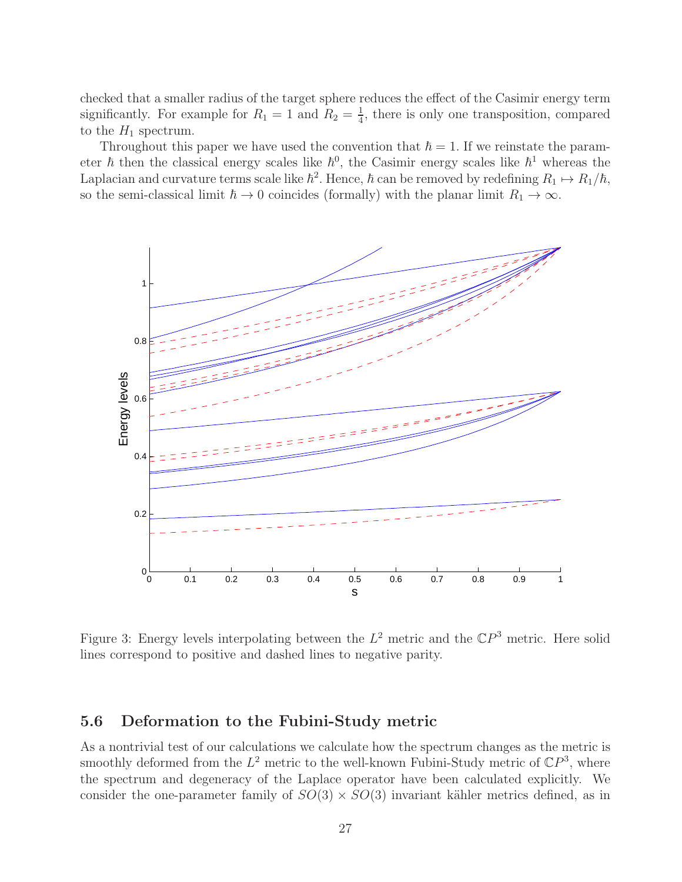checked that a smaller radius of the target sphere reduces the effect of the Casimir energy term significantly. For example for $R_1 = 1$ and $R_2 = \frac{1}{4}$, there is only one transposition, compared to the $H_1$ spectrum.

Throughout this paper we have used the convention that $\hbar = 1$. If we reinstate the parameter $\hbar$ then the classical energy scales like $\hbar^0$, the Casimir energy scales like $\hbar^1$ whereas the Laplacian and curvature terms scale like $\hbar^2$. Hence, $\hbar$ can be removed by redefining $R_1 \mapsto R_1/\hbar$, so the semi-classical limit $\hbar \to 0$ coincides (formally) with the planar limit $R_1 \to \infty$.

Figure 3: Energy levels interpolating between the $L^2$ metric and the $\mathbb{C}P^3$ metric. Here solid lines correspond to positive and dashed lines to negative parity.

### 5.6 Deformation to the Fubini-Study metric

As a nontrivial test of our calculations we calculate how the spectrum changes as the metric is smoothly deformed from the $L^2$ metric to the well-known Fubini-Study metric of $\mathbb{C}P^3$, where the spectrum and degeneracy of the Laplace operator have been calculated explicitly. We consider the one-parameter family of $SO(3) \times SO(3)$ invariant kähler metrics defined, as in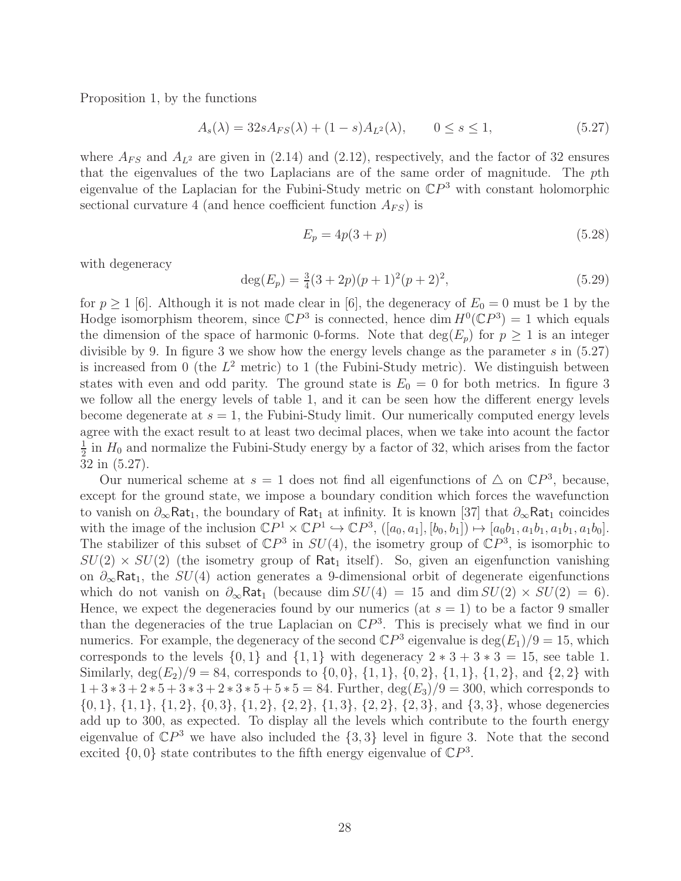Proposition 1, by the functions

$$A_s(\lambda) = 32sA_{FS}(\lambda) + (1-s)A_{L^2}(\lambda), \qquad 0 \le s \le 1, \tag{5.27}$$

where $A_{FS}$ and $A_{L^2}$ are given in (2.14) and (2.12), respectively, and the factor of 32 ensures that the eigenvalues of the two Laplacians are of the same order of magnitude. The $p$th eigenvalue of the Laplacian for the Fubini-Study metric on $\mathbb{C}P^3$ with constant holomorphic sectional curvature 4 (and hence coefficient function $A_{FS}$) is

$$E_p = 4p(3+p) \tag{5.28}$$

with degeneracy

$$\deg(E_p) = \tfrac{3}{4}(3+2p)(p+1)^2(p+2)^2, \tag{5.29}$$

for $p \ge 1$ [6]. Although it is not made clear in [6], the degeneracy of $E_0 = 0$ must be 1 by the Hodge isomorphism theorem, since $\mathbb{C}P^3$ is connected, hence $\dim H^0(\mathbb{C}P^3) = 1$ which equals the dimension of the space of harmonic 0-forms. Note that $\deg(E_p)$ for $p \ge 1$ is an integer divisible by 9. In figure 3 we show how the energy levels change as the parameter $s$ in (5.27) is increased from 0 (the $L^2$ metric) to 1 (the Fubini-Study metric). We distinguish between states with even and odd parity. The ground state is $E_0 = 0$ for both metrics. In figure 3 we follow all the energy levels of table 1, and it can be seen how the different energy levels become degenerate at $s = 1$, the Fubini-Study limit. Our numerically computed energy levels agree with the exact result to at least two decimal places, when we take into acount the factor $\frac{1}{2}$ in $H_0$ and normalize the Fubini-Study energy by a factor of 32, which arises from the factor 32 in (5.27).

Our numerical scheme at $s = 1$ does not find all eigenfunctions of $\triangle$ on $\mathbb{C}P^3$, because, except for the ground state, we impose a boundary condition which forces the wavefunction to vanish on $\partial_\infty\mathsf{Rat}_1$, the boundary of $\mathsf{Rat}_1$ at infinity. It is known [37] that $\partial_\infty\mathsf{Rat}_1$ coincides with the image of the inclusion $\mathbb{C}P^1 \times \mathbb{C}P^1 \hookrightarrow \mathbb{C}P^3$, $([a_0, a_1], [b_0, b_1]) \mapsto [a_0b_1, a_1b_1, a_1b_1, a_1b_0]$. The stabilizer of this subset of $\mathbb{C}P^3$ in $SU(4)$, the isometry group of $\mathbb{C}P^3$, is isomorphic to $SU(2) \times SU(2)$ (the isometry group of $\mathsf{Rat}_1$ itself). So, given an eigenfunction vanishing on $\partial_\infty\mathsf{Rat}_1$, the $SU(4)$ action generates a 9-dimensional orbit of degenerate eigenfunctions which do not vanish on $\partial_\infty\mathsf{Rat}_1$ (because $\dim SU(4) = 15$ and $\dim SU(2) \times SU(2) = 6$). Hence, we expect the degeneracies found by our numerics (at $s = 1$) to be a factor 9 smaller than the degeneracies of the true Laplacian on $\mathbb{C}P^3$. This is precisely what we find in our numerics. For example, the degeneracy of the second $\mathbb{C}P^3$ eigenvalue is $\deg(E_1)/9 = 15$, which corresponds to the levels $\{0, 1\}$ and $\{1, 1\}$ with degeneracy $2*3 + 3*3 = 15$, see table 1. Similarly, $\deg(E_2)/9 = 84$, corresponds to $\{0, 0\}$, $\{1, 1\}$, $\{0, 2\}$, $\{1, 1\}$, $\{1, 2\}$, and $\{2, 2\}$ with $1 + 3*3 + 2*5 + 3*3 + 2*3*5 + 5*5 = 84$. Further, $\deg(E_3)/9 = 300$, which corresponds to $\{0, 1\}$, $\{1, 1\}$, $\{1, 2\}$, $\{0, 3\}$, $\{1, 2\}$, $\{2, 2\}$, $\{1, 3\}$, $\{2, 2\}$, $\{2, 3\}$, and $\{3, 3\}$, whose degenercies add up to 300, as expected. To display all the levels which contribute to the fourth energy eigenvalue of $\mathbb{C}P^3$ we have also included the $\{3, 3\}$ level in figure 3. Note that the second excited $\{0, 0\}$ state contributes to the fifth energy eigenvalue of $\mathbb{C}P^3$.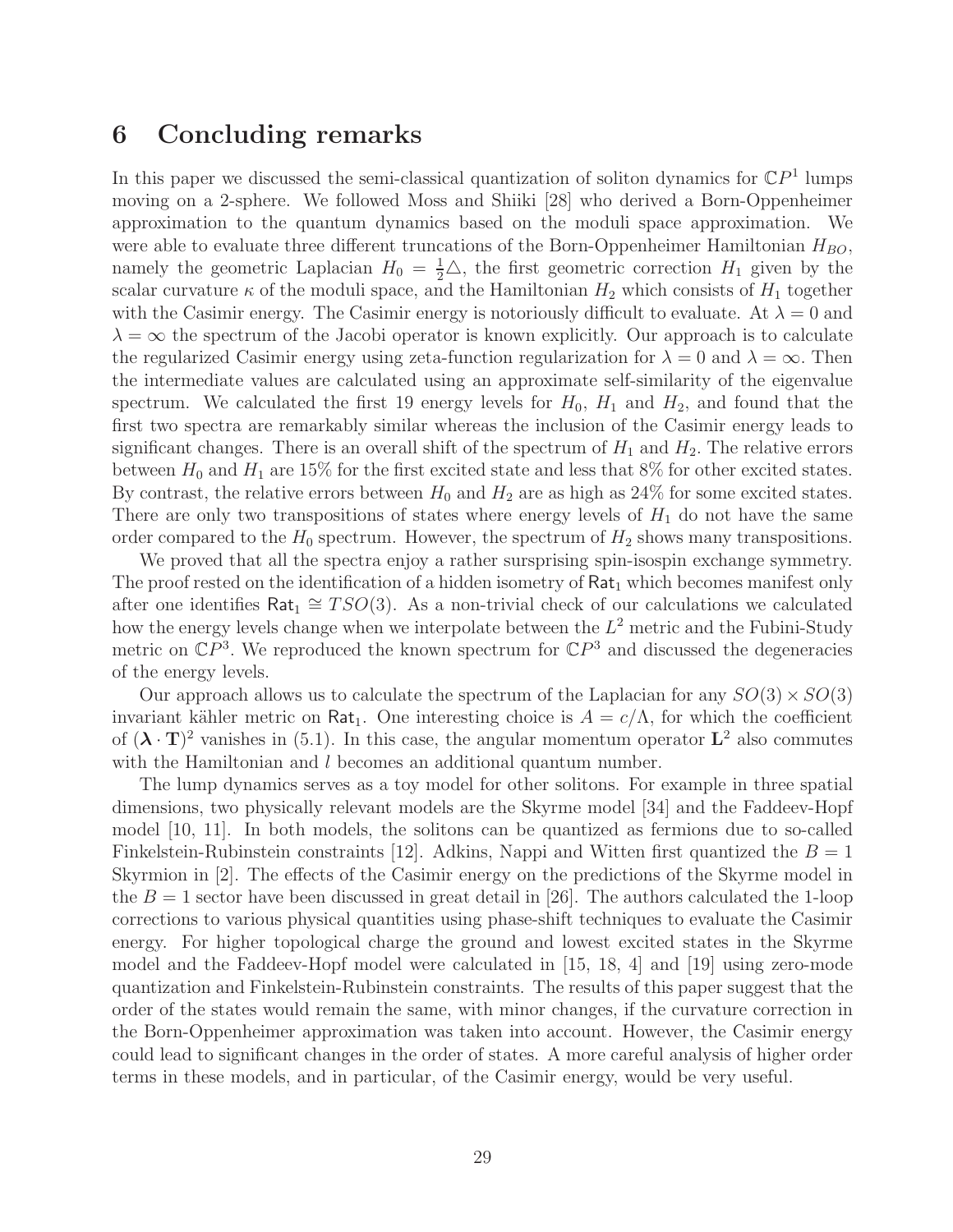# 6 Concluding remarks

In this paper we discussed the semi-classical quantization of soliton dynamics for $\mathbb{C}P^1$ lumps moving on a 2-sphere. We followed Moss and Shiiki [28] who derived a Born-Oppenheimer approximation to the quantum dynamics based on the moduli space approximation. We were able to evaluate three different truncations of the Born-Oppenheimer Hamiltonian $H_{BO}$, namely the geometric Laplacian $H_0 = \frac{1}{2}\triangle$, the first geometric correction $H_1$ given by the scalar curvature $\kappa$ of the moduli space, and the Hamiltonian $H_2$ which consists of $H_1$ together with the Casimir energy. The Casimir energy is notoriously difficult to evaluate. At $\lambda = 0$ and $\lambda = \infty$ the spectrum of the Jacobi operator is known explicitly. Our approach is to calculate the regularized Casimir energy using zeta-function regularization for $\lambda = 0$ and $\lambda = \infty$. Then the intermediate values are calculated using an approximate self-similarity of the eigenvalue spectrum. We calculated the first 19 energy levels for $H_0$, $H_1$ and $H_2$, and found that the first two spectra are remarkably similar whereas the inclusion of the Casimir energy leads to significant changes. There is an overall shift of the spectrum of $H_1$ and $H_2$. The relative errors between $H_0$ and $H_1$ are 15% for the first excited state and less that 8% for other excited states. By contrast, the relative errors between $H_0$ and $H_2$ are as high as 24% for some excited states. There are only two transpositions of states where energy levels of $H_1$ do not have the same order compared to the $H_0$ spectrum. However, the spectrum of $H_2$ shows many transpositions.

We proved that all the spectra enjoy a rather sursprising spin-isospin exchange symmetry. The proof rested on the identification of a hidden isometry of $\mathsf{Rat}_1$ which becomes manifest only after one identifies $\mathsf{Rat}_1 \cong TSO(3)$. As a non-trivial check of our calculations we calculated how the energy levels change when we interpolate between the $L^2$ metric and the Fubini-Study metric on $\mathbb{C}P^3$. We reproduced the known spectrum for $\mathbb{C}P^3$ and discussed the degeneracies of the energy levels.

Our approach allows us to calculate the spectrum of the Laplacian for any $SO(3) \times SO(3)$ invariant kähler metric on $\mathsf{Rat}_1$. One interesting choice is $A = c/\Lambda$, for which the coefficient of $(\boldsymbol{\lambda} \cdot \mathbf{T})^2$ vanishes in (5.1). In this case, the angular momentum operator $\mathbf{L}^2$ also commutes with the Hamiltonian and $l$ becomes an additional quantum number.

The lump dynamics serves as a toy model for other solitons. For example in three spatial dimensions, two physically relevant models are the Skyrme model [34] and the Faddeev-Hopf model [10, 11]. In both models, the solitons can be quantized as fermions due to so-called Finkelstein-Rubinstein constraints [12]. Adkins, Nappi and Witten first quantized the $B = 1$ Skyrmion in [2]. The effects of the Casimir energy on the predictions of the Skyrme model in the $B = 1$ sector have been discussed in great detail in [26]. The authors calculated the 1-loop corrections to various physical quantities using phase-shift techniques to evaluate the Casimir energy. For higher topological charge the ground and lowest excited states in the Skyrme model and the Faddeev-Hopf model were calculated in [15, 18, 4] and [19] using zero-mode quantization and Finkelstein-Rubinstein constraints. The results of this paper suggest that the order of the states would remain the same, with minor changes, if the curvature correction in the Born-Oppenheimer approximation was taken into account. However, the Casimir energy could lead to significant changes in the order of states. A more careful analysis of higher order terms in these models, and in particular, of the Casimir energy, would be very useful.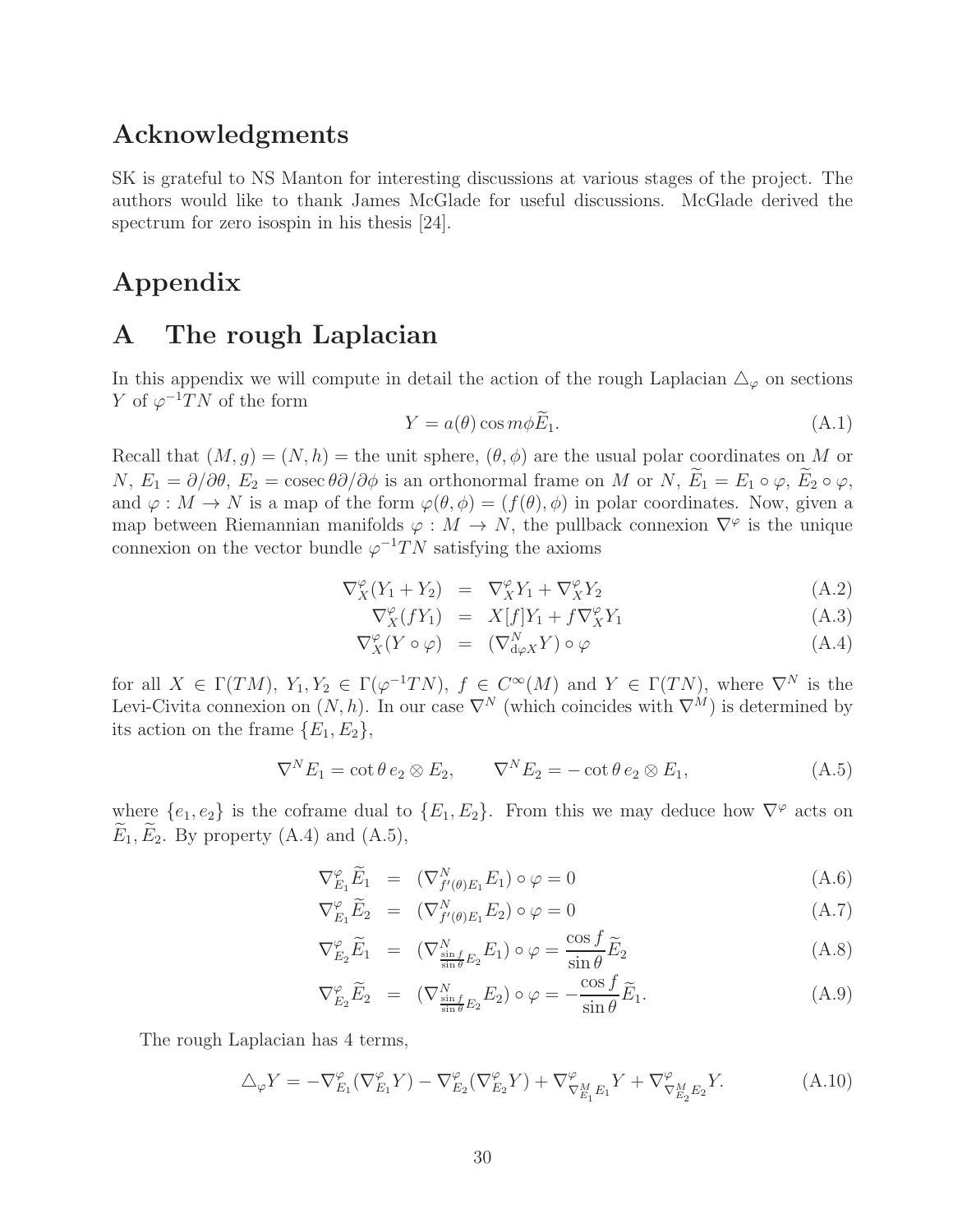## Acknowledgments

SK is grateful to NS Manton for interesting discussions at various stages of the project. The authors would like to thank James McGlade for useful discussions. McGlade derived the spectrum for zero isospin in his thesis [24].

## Appendix

## A The rough Laplacian

In this appendix we will compute in detail the action of the rough Laplacian $\triangle_\varphi$ on sections $Y$ of $\varphi^{-1}TN$ of the form

$$Y = a(\theta)\cos m\phi \widetilde{E}_1. \tag{A.1}$$

Recall that $(M,g) = (N,h) =$ the unit sphere, $(\theta,\phi)$ are the usual polar coordinates on $M$ or $N$, $E_1 = \partial/\partial\theta$, $E_2 = \operatorname{cosec}\theta\partial/\partial\phi$ is an orthonormal frame on $M$ or $N$, $\widetilde{E}_1 = E_1 \circ \varphi$, $\widetilde{E}_2 \circ \varphi$, and $\varphi : M \to N$ is a map of the form $\varphi(\theta,\phi) = (f(\theta),\phi)$ in polar coordinates. Now, given a map between Riemannian manifolds $\varphi : M \to N$, the pullback connexion $\nabla^\varphi$ is the unique connexion on the vector bundle $\varphi^{-1}TN$ satisfying the axioms

$$\begin{aligned}
\nabla^\varphi_X(Y_1+Y_2) &= \nabla^\varphi_X Y_1 + \nabla^\varphi_X Y_2 && \text{(A.2)}\\
\nabla^\varphi_X(fY_1) &= X[f]Y_1 + f\nabla^\varphi_X Y_1 && \text{(A.3)}\\
\nabla^\varphi_X(Y\circ\varphi) &= (\nabla^N_{\mathrm{d}\varphi X}Y)\circ\varphi && \text{(A.4)}
\end{aligned}$$

for all $X \in \Gamma(TM)$, $Y_1, Y_2 \in \Gamma(\varphi^{-1}TN)$, $f \in C^\infty(M)$ and $Y \in \Gamma(TN)$, where $\nabla^N$ is the Levi-Civita connexion on $(N,h)$. In our case $\nabla^N$ (which coincides with $\nabla^M$) is determined by its action on the frame $\{E_1, E_2\}$,

$$\nabla^N E_1 = \cot\theta\, e_2 \otimes E_2, \qquad \nabla^N E_2 = -\cot\theta\, e_2 \otimes E_1, \tag{A.5}$$

where $\{e_1, e_2\}$ is the coframe dual to $\{E_1, E_2\}$. From this we may deduce how $\nabla^\varphi$ acts on $\widetilde{E}_1, \widetilde{E}_2$. By property (A.4) and (A.5),

$$\begin{aligned}
\nabla^\varphi_{E_1}\widetilde{E}_1 &= (\nabla^N_{f'(\theta)E_1}E_1)\circ\varphi = 0 && \text{(A.6)}\\
\nabla^\varphi_{E_1}\widetilde{E}_2 &= (\nabla^N_{f'(\theta)E_1}E_2)\circ\varphi = 0 && \text{(A.7)}\\
\nabla^\varphi_{E_2}\widetilde{E}_1 &= (\nabla^N_{\frac{\sin f}{\sin\theta}E_2}E_1)\circ\varphi = \frac{\cos f}{\sin\theta}\widetilde{E}_2 && \text{(A.8)}\\
\nabla^\varphi_{E_2}\widetilde{E}_2 &= (\nabla^N_{\frac{\sin f}{\sin\theta}E_2}E_2)\circ\varphi = -\frac{\cos f}{\sin\theta}\widetilde{E}_1. && \text{(A.9)}
\end{aligned}$$

The rough Laplacian has 4 terms,

$$\triangle_\varphi Y = -\nabla^\varphi_{E_1}(\nabla^\varphi_{E_1}Y) - \nabla^\varphi_{E_2}(\nabla^\varphi_{E_2}Y) + \nabla^\varphi_{\nabla^M_{E_1}E_1}Y + \nabla^\varphi_{\nabla^M_{E_2}E_2}Y. \tag{A.10}$$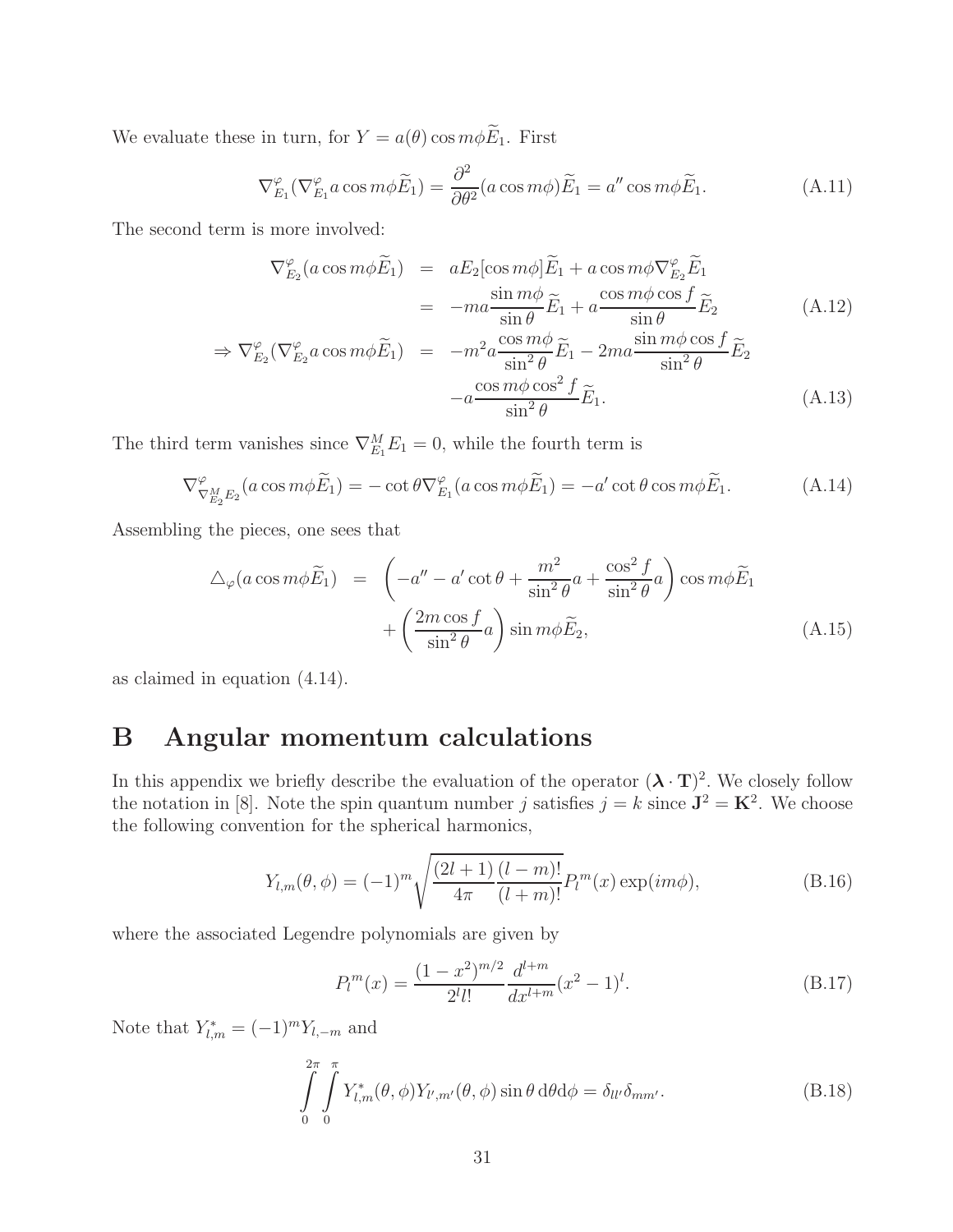We evaluate these in turn, for $Y = a(\theta)\cos m\phi \widetilde{E}_1$. First

$$\nabla^{\varphi}_{E_1}(\nabla^{\varphi}_{E_1} a\cos m\phi \widetilde{E}_1) = \frac{\partial^2}{\partial\theta^2}(a\cos m\phi)\widetilde{E}_1 = a''\cos m\phi \widetilde{E}_1. \tag{A.11}$$

The second term is more involved:

$$\begin{aligned}
\nabla^{\varphi}_{E_2}(a\cos m\phi \widetilde{E}_1) &= aE_2[\cos m\phi]\widetilde{E}_1 + a\cos m\phi \nabla^{\varphi}_{E_2}\widetilde{E}_1 \\
&= -ma\frac{\sin m\phi}{\sin\theta}\widetilde{E}_1 + a\frac{\cos m\phi \cos f}{\sin\theta}\widetilde{E}_2
\end{aligned} \tag{A.12}$$

$$\begin{aligned}
\Rightarrow \nabla^{\varphi}_{E_2}(\nabla^{\varphi}_{E_2} a\cos m\phi \widetilde{E}_1) &= -m^2 a\frac{\cos m\phi}{\sin^2\theta}\widetilde{E}_1 - 2ma\frac{\sin m\phi \cos f}{\sin^2\theta}\widetilde{E}_2 \\
&\quad - a\frac{\cos m\phi \cos^2 f}{\sin^2\theta}\widetilde{E}_1.
\end{aligned} \tag{A.13}$$

The third term vanishes since $\nabla^M_{E_1} E_1 = 0$, while the fourth term is

$$\nabla^{\varphi}_{\nabla^M_{E_2}E_2}(a\cos m\phi \widetilde{E}_1) = -\cot\theta \nabla^{\varphi}_{E_1}(a\cos m\phi \widetilde{E}_1) = -a'\cot\theta\cos m\phi \widetilde{E}_1. \tag{A.14}$$

Assembling the pieces, one sees that

$$\begin{aligned}
\triangle_{\varphi}(a\cos m\phi \widetilde{E}_1) &= \left(-a'' - a'\cot\theta + \frac{m^2}{\sin^2\theta}a + \frac{\cos^2 f}{\sin^2\theta}a\right)\cos m\phi \widetilde{E}_1 \\
&\quad + \left(\frac{2m\cos f}{\sin^2\theta}a\right)\sin m\phi \widetilde{E}_2,
\end{aligned} \tag{A.15}$$

as claimed in equation (4.14).

# B Angular momentum calculations

In this appendix we briefly describe the evaluation of the operator $(\boldsymbol{\lambda}\cdot\mathbf{T})^2$. We closely follow the notation in [8]. Note the spin quantum number $j$ satisfies $j = k$ since $\mathbf{J}^2 = \mathbf{K}^2$. We choose the following convention for the spherical harmonics,

$$Y_{l,m}(\theta,\phi) = (-1)^m\sqrt{\frac{(2l+1)}{4\pi}\frac{(l-m)!}{(l+m)!}}P_l{}^m(x)\exp(im\phi), \tag{B.16}$$

where the associated Legendre polynomials are given by

$$P_l{}^m(x) = \frac{(1-x^2)^{m/2}}{2^l l!}\frac{d^{l+m}}{dx^{l+m}}(x^2-1)^l. \tag{B.17}$$

Note that $Y^*_{l,m} = (-1)^m Y_{l,-m}$ and

$$\int_0^{2\pi}\int_0^{\pi} Y^*_{l,m}(\theta,\phi)Y_{l',m'}(\theta,\phi)\sin\theta\,\mathrm{d}\theta\mathrm{d}\phi = \delta_{ll'}\delta_{mm'}. \tag{B.18}$$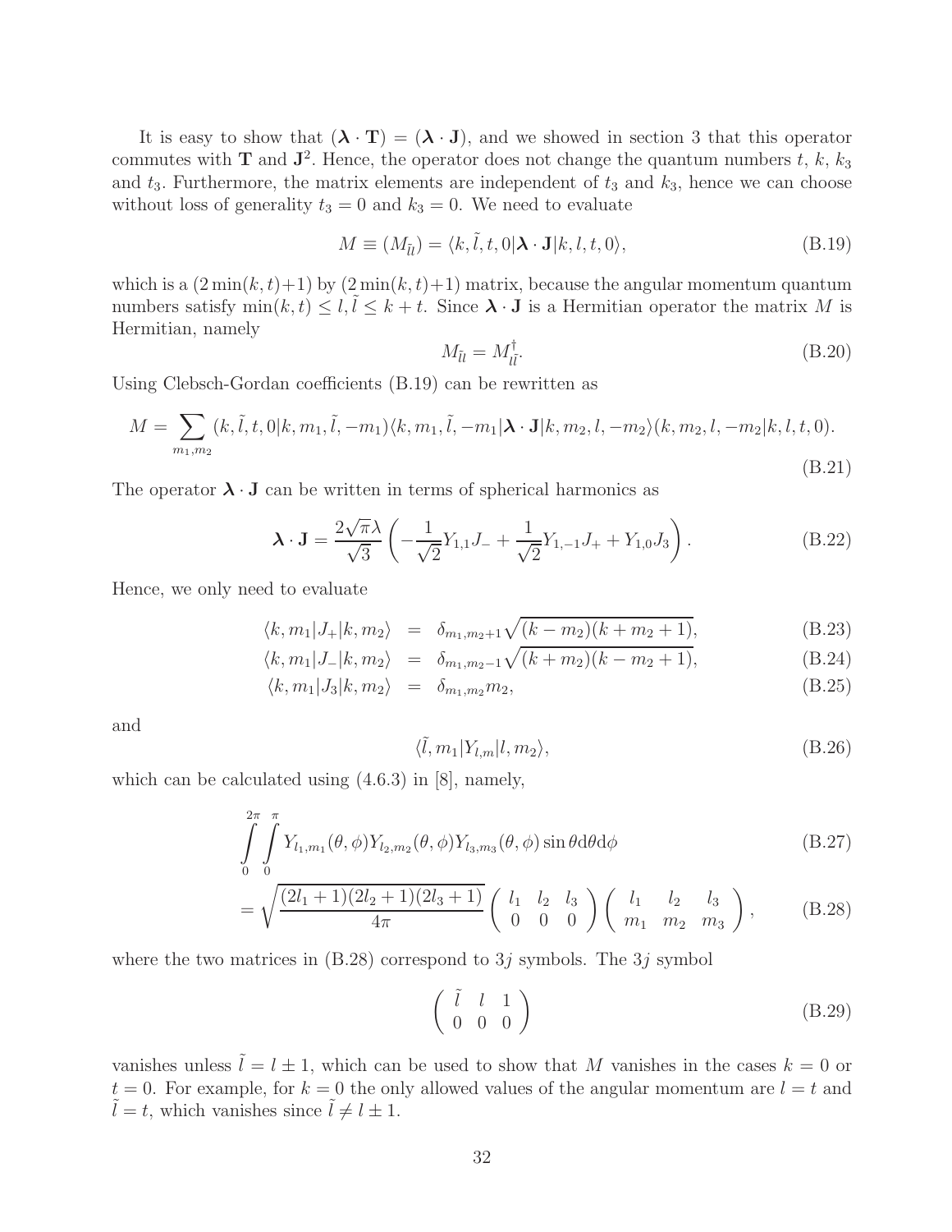It is easy to show that $(\boldsymbol{\lambda} \cdot \mathbf{T}) = (\boldsymbol{\lambda} \cdot \mathbf{J})$, and we showed in section 3 that this operator commutes with $\mathbf{T}$ and $\mathbf{J}^2$. Hence, the operator does not change the quantum numbers $t$, $k$, $k_3$ and $t_3$. Furthermore, the matrix elements are independent of $t_3$ and $k_3$, hence we can choose without loss of generality $t_3 = 0$ and $k_3 = 0$. We need to evaluate

$$M \equiv (M_{\tilde{l}l}) = \langle k, \tilde{l}, t, 0 | \boldsymbol{\lambda} \cdot \mathbf{J} | k, l, t, 0 \rangle, \tag{B.19}$$

which is a $(2\min(k,t)+1)$ by $(2\min(k,t)+1)$ matrix, because the angular momentum quantum numbers satisfy $\min(k,t) \le l, \tilde{l} \le k+t$. Since $\boldsymbol{\lambda} \cdot \mathbf{J}$ is a Hermitian operator the matrix $M$ is Hermitian, namely

$$M_{\tilde{l}l} = M^{\dagger}_{l\tilde{l}}. \tag{B.20}$$

Using Clebsch-Gordan coefficients (B.19) can be rewritten as

$$M = \sum_{m_1, m_2} (k, \tilde{l}, t, 0 | k, m_1, \tilde{l}, -m_1) \langle k, m_1, \tilde{l}, -m_1 | \boldsymbol{\lambda} \cdot \mathbf{J} | k, m_2, l, -m_2 \rangle (k, m_2, l, -m_2 | k, l, t, 0). \tag{B.21}$$

The operator $\boldsymbol{\lambda} \cdot \mathbf{J}$ can be written in terms of spherical harmonics as

$$\boldsymbol{\lambda} \cdot \mathbf{J} = \frac{2\sqrt{\pi}\lambda}{\sqrt{3}} \left( -\frac{1}{\sqrt{2}} Y_{1,1} J_- + \frac{1}{\sqrt{2}} Y_{1,-1} J_+ + Y_{1,0} J_3 \right). \tag{B.22}$$

Hence, we only need to evaluate

$$\begin{aligned} \langle k, m_1 | J_+ | k, m_2 \rangle &= \delta_{m_1, m_2+1} \sqrt{(k - m_2)(k + m_2 + 1)}, && \text{(B.23)} \\ \langle k, m_1 | J_- | k, m_2 \rangle &= \delta_{m_1, m_2-1} \sqrt{(k + m_2)(k - m_2 + 1)}, && \text{(B.24)} \\ \langle k, m_1 | J_3 | k, m_2 \rangle &= \delta_{m_1, m_2} m_2, && \text{(B.25)} \end{aligned}$$

and

$$\langle \tilde{l}, m_1 | Y_{l,m} | l, m_2 \rangle, \tag{B.26}$$

which can be calculated using (4.6.3) in [8], namely,

$$\int_0^{2\pi} \int_0^{\pi} Y_{l_1,m_1}(\theta,\phi) Y_{l_2,m_2}(\theta,\phi) Y_{l_3,m_3}(\theta,\phi) \sin\theta \mathrm{d}\theta \mathrm{d}\phi \tag{B.27}$$

$$= \sqrt{\frac{(2l_1+1)(2l_2+1)(2l_3+1)}{4\pi}} \begin{pmatrix} l_1 & l_2 & l_3 \\ 0 & 0 & 0 \end{pmatrix} \begin{pmatrix} l_1 & l_2 & l_3 \\ m_1 & m_2 & m_3 \end{pmatrix}, \tag{B.28}$$

where the two matrices in (B.28) correspond to $3j$ symbols. The $3j$ symbol

$$\begin{pmatrix} \tilde{l} & l & 1 \\ 0 & 0 & 0 \end{pmatrix} \tag{B.29}$$

vanishes unless $\tilde{l} = l \pm 1$, which can be used to show that $M$ vanishes in the cases $k = 0$ or $t = 0$. For example, for $k = 0$ the only allowed values of the angular momentum are $l = t$ and $\tilde{l} = t$, which vanishes since $\tilde{l} \neq l \pm 1$.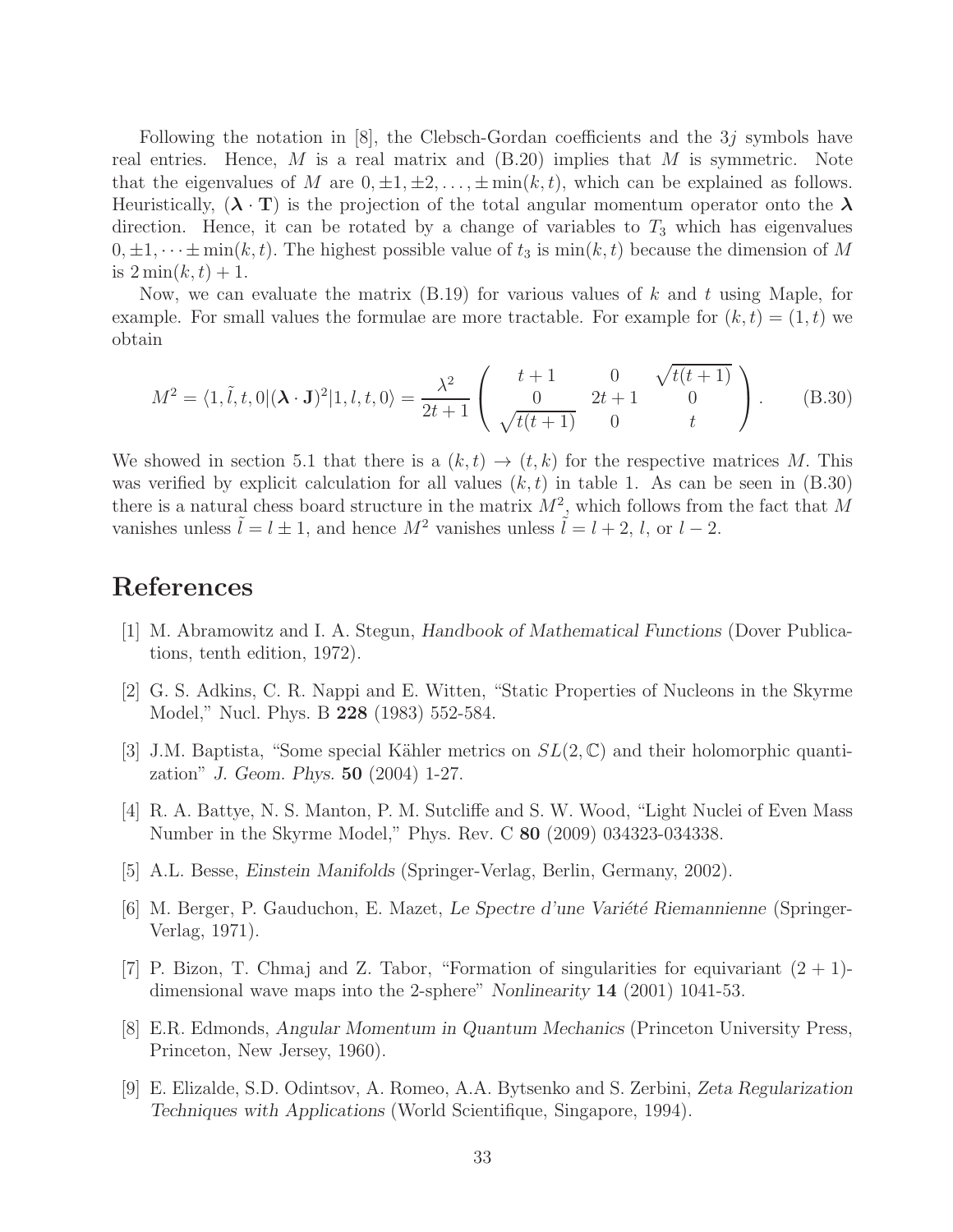Following the notation in [8], the Clebsch-Gordan coefficients and the $3j$ symbols have real entries. Hence, $M$ is a real matrix and (B.20) implies that $M$ is symmetric. Note that the eigenvalues of $M$ are $0, \pm 1, \pm 2, \ldots, \pm \min(k,t)$, which can be explained as follows. Heuristically, $(\boldsymbol{\lambda} \cdot \mathbf{T})$ is the projection of the total angular momentum operator onto the $\boldsymbol{\lambda}$ direction. Hence, it can be rotated by a change of variables to $T_3$ which has eigenvalues $0, \pm 1, \cdots \pm \min(k,t)$. The highest possible value of $t_3$ is $\min(k,t)$ because the dimension of $M$ is $2\min(k,t)+1$.

Now, we can evaluate the matrix (B.19) for various values of $k$ and $t$ using Maple, for example. For small values the formulae are more tractable. For example for $(k,t) = (1,t)$ we obtain

$$M^2 = \langle 1, \tilde{l}, t, 0 | (\boldsymbol{\lambda} \cdot \mathbf{J})^2 | 1, l, t, 0 \rangle = \frac{\lambda^2}{2t+1} \begin{pmatrix} t+1 & 0 & \sqrt{t(t+1)} \\ 0 & 2t+1 & 0 \\ \sqrt{t(t+1)} & 0 & t \end{pmatrix}. \tag{B.30}$$

We showed in section 5.1 that there is a $(k,t) \to (t,k)$ for the respective matrices $M$. This was verified by explicit calculation for all values $(k,t)$ in table 1. As can be seen in (B.30) there is a natural chess board structure in the matrix $M^2$, which follows from the fact that $M$ vanishes unless $\tilde{l} = l \pm 1$, and hence $M^2$ vanishes unless $\tilde{l} = l+2$, $l$, or $l-2$.

# References

[1] M. Abramowitz and I. A. Stegun, *Handbook of Mathematical Functions* (Dover Publications, tenth edition, 1972).

[2] G. S. Adkins, C. R. Nappi and E. Witten, "Static Properties of Nucleons in the Skyrme Model," Nucl. Phys. B **228** (1983) 552-584.

[3] J.M. Baptista, "Some special Kähler metrics on $SL(2,\mathbb{C})$ and their holomorphic quantization" *J. Geom. Phys.* **50** (2004) 1-27.

[4] R. A. Battye, N. S. Manton, P. M. Sutcliffe and S. W. Wood, "Light Nuclei of Even Mass Number in the Skyrme Model," Phys. Rev. C **80** (2009) 034323-034338.

[5] A.L. Besse, *Einstein Manifolds* (Springer-Verlag, Berlin, Germany, 2002).

[6] M. Berger, P. Gauduchon, E. Mazet, *Le Spectre d'une Variété Riemannienne* (Springer-Verlag, 1971).

[7] P. Bizon, T. Chmaj and Z. Tabor, "Formation of singularities for equivariant $(2+1)$-dimensional wave maps into the 2-sphere" *Nonlinearity* **14** (2001) 1041-53.

[8] E.R. Edmonds, *Angular Momentum in Quantum Mechanics* (Princeton University Press, Princeton, New Jersey, 1960).

[9] E. Elizalde, S.D. Odintsov, A. Romeo, A.A. Bytsenko and S. Zerbini, *Zeta Regularization Techniques with Applications* (World Scientifique, Singapore, 1994).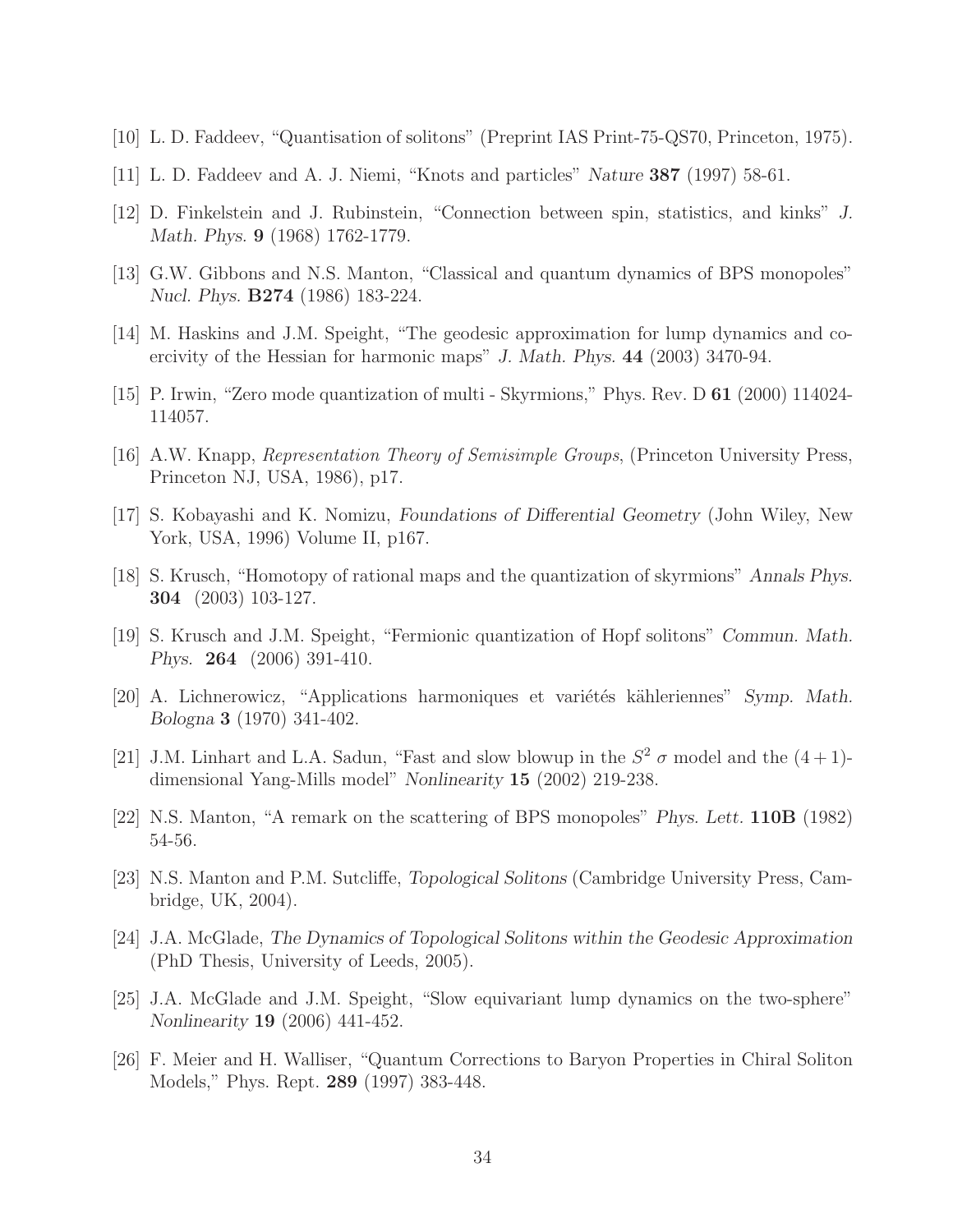[10] L. D. Faddeev, "Quantisation of solitons" (Preprint IAS Print-75-QS70, Princeton, 1975).

[11] L. D. Faddeev and A. J. Niemi, "Knots and particles" *Nature* **387** (1997) 58-61.

[12] D. Finkelstein and J. Rubinstein, "Connection between spin, statistics, and kinks" *J. Math. Phys.* **9** (1968) 1762-1779.

[13] G.W. Gibbons and N.S. Manton, "Classical and quantum dynamics of BPS monopoles" *Nucl. Phys.* **B274** (1986) 183-224.

[14] M. Haskins and J.M. Speight, "The geodesic approximation for lump dynamics and coercivity of the Hessian for harmonic maps" *J. Math. Phys.* **44** (2003) 3470-94.

[15] P. Irwin, "Zero mode quantization of multi - Skyrmions," Phys. Rev. D **61** (2000) 114024-114057.

[16] A.W. Knapp, *Representation Theory of Semisimple Groups*, (Princeton University Press, Princeton NJ, USA, 1986), p17.

[17] S. Kobayashi and K. Nomizu, *Foundations of Differential Geometry* (John Wiley, New York, USA, 1996) Volume II, p167.

[18] S. Krusch, "Homotopy of rational maps and the quantization of skyrmions" *Annals Phys.* **304** (2003) 103-127.

[19] S. Krusch and J.M. Speight, "Fermionic quantization of Hopf solitons" *Commun. Math. Phys.* **264** (2006) 391-410.

[20] A. Lichnerowicz, "Applications harmoniques et variétés kähleriennes" *Symp. Math. Bologna* **3** (1970) 341-402.

[21] J.M. Linhart and L.A. Sadun, "Fast and slow blowup in the $S^2$ $\sigma$ model and the $(4+1)$-dimensional Yang-Mills model" *Nonlinearity* **15** (2002) 219-238.

[22] N.S. Manton, "A remark on the scattering of BPS monopoles" *Phys. Lett.* **110B** (1982) 54-56.

[23] N.S. Manton and P.M. Sutcliffe, *Topological Solitons* (Cambridge University Press, Cambridge, UK, 2004).

[24] J.A. McGlade, *The Dynamics of Topological Solitons within the Geodesic Approximation* (PhD Thesis, University of Leeds, 2005).

[25] J.A. McGlade and J.M. Speight, "Slow equivariant lump dynamics on the two-sphere" *Nonlinearity* **19** (2006) 441-452.

[26] F. Meier and H. Walliser, "Quantum Corrections to Baryon Properties in Chiral Soliton Models," Phys. Rept. **289** (1997) 383-448.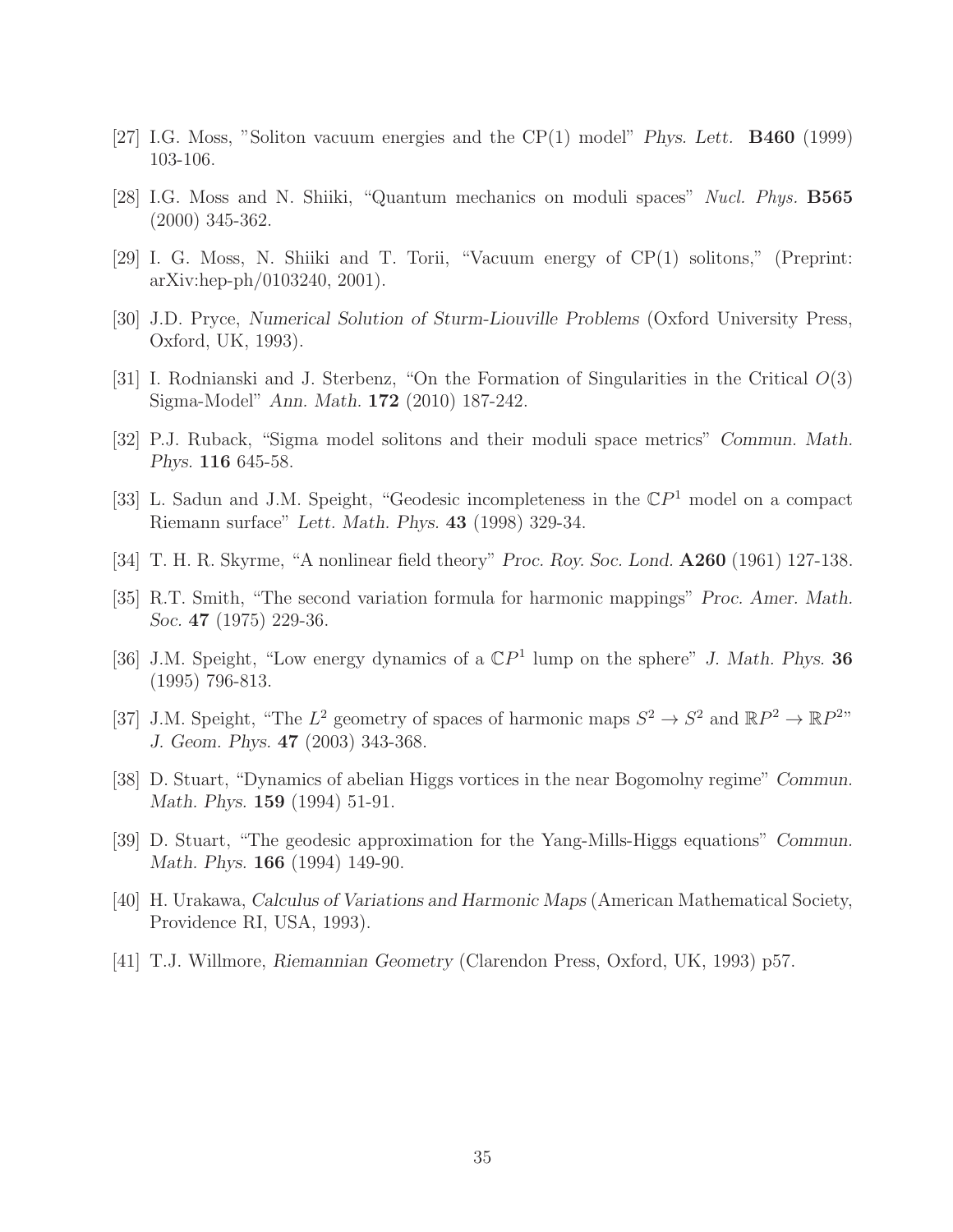[27] I.G. Moss, "Soliton vacuum energies and the CP(1) model" *Phys. Lett.* **B460** (1999) 103-106.

[28] I.G. Moss and N. Shiiki, "Quantum mechanics on moduli spaces" *Nucl. Phys.* **B565** (2000) 345-362.

[29] I. G. Moss, N. Shiiki and T. Torii, "Vacuum energy of CP(1) solitons," (Preprint: arXiv:hep-ph/0103240, 2001).

[30] J.D. Pryce, *Numerical Solution of Sturm-Liouville Problems* (Oxford University Press, Oxford, UK, 1993).

[31] I. Rodnianski and J. Sterbenz, "On the Formation of Singularities in the Critical $O(3)$ Sigma-Model" *Ann. Math.* **172** (2010) 187-242.

[32] P.J. Ruback, "Sigma model solitons and their moduli space metrics" *Commun. Math. Phys.* **116** 645-58.

[33] L. Sadun and J.M. Speight, "Geodesic incompleteness in the $\mathbb{C}P^1$ model on a compact Riemann surface" *Lett. Math. Phys.* **43** (1998) 329-34.

[34] T. H. R. Skyrme, "A nonlinear field theory" *Proc. Roy. Soc. Lond.* **A260** (1961) 127-138.

[35] R.T. Smith, "The second variation formula for harmonic mappings" *Proc. Amer. Math. Soc.* **47** (1975) 229-36.

[36] J.M. Speight, "Low energy dynamics of a $\mathbb{C}P^1$ lump on the sphere" *J. Math. Phys.* **36** (1995) 796-813.

[37] J.M. Speight, "The $L^2$ geometry of spaces of harmonic maps $S^2 \to S^2$ and $\mathbb{R}P^2 \to \mathbb{R}P^2$" *J. Geom. Phys.* **47** (2003) 343-368.

[38] D. Stuart, "Dynamics of abelian Higgs vortices in the near Bogomolny regime" *Commun. Math. Phys.* **159** (1994) 51-91.

[39] D. Stuart, "The geodesic approximation for the Yang-Mills-Higgs equations" *Commun. Math. Phys.* **166** (1994) 149-90.

[40] H. Urakawa, *Calculus of Variations and Harmonic Maps* (American Mathematical Society, Providence RI, USA, 1993).

[41] T.J. Willmore, *Riemannian Geometry* (Clarendon Press, Oxford, UK, 1993) p57.